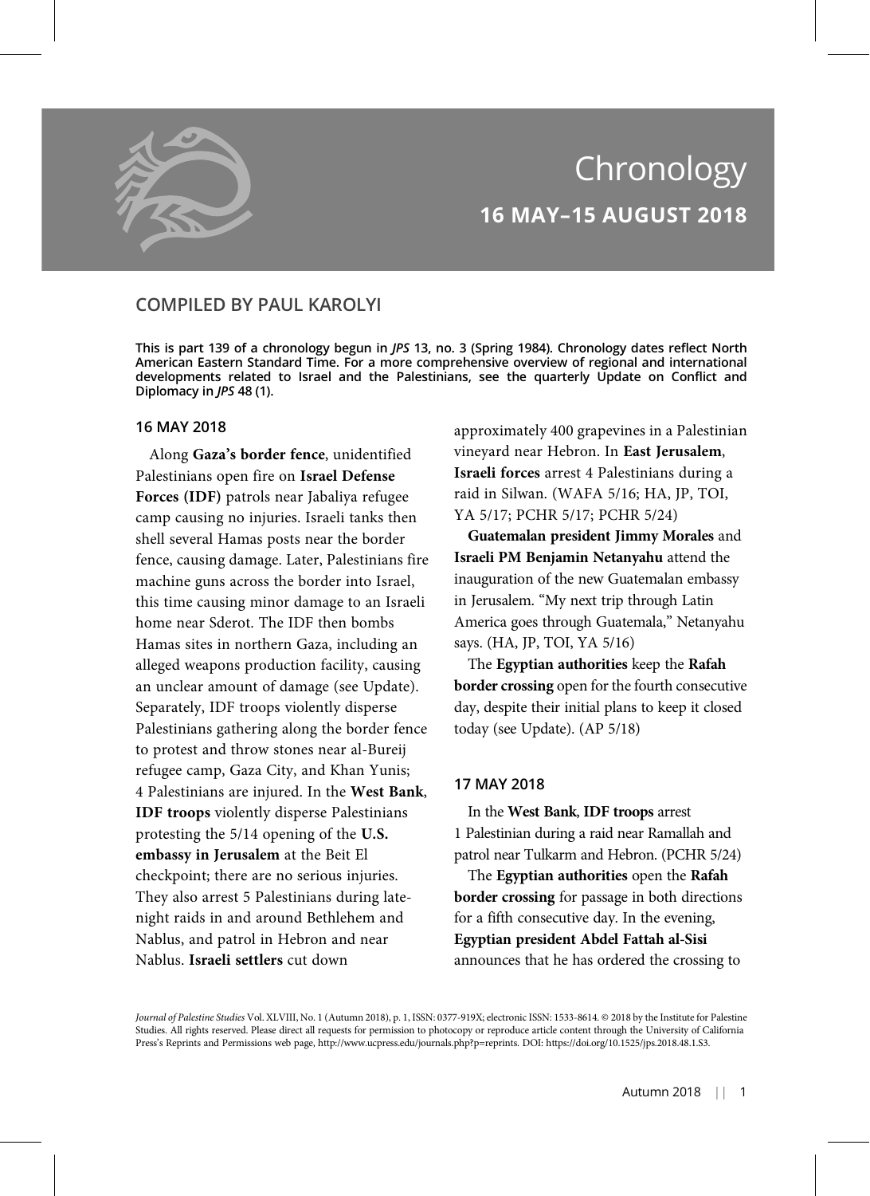# Chronology

## 16 MAY–15 AUGUST 2018

### COMPILED BY PAUL KAROLYI

**This is part 139 of a chronology begun in *JPS* 13, no. 3 (Spring 1984). Chronology dates reflect North American Eastern Standard Time. For a more comprehensive overview of regional and international developments related to Israel and the Palestinians, see the quarterly Update on Conflict and Diplomacy in *JPS* 48 (1).**

#### 16 MAY 2018

Along **Gaza's border fence**, unidentified Palestinians open fire on **Israel Defense Forces (IDF)** patrols near Jabaliya refugee camp causing no injuries. Israeli tanks then shell several Hamas posts near the border fence, causing damage. Later, Palestinians fire machine guns across the border into Israel, this time causing minor damage to an Israeli home near Sderot. The IDF then bombs Hamas sites in northern Gaza, including an alleged weapons production facility, causing an unclear amount of damage (see Update). Separately, IDF troops violently disperse Palestinians gathering along the border fence to protest and throw stones near al-Bureij refugee camp, Gaza City, and Khan Yunis; 4 Palestinians are injured. In the **West Bank**, **IDF troops** violently disperse Palestinians protesting the 5/14 opening of the **U.S. embassy in Jerusalem** at the Beit El checkpoint; there are no serious injuries. They also arrest 5 Palestinians during late-night raids in and around Bethlehem and Nablus, and patrol in Hebron and near Nablus. **Israeli settlers** cut down approximately 400 grapevines in a Palestinian vineyard near Hebron. In **East Jerusalem**, **Israeli forces** arrest 4 Palestinians during a raid in Silwan. (WAFA 5/16; HA, JP, TOI, YA 5/17; PCHR 5/17; PCHR 5/24)

**Guatemalan president Jimmy Morales** and **Israeli PM Benjamin Netanyahu** attend the inauguration of the new Guatemalan embassy in Jerusalem. "My next trip through Latin America goes through Guatemala," Netanyahu says. (HA, JP, TOI, YA 5/16)

The **Egyptian authorities** keep the **Rafah border crossing** open for the fourth consecutive day, despite their initial plans to keep it closed today (see Update). (AP 5/18)

#### 17 MAY 2018

In the **West Bank**, **IDF troops** arrest 1 Palestinian during a raid near Ramallah and patrol near Tulkarm and Hebron. (PCHR 5/24)

The **Egyptian authorities** open the **Rafah border crossing** for passage in both directions for a fifth consecutive day. In the evening, **Egyptian president Abdel Fattah al-Sisi** announces that he has ordered the crossing to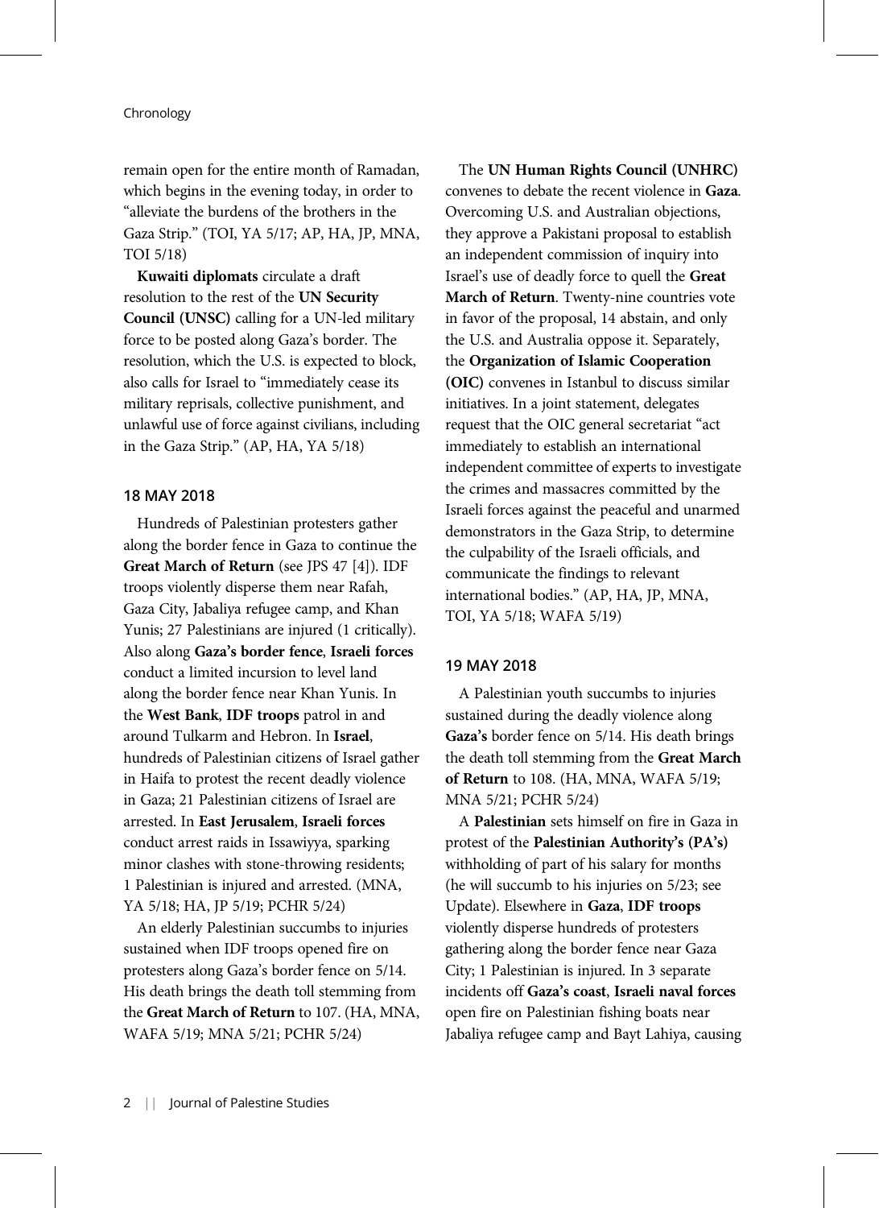remain open for the entire month of Ramadan, which begins in the evening today, in order to "alleviate the burdens of the brothers in the Gaza Strip." (TOI, YA 5/17; AP, HA, JP, MNA, TOI 5/18)

**Kuwaiti diplomats** circulate a draft resolution to the rest of the **UN Security Council (UNSC)** calling for a UN-led military force to be posted along Gaza's border. The resolution, which the U.S. is expected to block, also calls for Israel to "immediately cease its military reprisals, collective punishment, and unlawful use of force against civilians, including in the Gaza Strip." (AP, HA, YA 5/18)

### 18 MAY 2018

Hundreds of Palestinian protesters gather along the border fence in Gaza to continue the **Great March of Return** (see JPS 47 [4]). IDF troops violently disperse them near Rafah, Gaza City, Jabaliya refugee camp, and Khan Yunis; 27 Palestinians are injured (1 critically). Also along **Gaza's border fence**, **Israeli forces** conduct a limited incursion to level land along the border fence near Khan Yunis. In the **West Bank**, **IDF troops** patrol in and around Tulkarm and Hebron. In **Israel**, hundreds of Palestinian citizens of Israel gather in Haifa to protest the recent deadly violence in Gaza; 21 Palestinian citizens of Israel are arrested. In **East Jerusalem**, **Israeli forces** conduct arrest raids in Issawiyya, sparking minor clashes with stone-throwing residents; 1 Palestinian is injured and arrested. (MNA, YA 5/18; HA, JP 5/19; PCHR 5/24)

An elderly Palestinian succumbs to injuries sustained when IDF troops opened fire on protesters along Gaza's border fence on 5/14. His death brings the death toll stemming from the **Great March of Return** to 107. (HA, MNA, WAFA 5/19; MNA 5/21; PCHR 5/24)

The **UN Human Rights Council (UNHRC)** convenes to debate the recent violence in **Gaza**. Overcoming U.S. and Australian objections, they approve a Pakistani proposal to establish an independent commission of inquiry into Israel's use of deadly force to quell the **Great March of Return**. Twenty-nine countries vote in favor of the proposal, 14 abstain, and only the U.S. and Australia oppose it. Separately, the **Organization of Islamic Cooperation (OIC)** convenes in Istanbul to discuss similar initiatives. In a joint statement, delegates request that the OIC general secretariat "act immediately to establish an international independent committee of experts to investigate the crimes and massacres committed by the Israeli forces against the peaceful and unarmed demonstrators in the Gaza Strip, to determine the culpability of the Israeli officials, and communicate the findings to relevant international bodies." (AP, HA, JP, MNA, TOI, YA 5/18; WAFA 5/19)

### 19 MAY 2018

A Palestinian youth succumbs to injuries sustained during the deadly violence along **Gaza's** border fence on 5/14. His death brings the death toll stemming from the **Great March of Return** to 108. (HA, MNA, WAFA 5/19; MNA 5/21; PCHR 5/24)

A **Palestinian** sets himself on fire in Gaza in protest of the **Palestinian Authority's (PA's)** withholding of part of his salary for months (he will succumb to his injuries on 5/23; see Update). Elsewhere in **Gaza**, **IDF troops** violently disperse hundreds of protesters gathering along the border fence near Gaza City; 1 Palestinian is injured. In 3 separate incidents off **Gaza's coast**, **Israeli naval forces** open fire on Palestinian fishing boats near Jabaliya refugee camp and Bayt Lahiya, causing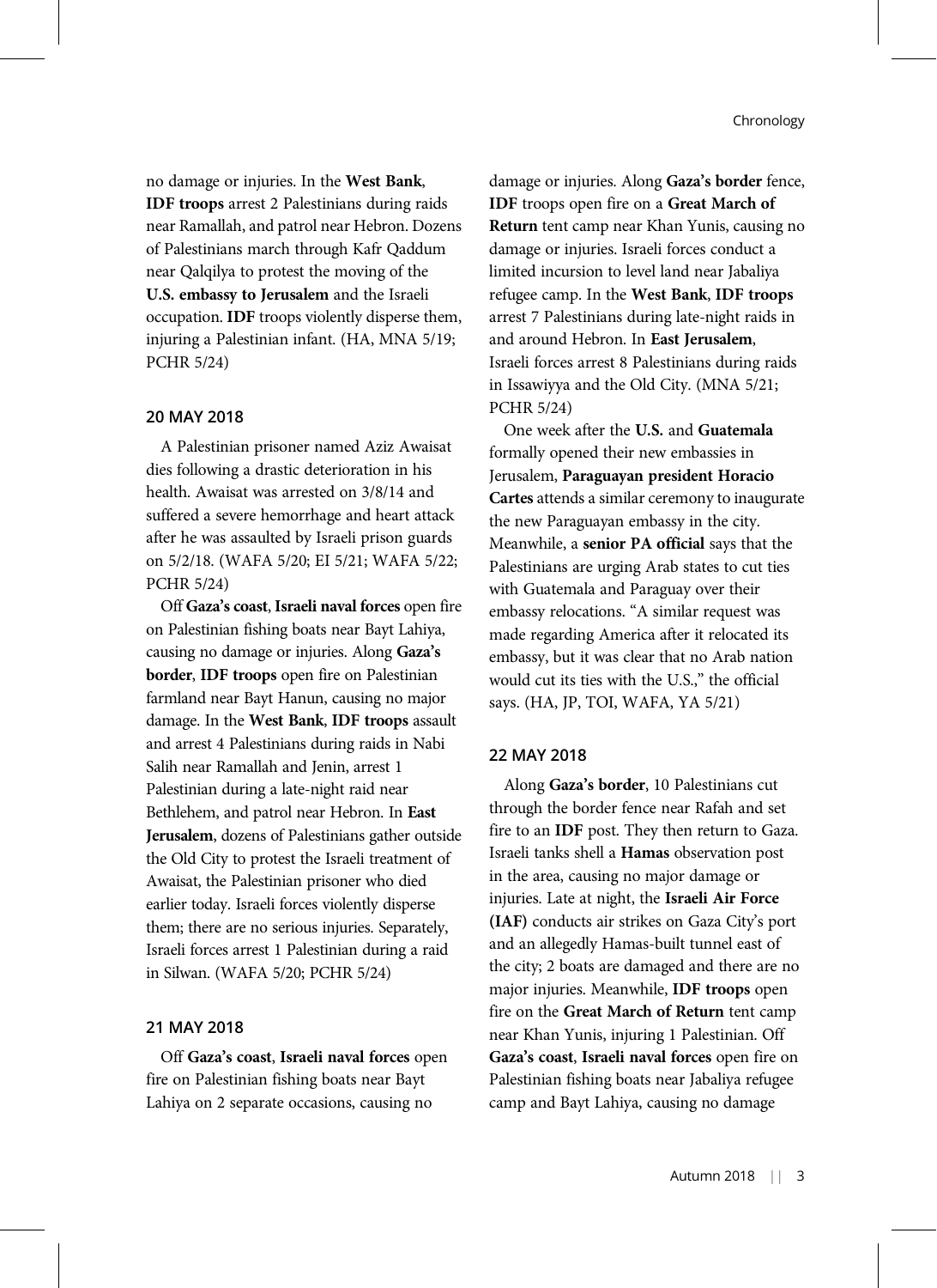no damage or injuries. In the **West Bank**, **IDF troops** arrest 2 Palestinians during raids near Ramallah, and patrol near Hebron. Dozens of Palestinians march through Kafr Qaddum near Qalqilya to protest the moving of the **U.S. embassy to Jerusalem** and the Israeli occupation. **IDF** troops violently disperse them, injuring a Palestinian infant. (HA, MNA 5/19; PCHR 5/24)

### 20 MAY 2018

A Palestinian prisoner named Aziz Awaisat dies following a drastic deterioration in his health. Awaisat was arrested on 3/8/14 and suffered a severe hemorrhage and heart attack after he was assaulted by Israeli prison guards on 5/2/18. (WAFA 5/20; EI 5/21; WAFA 5/22; PCHR 5/24)

Off **Gaza's coast**, **Israeli naval forces** open fire on Palestinian fishing boats near Bayt Lahiya, causing no damage or injuries. Along **Gaza's border**, **IDF troops** open fire on Palestinian farmland near Bayt Hanun, causing no major damage. In the **West Bank**, **IDF troops** assault and arrest 4 Palestinians during raids in Nabi Salih near Ramallah and Jenin, arrest 1 Palestinian during a late-night raid near Bethlehem, and patrol near Hebron. In **East Jerusalem**, dozens of Palestinians gather outside the Old City to protest the Israeli treatment of Awaisat, the Palestinian prisoner who died earlier today. Israeli forces violently disperse them; there are no serious injuries. Separately, Israeli forces arrest 1 Palestinian during a raid in Silwan. (WAFA 5/20; PCHR 5/24)

### 21 MAY 2018

Off **Gaza's coast**, **Israeli naval forces** open fire on Palestinian fishing boats near Bayt Lahiya on 2 separate occasions, causing no damage or injuries. Along **Gaza's border** fence, **IDF** troops open fire on a **Great March of Return** tent camp near Khan Yunis, causing no damage or injuries. Israeli forces conduct a limited incursion to level land near Jabaliya refugee camp. In the **West Bank**, **IDF troops** arrest 7 Palestinians during late-night raids in and around Hebron. In **East Jerusalem**, Israeli forces arrest 8 Palestinians during raids in Issawiyya and the Old City. (MNA 5/21; PCHR 5/24)

One week after the **U.S.** and **Guatemala** formally opened their new embassies in Jerusalem, **Paraguayan president Horacio Cartes** attends a similar ceremony to inaugurate the new Paraguayan embassy in the city. Meanwhile, a **senior PA official** says that the Palestinians are urging Arab states to cut ties with Guatemala and Paraguay over their embassy relocations. "A similar request was made regarding America after it relocated its embassy, but it was clear that no Arab nation would cut its ties with the U.S.," the official says. (HA, JP, TOI, WAFA, YA 5/21)

### 22 MAY 2018

Along **Gaza's border**, 10 Palestinians cut through the border fence near Rafah and set fire to an **IDF** post. They then return to Gaza. Israeli tanks shell a **Hamas** observation post in the area, causing no major damage or injuries. Late at night, the **Israeli Air Force (IAF)** conducts air strikes on Gaza City's port and an allegedly Hamas-built tunnel east of the city; 2 boats are damaged and there are no major injuries. Meanwhile, **IDF troops** open fire on the **Great March of Return** tent camp near Khan Yunis, injuring 1 Palestinian. Off **Gaza's coast**, **Israeli naval forces** open fire on Palestinian fishing boats near Jabaliya refugee camp and Bayt Lahiya, causing no damage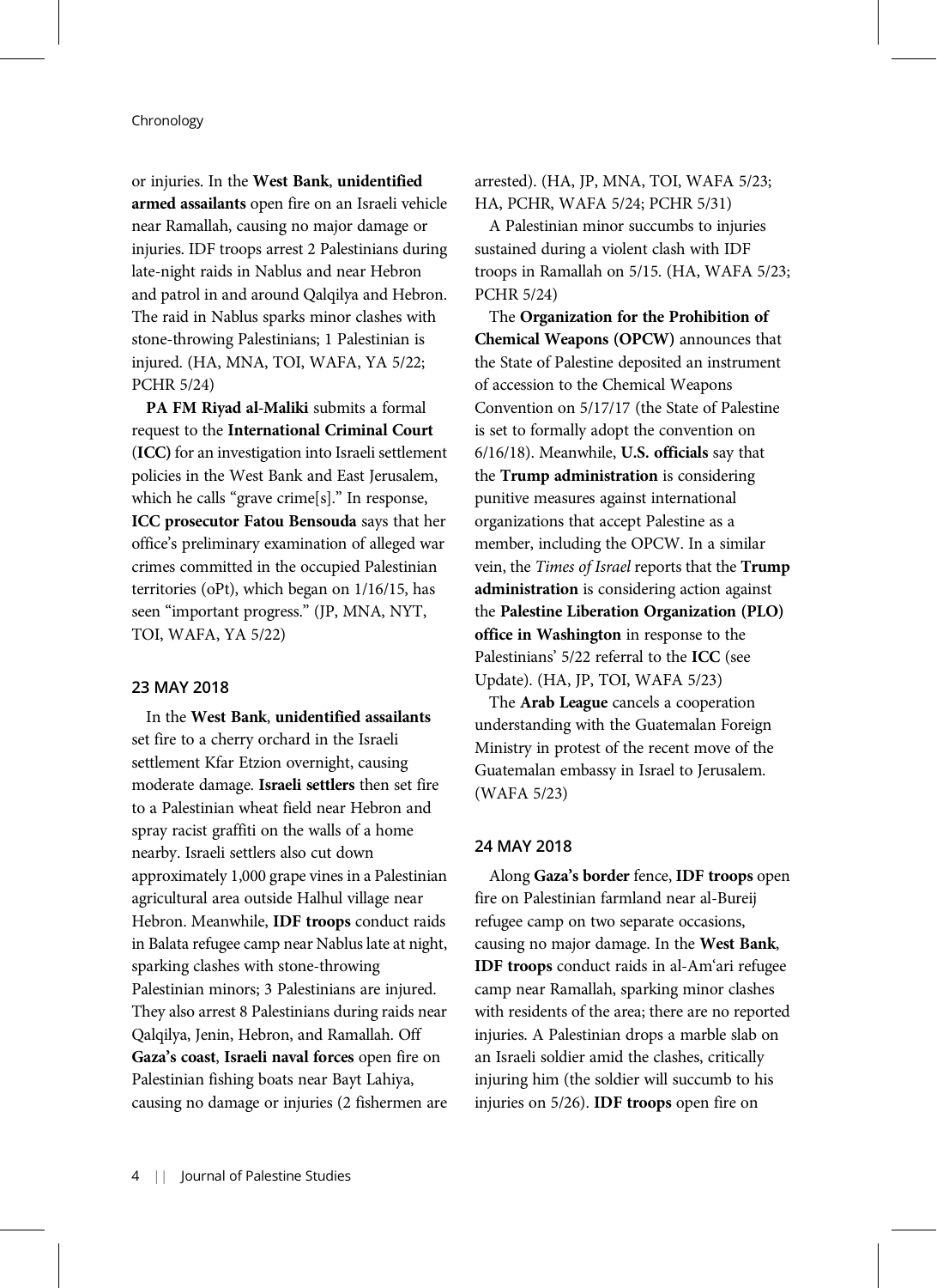or injuries. In the **West Bank**, **unidentified armed assailants** open fire on an Israeli vehicle near Ramallah, causing no major damage or injuries. IDF troops arrest 2 Palestinians during late-night raids in Nablus and near Hebron and patrol in and around Qalqilya and Hebron. The raid in Nablus sparks minor clashes with stone-throwing Palestinians; 1 Palestinian is injured. (HA, MNA, TOI, WAFA, YA 5/22; PCHR 5/24)

**PA FM Riyad al-Maliki** submits a formal request to the **International Criminal Court (ICC)** for an investigation into Israeli settlement policies in the West Bank and East Jerusalem, which he calls "grave crime[s]." In response, **ICC prosecutor Fatou Bensouda** says that her office's preliminary examination of alleged war crimes committed in the occupied Palestinian territories (oPt), which began on 1/16/15, has seen "important progress." (JP, MNA, NYT, TOI, WAFA, YA 5/22)

## 23 MAY 2018

In the **West Bank**, **unidentified assailants** set fire to a cherry orchard in the Israeli settlement Kfar Etzion overnight, causing moderate damage. **Israeli settlers** then set fire to a Palestinian wheat field near Hebron and spray racist graffiti on the walls of a home nearby. Israeli settlers also cut down approximately 1,000 grape vines in a Palestinian agricultural area outside Halhul village near Hebron. Meanwhile, **IDF troops** conduct raids in Balata refugee camp near Nablus late at night, sparking clashes with stone-throwing Palestinian minors; 3 Palestinians are injured. They also arrest 8 Palestinians during raids near Qalqilya, Jenin, Hebron, and Ramallah. Off **Gaza's coast**, **Israeli naval forces** open fire on Palestinian fishing boats near Bayt Lahiya, causing no damage or injuries (2 fishermen are arrested). (HA, JP, MNA, TOI, WAFA 5/23; HA, PCHR, WAFA 5/24; PCHR 5/31)

A Palestinian minor succumbs to injuries sustained during a violent clash with IDF troops in Ramallah on 5/15. (HA, WAFA 5/23; PCHR 5/24)

The **Organization for the Prohibition of Chemical Weapons (OPCW)** announces that the State of Palestine deposited an instrument of accession to the Chemical Weapons Convention on 5/17/17 (the State of Palestine is set to formally adopt the convention on 6/16/18). Meanwhile, **U.S. officials** say that the **Trump administration** is considering punitive measures against international organizations that accept Palestine as a member, including the OPCW. In a similar vein, the *Times of Israel* reports that the **Trump administration** is considering action against the **Palestine Liberation Organization (PLO) office in Washington** in response to the Palestinians' 5/22 referral to the **ICC** (see Update). (HA, JP, TOI, WAFA 5/23)

The **Arab League** cancels a cooperation understanding with the Guatemalan Foreign Ministry in protest of the recent move of the Guatemalan embassy in Israel to Jerusalem. (WAFA 5/23)

## 24 MAY 2018

Along **Gaza's border** fence, **IDF troops** open fire on Palestinian farmland near al-Bureij refugee camp on two separate occasions, causing no major damage. In the **West Bank**, **IDF troops** conduct raids in al-Am'ari refugee camp near Ramallah, sparking minor clashes with residents of the area; there are no reported injuries. A Palestinian drops a marble slab on an Israeli soldier amid the clashes, critically injuring him (the soldier will succumb to his injuries on 5/26). **IDF troops** open fire on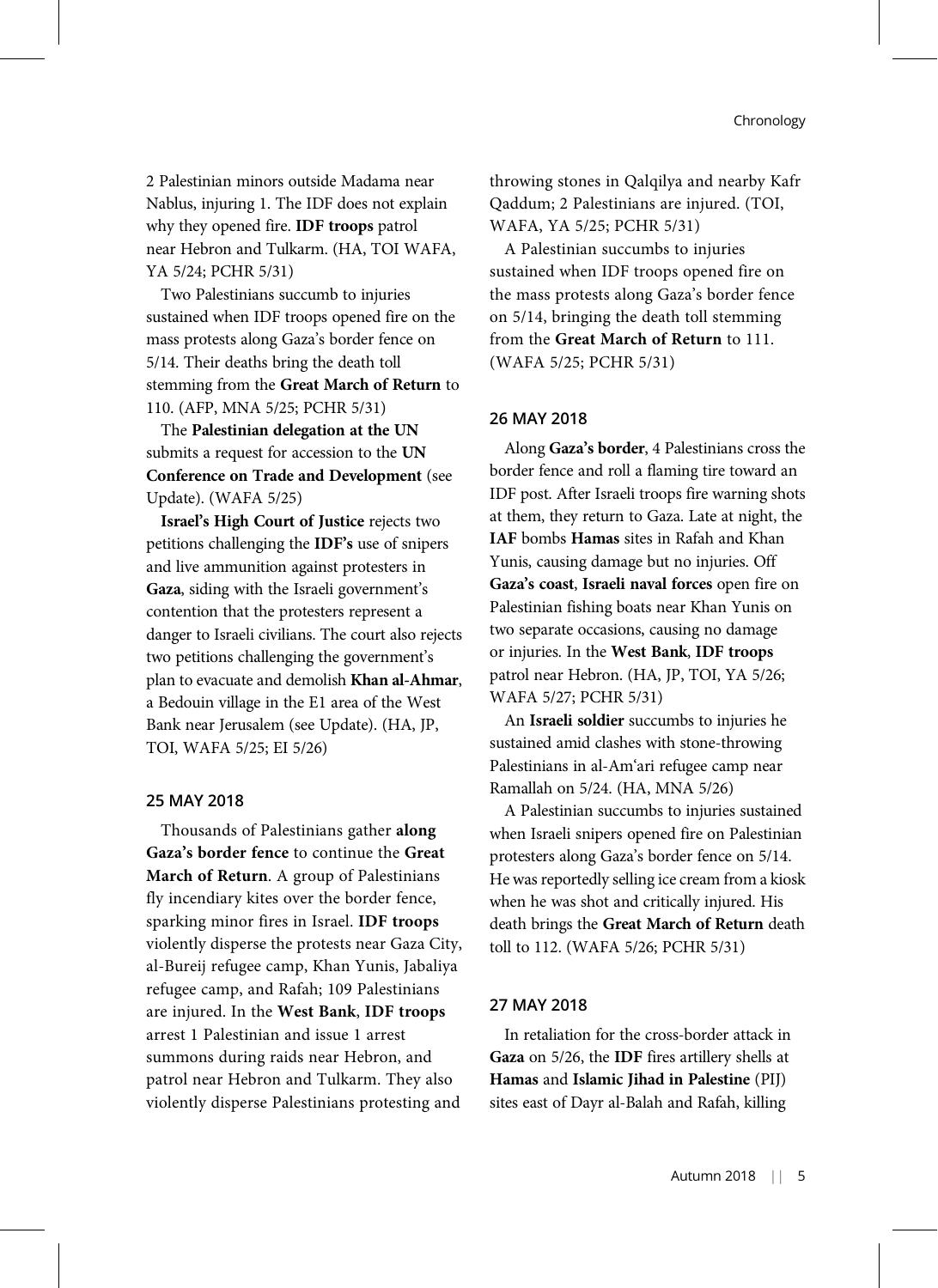2 Palestinian minors outside Madama near Nablus, injuring 1. The IDF does not explain why they opened fire. **IDF troops** patrol near Hebron and Tulkarm. (HA, TOI WAFA, YA 5/24; PCHR 5/31)

Two Palestinians succumb to injuries sustained when IDF troops opened fire on the mass protests along Gaza's border fence on 5/14. Their deaths bring the death toll stemming from the **Great March of Return** to 110. (AFP, MNA 5/25; PCHR 5/31)

The **Palestinian delegation at the UN** submits a request for accession to the **UN Conference on Trade and Development** (see Update). (WAFA 5/25)

**Israel's High Court of Justice** rejects two petitions challenging the **IDF's** use of snipers and live ammunition against protesters in **Gaza**, siding with the Israeli government's contention that the protesters represent a danger to Israeli civilians. The court also rejects two petitions challenging the government's plan to evacuate and demolish **Khan al-Ahmar**, a Bedouin village in the E1 area of the West Bank near Jerusalem (see Update). (HA, JP, TOI, WAFA 5/25; EI 5/26)

## 25 MAY 2018

Thousands of Palestinians gather **along Gaza's border fence** to continue the **Great March of Return**. A group of Palestinians fly incendiary kites over the border fence, sparking minor fires in Israel. **IDF troops** violently disperse the protests near Gaza City, al-Bureij refugee camp, Khan Yunis, Jabaliya refugee camp, and Rafah; 109 Palestinians are injured. In the **West Bank**, **IDF troops** arrest 1 Palestinian and issue 1 arrest summons during raids near Hebron, and patrol near Hebron and Tulkarm. They also violently disperse Palestinians protesting and throwing stones in Qalqilya and nearby Kafr Qaddum; 2 Palestinians are injured. (TOI, WAFA, YA 5/25; PCHR 5/31)

A Palestinian succumbs to injuries sustained when IDF troops opened fire on the mass protests along Gaza's border fence on 5/14, bringing the death toll stemming from the **Great March of Return** to 111. (WAFA 5/25; PCHR 5/31)

## 26 MAY 2018

Along **Gaza's border**, 4 Palestinians cross the border fence and roll a flaming tire toward an IDF post. After Israeli troops fire warning shots at them, they return to Gaza. Late at night, the **IAF** bombs **Hamas** sites in Rafah and Khan Yunis, causing damage but no injuries. Off **Gaza's coast**, **Israeli naval forces** open fire on Palestinian fishing boats near Khan Yunis on two separate occasions, causing no damage or injuries. In the **West Bank**, **IDF troops** patrol near Hebron. (HA, JP, TOI, YA 5/26; WAFA 5/27; PCHR 5/31)

An **Israeli soldier** succumbs to injuries he sustained amid clashes with stone-throwing Palestinians in al-Am'ari refugee camp near Ramallah on 5/24. (HA, MNA 5/26)

A Palestinian succumbs to injuries sustained when Israeli snipers opened fire on Palestinian protesters along Gaza's border fence on 5/14. He was reportedly selling ice cream from a kiosk when he was shot and critically injured. His death brings the **Great March of Return** death toll to 112. (WAFA 5/26; PCHR 5/31)

## 27 MAY 2018

In retaliation for the cross-border attack in **Gaza** on 5/26, the **IDF** fires artillery shells at **Hamas** and **Islamic Jihad in Palestine** (PIJ) sites east of Dayr al-Balah and Rafah, killing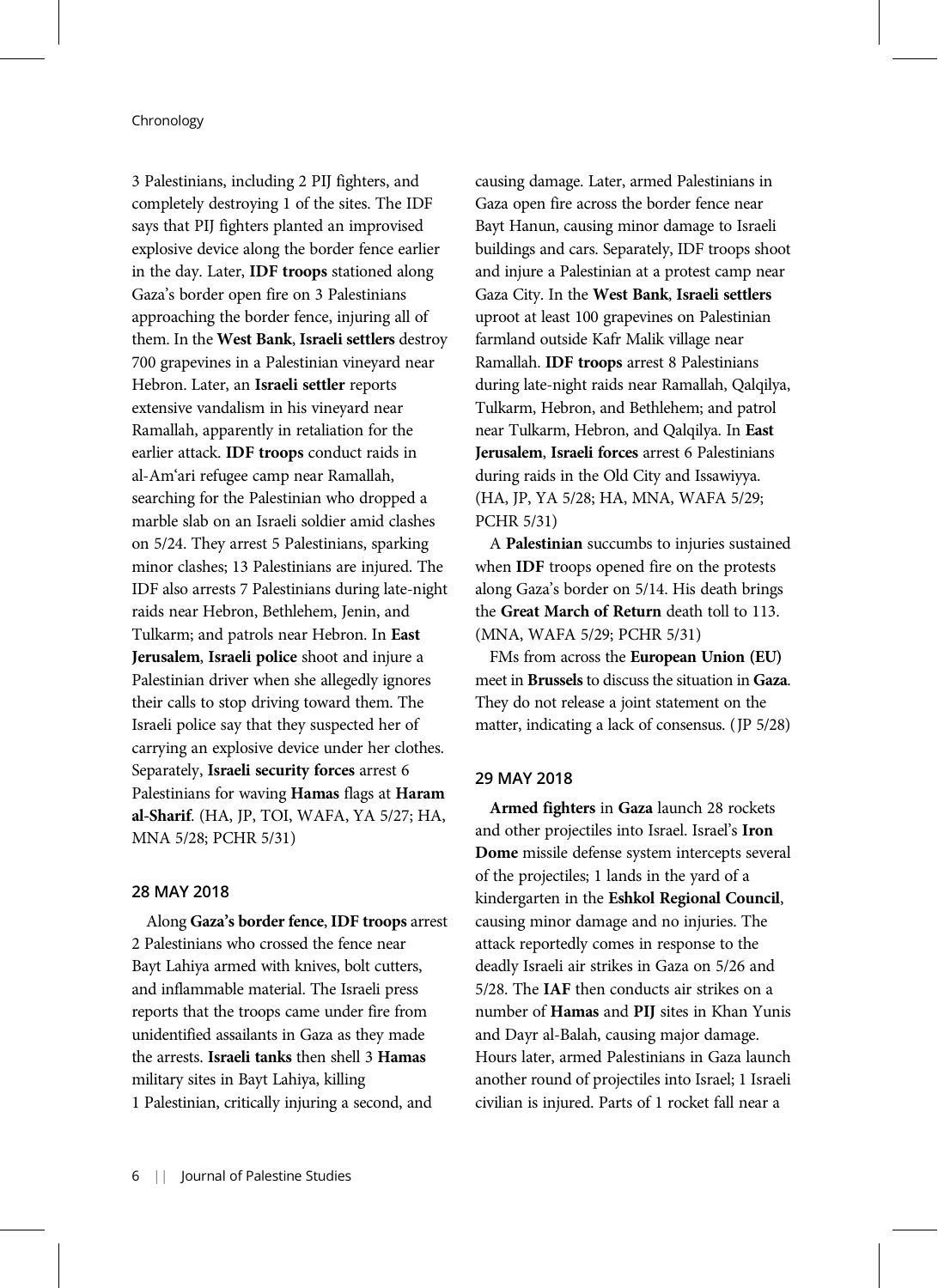3 Palestinians, including 2 PIJ fighters, and completely destroying 1 of the sites. The IDF says that PIJ fighters planted an improvised explosive device along the border fence earlier in the day. Later, **IDF troops** stationed along Gaza's border open fire on 3 Palestinians approaching the border fence, injuring all of them. In the **West Bank**, **Israeli settlers** destroy 700 grapevines in a Palestinian vineyard near Hebron. Later, an **Israeli settler** reports extensive vandalism in his vineyard near Ramallah, apparently in retaliation for the earlier attack. **IDF troops** conduct raids in al-Am'ari refugee camp near Ramallah, searching for the Palestinian who dropped a marble slab on an Israeli soldier amid clashes on 5/24. They arrest 5 Palestinians, sparking minor clashes; 13 Palestinians are injured. The IDF also arrests 7 Palestinians during late-night raids near Hebron, Bethlehem, Jenin, and Tulkarm; and patrols near Hebron. In **East Jerusalem**, **Israeli police** shoot and injure a Palestinian driver when she allegedly ignores their calls to stop driving toward them. The Israeli police say that they suspected her of carrying an explosive device under her clothes. Separately, **Israeli security forces** arrest 6 Palestinians for waving **Hamas** flags at **Haram al-Sharif**. (HA, JP, TOI, WAFA, YA 5/27; HA, MNA 5/28; PCHR 5/31)

## 28 MAY 2018

Along **Gaza's border fence**, **IDF troops** arrest 2 Palestinians who crossed the fence near Bayt Lahiya armed with knives, bolt cutters, and inflammable material. The Israeli press reports that the troops came under fire from unidentified assailants in Gaza as they made the arrests. **Israeli tanks** then shell 3 **Hamas** military sites in Bayt Lahiya, killing 1 Palestinian, critically injuring a second, and causing damage. Later, armed Palestinians in Gaza open fire across the border fence near Bayt Hanun, causing minor damage to Israeli buildings and cars. Separately, IDF troops shoot and injure a Palestinian at a protest camp near Gaza City. In the **West Bank**, **Israeli settlers** uproot at least 100 grapevines on Palestinian farmland outside Kafr Malik village near Ramallah. **IDF troops** arrest 8 Palestinians during late-night raids near Ramallah, Qalqilya, Tulkarm, Hebron, and Bethlehem; and patrol near Tulkarm, Hebron, and Qalqilya. In **East Jerusalem**, **Israeli forces** arrest 6 Palestinians during raids in the Old City and Issawiyya. (HA, JP, YA 5/28; HA, MNA, WAFA 5/29; PCHR 5/31)

A **Palestinian** succumbs to injuries sustained when **IDF** troops opened fire on the protests along Gaza's border on 5/14. His death brings the **Great March of Return** death toll to 113. (MNA, WAFA 5/29; PCHR 5/31)

FMs from across the **European Union (EU)** meet in **Brussels** to discuss the situation in **Gaza**. They do not release a joint statement on the matter, indicating a lack of consensus. (JP 5/28)

## 29 MAY 2018

**Armed fighters** in **Gaza** launch 28 rockets and other projectiles into Israel. Israel's **Iron Dome** missile defense system intercepts several of the projectiles; 1 lands in the yard of a kindergarten in the **Eshkol Regional Council**, causing minor damage and no injuries. The attack reportedly comes in response to the deadly Israeli air strikes in Gaza on 5/26 and 5/28. The **IAF** then conducts air strikes on a number of **Hamas** and **PIJ** sites in Khan Yunis and Dayr al-Balah, causing major damage. Hours later, armed Palestinians in Gaza launch another round of projectiles into Israel; 1 Israeli civilian is injured. Parts of 1 rocket fall near a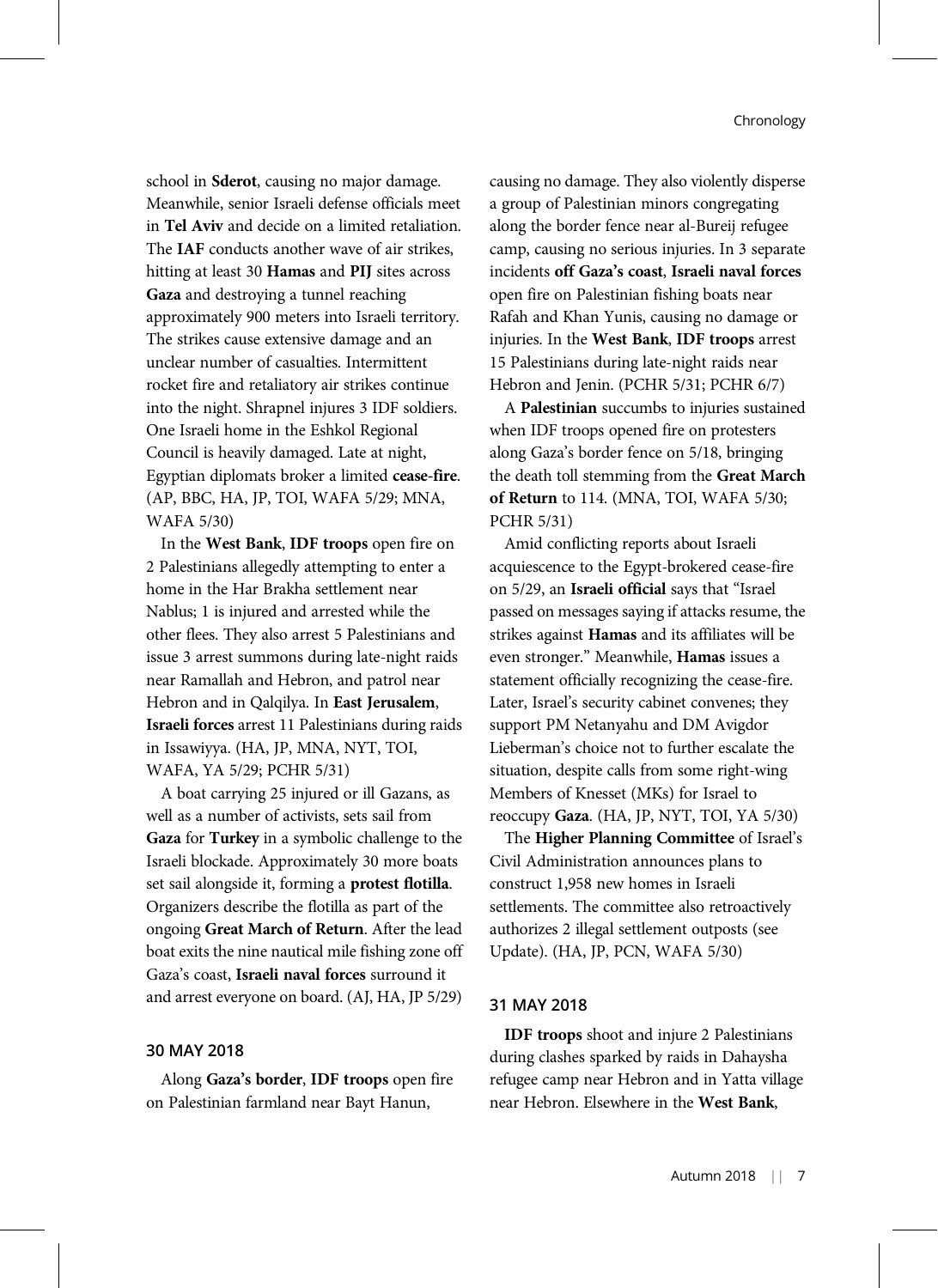school in **Sderot**, causing no major damage. Meanwhile, senior Israeli defense officials meet in **Tel Aviv** and decide on a limited retaliation. The **IAF** conducts another wave of air strikes, hitting at least 30 **Hamas** and **PIJ** sites across **Gaza** and destroying a tunnel reaching approximately 900 meters into Israeli territory. The strikes cause extensive damage and an unclear number of casualties. Intermittent rocket fire and retaliatory air strikes continue into the night. Shrapnel injures 3 IDF soldiers. One Israeli home in the Eshkol Regional Council is heavily damaged. Late at night, Egyptian diplomats broker a limited **cease-fire**. (AP, BBC, HA, JP, TOI, WAFA 5/29; MNA, WAFA 5/30)

In the **West Bank**, **IDF troops** open fire on 2 Palestinians allegedly attempting to enter a home in the Har Brakha settlement near Nablus; 1 is injured and arrested while the other flees. They also arrest 5 Palestinians and issue 3 arrest summons during late-night raids near Ramallah and Hebron, and patrol near Hebron and in Qalqilya. In **East Jerusalem**, **Israeli forces** arrest 11 Palestinians during raids in Issawiyya. (HA, JP, MNA, NYT, TOI, WAFA, YA 5/29; PCHR 5/31)

A boat carrying 25 injured or ill Gazans, as well as a number of activists, sets sail from **Gaza** for **Turkey** in a symbolic challenge to the Israeli blockade. Approximately 30 more boats set sail alongside it, forming a **protest flotilla**. Organizers describe the flotilla as part of the ongoing **Great March of Return**. After the lead boat exits the nine nautical mile fishing zone off Gaza's coast, **Israeli naval forces** surround it and arrest everyone on board. (AJ, HA, JP 5/29)

## 30 MAY 2018

Along **Gaza's border**, **IDF troops** open fire on Palestinian farmland near Bayt Hanun, causing no damage. They also violently disperse a group of Palestinian minors congregating along the border fence near al-Bureij refugee camp, causing no serious injuries. In 3 separate incidents **off Gaza's coast**, **Israeli naval forces** open fire on Palestinian fishing boats near Rafah and Khan Yunis, causing no damage or injuries. In the **West Bank**, **IDF troops** arrest 15 Palestinians during late-night raids near Hebron and Jenin. (PCHR 5/31; PCHR 6/7)

A **Palestinian** succumbs to injuries sustained when IDF troops opened fire on protesters along Gaza's border fence on 5/18, bringing the death toll stemming from the **Great March of Return** to 114. (MNA, TOI, WAFA 5/30; PCHR 5/31)

Amid conflicting reports about Israeli acquiescence to the Egypt-brokered cease-fire on 5/29, an **Israeli official** says that "Israel passed on messages saying if attacks resume, the strikes against **Hamas** and its affiliates will be even stronger." Meanwhile, **Hamas** issues a statement officially recognizing the cease-fire. Later, Israel's security cabinet convenes; they support PM Netanyahu and DM Avigdor Lieberman's choice not to further escalate the situation, despite calls from some right-wing Members of Knesset (MKs) for Israel to reoccupy **Gaza**. (HA, JP, NYT, TOI, YA 5/30)

The **Higher Planning Committee** of Israel's Civil Administration announces plans to construct 1,958 new homes in Israeli settlements. The committee also retroactively authorizes 2 illegal settlement outposts (see Update). (HA, JP, PCN, WAFA 5/30)

## 31 MAY 2018

**IDF troops** shoot and injure 2 Palestinians during clashes sparked by raids in Dahaysha refugee camp near Hebron and in Yatta village near Hebron. Elsewhere in the **West Bank**,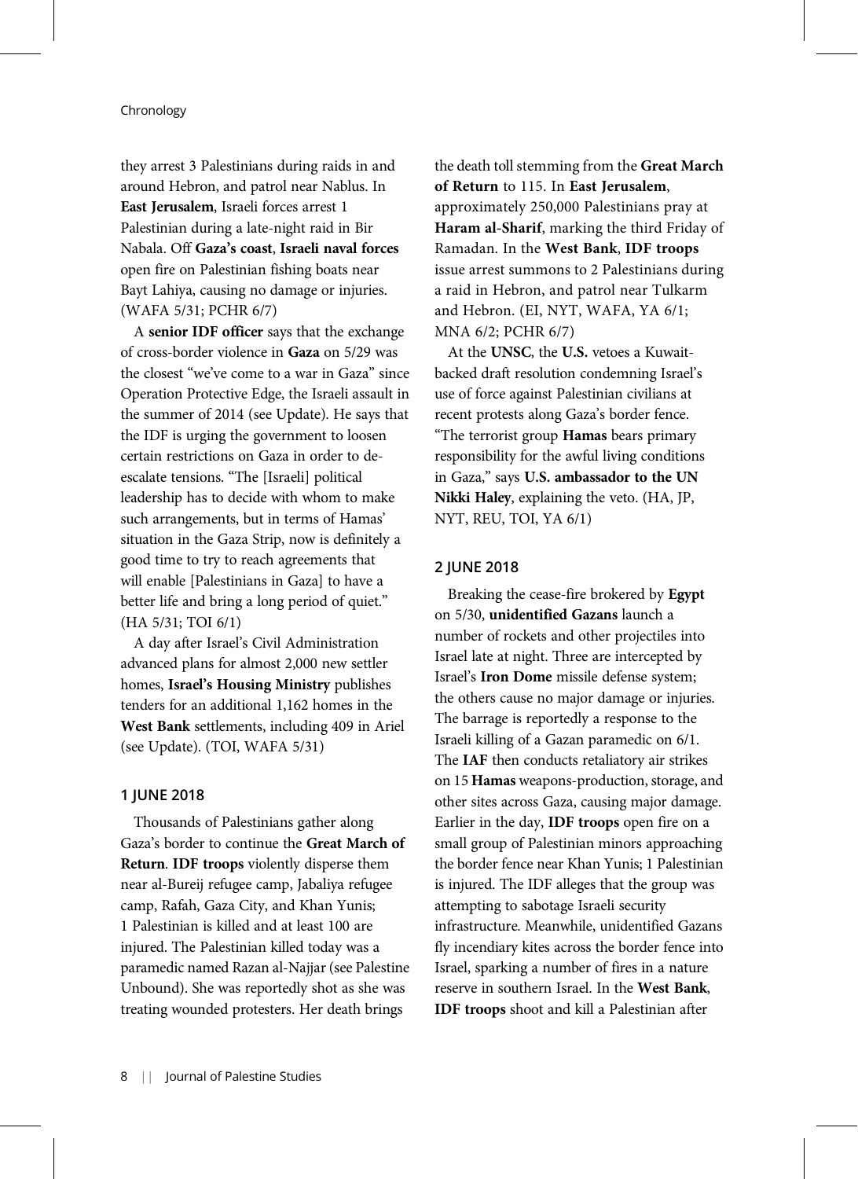they arrest 3 Palestinians during raids in and around Hebron, and patrol near Nablus. In **East Jerusalem**, Israeli forces arrest 1 Palestinian during a late-night raid in Bir Nabala. Off **Gaza's coast**, **Israeli naval forces** open fire on Palestinian fishing boats near Bayt Lahiya, causing no damage or injuries. (WAFA 5/31; PCHR 6/7)

A **senior IDF officer** says that the exchange of cross-border violence in **Gaza** on 5/29 was the closest "we've come to a war in Gaza" since Operation Protective Edge, the Israeli assault in the summer of 2014 (see Update). He says that the IDF is urging the government to loosen certain restrictions on Gaza in order to de-escalate tensions. "The [Israeli] political leadership has to decide with whom to make such arrangements, but in terms of Hamas' situation in the Gaza Strip, now is definitely a good time to try to reach agreements that will enable [Palestinians in Gaza] to have a better life and bring a long period of quiet." (HA 5/31; TOI 6/1)

A day after Israel's Civil Administration advanced plans for almost 2,000 new settler homes, **Israel's Housing Ministry** publishes tenders for an additional 1,162 homes in the **West Bank** settlements, including 409 in Ariel (see Update). (TOI, WAFA 5/31)

## 1 JUNE 2018

Thousands of Palestinians gather along Gaza's border to continue the **Great March of Return**. **IDF troops** violently disperse them near al-Bureij refugee camp, Jabaliya refugee camp, Rafah, Gaza City, and Khan Yunis; 1 Palestinian is killed and at least 100 are injured. The Palestinian killed today was a paramedic named Razan al-Najjar (see Palestine Unbound). She was reportedly shot as she was treating wounded protesters. Her death brings the death toll stemming from the **Great March of Return** to 115. In **East Jerusalem**, approximately 250,000 Palestinians pray at **Haram al-Sharif**, marking the third Friday of Ramadan. In the **West Bank**, **IDF troops** issue arrest summons to 2 Palestinians during a raid in Hebron, and patrol near Tulkarm and Hebron. (EI, NYT, WAFA, YA 6/1; MNA 6/2; PCHR 6/7)

At the **UNSC**, the **U.S.** vetoes a Kuwait-backed draft resolution condemning Israel's use of force against Palestinian civilians at recent protests along Gaza's border fence. "The terrorist group **Hamas** bears primary responsibility for the awful living conditions in Gaza," says **U.S. ambassador to the UN Nikki Haley**, explaining the veto. (HA, JP, NYT, REU, TOI, YA 6/1)

## 2 JUNE 2018

Breaking the cease-fire brokered by **Egypt** on 5/30, **unidentified Gazans** launch a number of rockets and other projectiles into Israel late at night. Three are intercepted by Israel's **Iron Dome** missile defense system; the others cause no major damage or injuries. The barrage is reportedly a response to the Israeli killing of a Gazan paramedic on 6/1. The **IAF** then conducts retaliatory air strikes on 15 **Hamas** weapons-production, storage, and other sites across Gaza, causing major damage. Earlier in the day, **IDF troops** open fire on a small group of Palestinian minors approaching the border fence near Khan Yunis; 1 Palestinian is injured. The IDF alleges that the group was attempting to sabotage Israeli security infrastructure. Meanwhile, unidentified Gazans fly incendiary kites across the border fence into Israel, sparking a number of fires in a nature reserve in southern Israel. In the **West Bank**, **IDF troops** shoot and kill a Palestinian after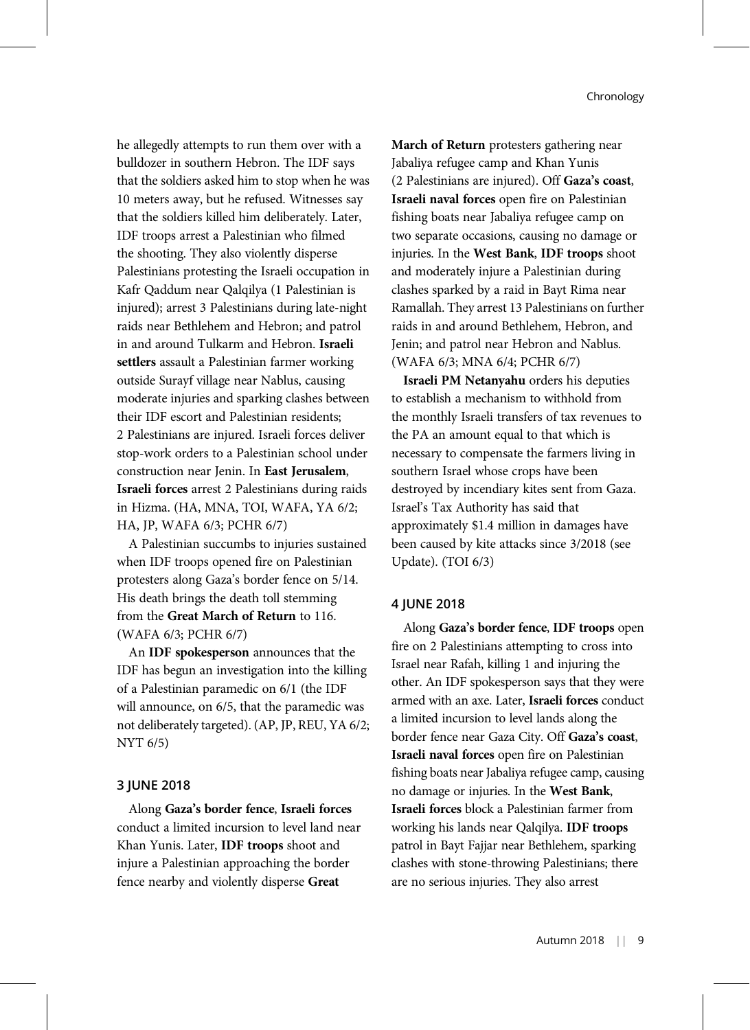he allegedly attempts to run them over with a bulldozer in southern Hebron. The IDF says that the soldiers asked him to stop when he was 10 meters away, but he refused. Witnesses say that the soldiers killed him deliberately. Later, IDF troops arrest a Palestinian who filmed the shooting. They also violently disperse Palestinians protesting the Israeli occupation in Kafr Qaddum near Qalqilya (1 Palestinian is injured); arrest 3 Palestinians during late-night raids near Bethlehem and Hebron; and patrol in and around Tulkarm and Hebron. **Israeli settlers** assault a Palestinian farmer working outside Surayf village near Nablus, causing moderate injuries and sparking clashes between their IDF escort and Palestinian residents; 2 Palestinians are injured. Israeli forces deliver stop-work orders to a Palestinian school under construction near Jenin. In **East Jerusalem**, **Israeli forces** arrest 2 Palestinians during raids in Hizma. (HA, MNA, TOI, WAFA, YA 6/2; HA, JP, WAFA 6/3; PCHR 6/7)

A Palestinian succumbs to injuries sustained when IDF troops opened fire on Palestinian protesters along Gaza's border fence on 5/14. His death brings the death toll stemming from the **Great March of Return** to 116. (WAFA 6/3; PCHR 6/7)

An **IDF spokesperson** announces that the IDF has begun an investigation into the killing of a Palestinian paramedic on 6/1 (the IDF will announce, on 6/5, that the paramedic was not deliberately targeted). (AP, JP, REU, YA 6/2; NYT 6/5)

#### 3 JUNE 2018

Along **Gaza's border fence**, **Israeli forces** conduct a limited incursion to level land near Khan Yunis. Later, **IDF troops** shoot and injure a Palestinian approaching the border fence nearby and violently disperse **Great March of Return** protesters gathering near Jabaliya refugee camp and Khan Yunis (2 Palestinians are injured). Off **Gaza's coast**, **Israeli naval forces** open fire on Palestinian fishing boats near Jabaliya refugee camp on two separate occasions, causing no damage or injuries. In the **West Bank**, **IDF troops** shoot and moderately injure a Palestinian during clashes sparked by a raid in Bayt Rima near Ramallah. They arrest 13 Palestinians on further raids in and around Bethlehem, Hebron, and Jenin; and patrol near Hebron and Nablus. (WAFA 6/3; MNA 6/4; PCHR 6/7)

**Israeli PM Netanyahu** orders his deputies to establish a mechanism to withhold from the monthly Israeli transfers of tax revenues to the PA an amount equal to that which is necessary to compensate the farmers living in southern Israel whose crops have been destroyed by incendiary kites sent from Gaza. Israel's Tax Authority has said that approximately \$1.4 million in damages have been caused by kite attacks since 3/2018 (see Update). (TOI 6/3)

#### 4 JUNE 2018

Along **Gaza's border fence**, **IDF troops** open fire on 2 Palestinians attempting to cross into Israel near Rafah, killing 1 and injuring the other. An IDF spokesperson says that they were armed with an axe. Later, **Israeli forces** conduct a limited incursion to level lands along the border fence near Gaza City. Off **Gaza's coast**, **Israeli naval forces** open fire on Palestinian fishing boats near Jabaliya refugee camp, causing no damage or injuries. In the **West Bank**, **Israeli forces** block a Palestinian farmer from working his lands near Qalqilya. **IDF troops** patrol in Bayt Fajjar near Bethlehem, sparking clashes with stone-throwing Palestinians; there are no serious injuries. They also arrest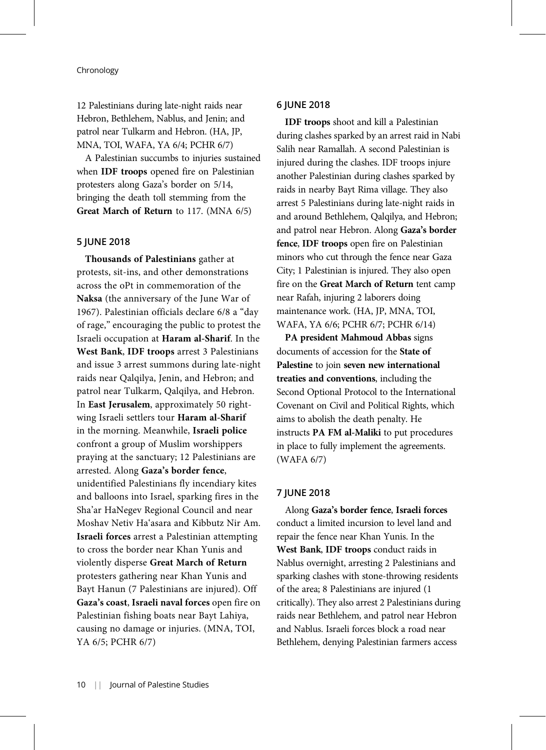12 Palestinians during late-night raids near Hebron, Bethlehem, Nablus, and Jenin; and patrol near Tulkarm and Hebron. (HA, JP, MNA, TOI, WAFA, YA 6/4; PCHR 6/7)

A Palestinian succumbs to injuries sustained when **IDF troops** opened fire on Palestinian protesters along Gaza's border on 5/14, bringing the death toll stemming from the **Great March of Return** to 117. (MNA 6/5)

### 5 JUNE 2018

**Thousands of Palestinians** gather at protests, sit-ins, and other demonstrations across the oPt in commemoration of the **Naksa** (the anniversary of the June War of 1967). Palestinian officials declare 6/8 a "day of rage," encouraging the public to protest the Israeli occupation at **Haram al-Sharif**. In the **West Bank**, **IDF troops** arrest 3 Palestinians and issue 3 arrest summons during late-night raids near Qalqilya, Jenin, and Hebron; and patrol near Tulkarm, Qalqilya, and Hebron. In **East Jerusalem**, approximately 50 right-wing Israeli settlers tour **Haram al-Sharif** in the morning. Meanwhile, **Israeli police** confront a group of Muslim worshippers praying at the sanctuary; 12 Palestinians are arrested. Along **Gaza's border fence**, unidentified Palestinians fly incendiary kites and balloons into Israel, sparking fires in the Sha'ar HaNegev Regional Council and near Moshav Netiv Ha'asara and Kibbutz Nir Am. **Israeli forces** arrest a Palestinian attempting to cross the border near Khan Yunis and violently disperse **Great March of Return** protesters gathering near Khan Yunis and Bayt Hanun (7 Palestinians are injured). Off **Gaza's coast**, **Israeli naval forces** open fire on Palestinian fishing boats near Bayt Lahiya, causing no damage or injuries. (MNA, TOI, YA 6/5; PCHR 6/7)

### 6 JUNE 2018

**IDF troops** shoot and kill a Palestinian during clashes sparked by an arrest raid in Nabi Salih near Ramallah. A second Palestinian is injured during the clashes. IDF troops injure another Palestinian during clashes sparked by raids in nearby Bayt Rima village. They also arrest 5 Palestinians during late-night raids in and around Bethlehem, Qalqilya, and Hebron; and patrol near Hebron. Along **Gaza's border fence**, **IDF troops** open fire on Palestinian minors who cut through the fence near Gaza City; 1 Palestinian is injured. They also open fire on the **Great March of Return** tent camp near Rafah, injuring 2 laborers doing maintenance work. (HA, JP, MNA, TOI, WAFA, YA 6/6; PCHR 6/7; PCHR 6/14)

**PA president Mahmoud Abbas** signs documents of accession for the **State of Palestine** to join **seven new international treaties and conventions**, including the Second Optional Protocol to the International Covenant on Civil and Political Rights, which aims to abolish the death penalty. He instructs **PA FM al-Maliki** to put procedures in place to fully implement the agreements. (WAFA 6/7)

### 7 JUNE 2018

Along **Gaza's border fence**, **Israeli forces** conduct a limited incursion to level land and repair the fence near Khan Yunis. In the **West Bank**, **IDF troops** conduct raids in Nablus overnight, arresting 2 Palestinians and sparking clashes with stone-throwing residents of the area; 8 Palestinians are injured (1 critically). They also arrest 2 Palestinians during raids near Bethlehem, and patrol near Hebron and Nablus. Israeli forces block a road near Bethlehem, denying Palestinian farmers access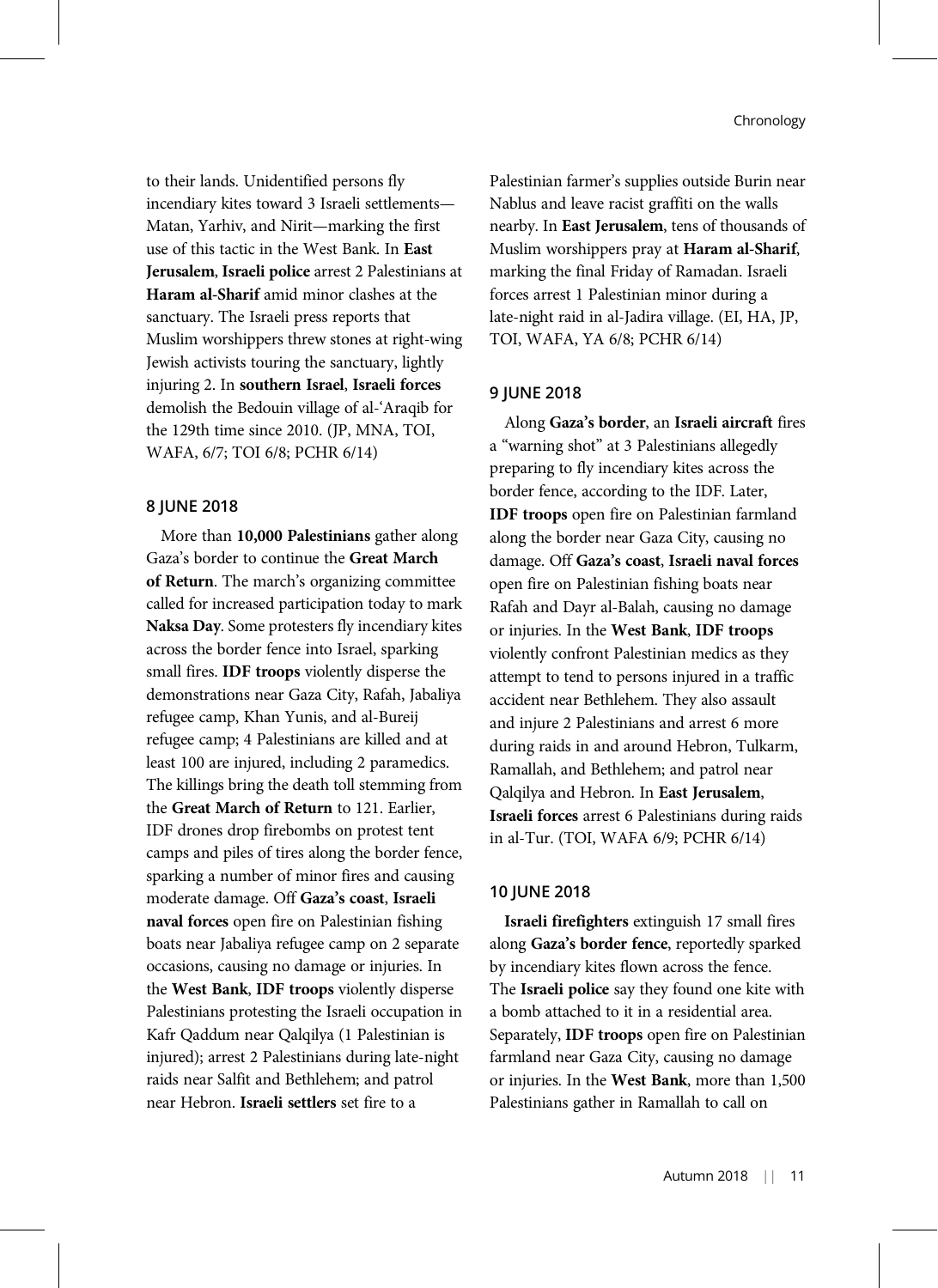to their lands. Unidentified persons fly incendiary kites toward 3 Israeli settlements—Matan, Yarhiv, and Nirit—marking the first use of this tactic in the West Bank. In **East Jerusalem**, **Israeli police** arrest 2 Palestinians at **Haram al-Sharif** amid minor clashes at the sanctuary. The Israeli press reports that Muslim worshippers threw stones at right-wing Jewish activists touring the sanctuary, lightly injuring 2. In **southern Israel**, **Israeli forces** demolish the Bedouin village of al-ʿAraqib for the 129th time since 2010. (JP, MNA, TOI, WAFA, 6/7; TOI 6/8; PCHR 6/14)

### 8 JUNE 2018

More than **10,000 Palestinians** gather along Gaza's border to continue the **Great March of Return**. The march's organizing committee called for increased participation today to mark **Naksa Day**. Some protesters fly incendiary kites across the border fence into Israel, sparking small fires. **IDF troops** violently disperse the demonstrations near Gaza City, Rafah, Jabaliya refugee camp, Khan Yunis, and al-Bureij refugee camp; 4 Palestinians are killed and at least 100 are injured, including 2 paramedics. The killings bring the death toll stemming from the **Great March of Return** to 121. Earlier, IDF drones drop firebombs on protest tent camps and piles of tires along the border fence, sparking a number of minor fires and causing moderate damage. Off **Gaza's coast**, **Israeli naval forces** open fire on Palestinian fishing boats near Jabaliya refugee camp on 2 separate occasions, causing no damage or injuries. In the **West Bank**, **IDF troops** violently disperse Palestinians protesting the Israeli occupation in Kafr Qaddum near Qalqilya (1 Palestinian is injured); arrest 2 Palestinians during late-night raids near Salfit and Bethlehem; and patrol near Hebron. **Israeli settlers** set fire to a Palestinian farmer's supplies outside Burin near Nablus and leave racist graffiti on the walls nearby. In **East Jerusalem**, tens of thousands of Muslim worshippers pray at **Haram al-Sharif**, marking the final Friday of Ramadan. Israeli forces arrest 1 Palestinian minor during a late-night raid in al-Jadira village. (EI, HA, JP, TOI, WAFA, YA 6/8; PCHR 6/14)

### 9 JUNE 2018

Along **Gaza's border**, an **Israeli aircraft** fires a "warning shot" at 3 Palestinians allegedly preparing to fly incendiary kites across the border fence, according to the IDF. Later, **IDF troops** open fire on Palestinian farmland along the border near Gaza City, causing no damage. Off **Gaza's coast**, **Israeli naval forces** open fire on Palestinian fishing boats near Rafah and Dayr al-Balah, causing no damage or injuries. In the **West Bank**, **IDF troops** violently confront Palestinian medics as they attempt to tend to persons injured in a traffic accident near Bethlehem. They also assault and injure 2 Palestinians and arrest 6 more during raids in and around Hebron, Tulkarm, Ramallah, and Bethlehem; and patrol near Qalqilya and Hebron. In **East Jerusalem**, **Israeli forces** arrest 6 Palestinians during raids in al-Tur. (TOI, WAFA 6/9; PCHR 6/14)

### 10 JUNE 2018

**Israeli firefighters** extinguish 17 small fires along **Gaza's border fence**, reportedly sparked by incendiary kites flown across the fence. The **Israeli police** say they found one kite with a bomb attached to it in a residential area. Separately, **IDF troops** open fire on Palestinian farmland near Gaza City, causing no damage or injuries. In the **West Bank**, more than 1,500 Palestinians gather in Ramallah to call on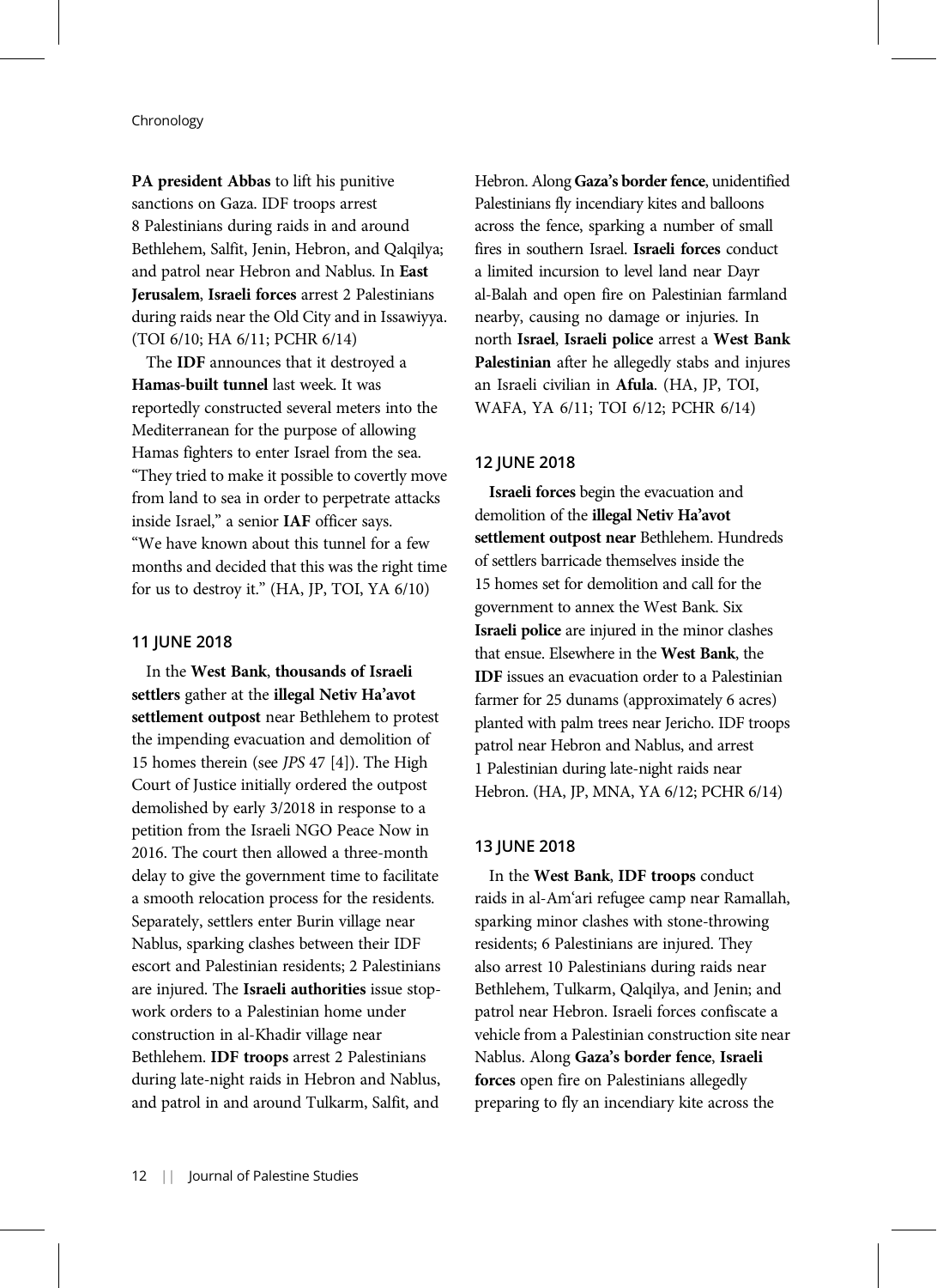**PA president Abbas** to lift his punitive sanctions on Gaza. IDF troops arrest 8 Palestinians during raids in and around Bethlehem, Salfit, Jenin, Hebron, and Qalqilya; and patrol near Hebron and Nablus. In **East Jerusalem**, **Israeli forces** arrest 2 Palestinians during raids near the Old City and in Issawiyya. (TOI 6/10; HA 6/11; PCHR 6/14)

The **IDF** announces that it destroyed a **Hamas-built tunnel** last week. It was reportedly constructed several meters into the Mediterranean for the purpose of allowing Hamas fighters to enter Israel from the sea. "They tried to make it possible to covertly move from land to sea in order to perpetrate attacks inside Israel," a senior **IAF** officer says. "We have known about this tunnel for a few months and decided that this was the right time for us to destroy it." (HA, JP, TOI, YA 6/10)

#### 11 JUNE 2018

In the **West Bank**, **thousands of Israeli settlers** gather at the **illegal Netiv Ha'avot settlement outpost** near Bethlehem to protest the impending evacuation and demolition of 15 homes therein (see *JPS* 47 [4]). The High Court of Justice initially ordered the outpost demolished by early 3/2018 in response to a petition from the Israeli NGO Peace Now in 2016. The court then allowed a three-month delay to give the government time to facilitate a smooth relocation process for the residents. Separately, settlers enter Burin village near Nablus, sparking clashes between their IDF escort and Palestinian residents; 2 Palestinians are injured. The **Israeli authorities** issue stop-work orders to a Palestinian home under construction in al-Khadir village near Bethlehem. **IDF troops** arrest 2 Palestinians during late-night raids in Hebron and Nablus, and patrol in and around Tulkarm, Salfit, and Hebron. Along **Gaza's border fence**, unidentified Palestinians fly incendiary kites and balloons across the fence, sparking a number of small fires in southern Israel. **Israeli forces** conduct a limited incursion to level land near Dayr al-Balah and open fire on Palestinian farmland nearby, causing no damage or injuries. In north **Israel**, **Israeli police** arrest a **West Bank Palestinian** after he allegedly stabs and injures an Israeli civilian in **Afula**. (HA, JP, TOI, WAFA, YA 6/11; TOI 6/12; PCHR 6/14)

#### 12 JUNE 2018

**Israeli forces** begin the evacuation and demolition of the **illegal Netiv Ha'avot settlement outpost near** Bethlehem. Hundreds of settlers barricade themselves inside the 15 homes set for demolition and call for the government to annex the West Bank. Six **Israeli police** are injured in the minor clashes that ensue. Elsewhere in the **West Bank**, the **IDF** issues an evacuation order to a Palestinian farmer for 25 dunams (approximately 6 acres) planted with palm trees near Jericho. IDF troops patrol near Hebron and Nablus, and arrest 1 Palestinian during late-night raids near Hebron. (HA, JP, MNA, YA 6/12; PCHR 6/14)

#### 13 JUNE 2018

In the **West Bank**, **IDF troops** conduct raids in al-Am'ari refugee camp near Ramallah, sparking minor clashes with stone-throwing residents; 6 Palestinians are injured. They also arrest 10 Palestinians during raids near Bethlehem, Tulkarm, Qalqilya, and Jenin; and patrol near Hebron. Israeli forces confiscate a vehicle from a Palestinian construction site near Nablus. Along **Gaza's border fence**, **Israeli forces** open fire on Palestinians allegedly preparing to fly an incendiary kite across the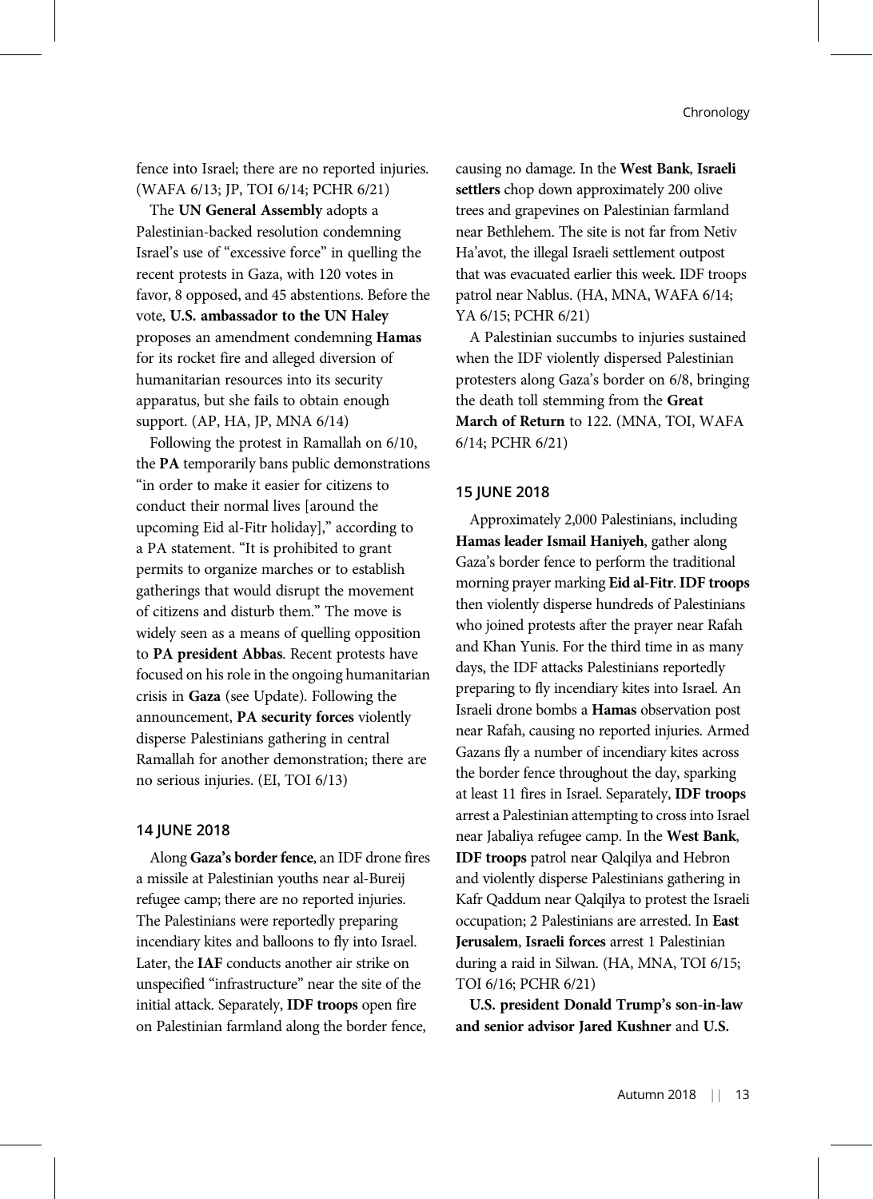fence into Israel; there are no reported injuries. (WAFA 6/13; JP, TOI 6/14; PCHR 6/21)

The **UN General Assembly** adopts a Palestinian-backed resolution condemning Israel's use of "excessive force" in quelling the recent protests in Gaza, with 120 votes in favor, 8 opposed, and 45 abstentions. Before the vote, **U.S. ambassador to the UN Haley** proposes an amendment condemning **Hamas** for its rocket fire and alleged diversion of humanitarian resources into its security apparatus, but she fails to obtain enough support. (AP, HA, JP, MNA 6/14)

Following the protest in Ramallah on 6/10, the **PA** temporarily bans public demonstrations "in order to make it easier for citizens to conduct their normal lives [around the upcoming Eid al-Fitr holiday]," according to a PA statement. "It is prohibited to grant permits to organize marches or to establish gatherings that would disrupt the movement of citizens and disturb them." The move is widely seen as a means of quelling opposition to **PA president Abbas**. Recent protests have focused on his role in the ongoing humanitarian crisis in **Gaza** (see Update). Following the announcement, **PA security forces** violently disperse Palestinians gathering in central Ramallah for another demonstration; there are no serious injuries. (EI, TOI 6/13)

### 14 JUNE 2018

Along **Gaza's border fence**, an IDF drone fires a missile at Palestinian youths near al-Bureij refugee camp; there are no reported injuries. The Palestinians were reportedly preparing incendiary kites and balloons to fly into Israel. Later, the **IAF** conducts another air strike on unspecified "infrastructure" near the site of the initial attack. Separately, **IDF troops** open fire on Palestinian farmland along the border fence, causing no damage. In the **West Bank**, **Israeli settlers** chop down approximately 200 olive trees and grapevines on Palestinian farmland near Bethlehem. The site is not far from Netiv Ha'avot, the illegal Israeli settlement outpost that was evacuated earlier this week. IDF troops patrol near Nablus. (HA, MNA, WAFA 6/14; YA 6/15; PCHR 6/21)

A Palestinian succumbs to injuries sustained when the IDF violently dispersed Palestinian protesters along Gaza's border on 6/8, bringing the death toll stemming from the **Great March of Return** to 122. (MNA, TOI, WAFA 6/14; PCHR 6/21)

### 15 JUNE 2018

Approximately 2,000 Palestinians, including **Hamas leader Ismail Haniyeh**, gather along Gaza's border fence to perform the traditional morning prayer marking **Eid al-Fitr**. **IDF troops** then violently disperse hundreds of Palestinians who joined protests after the prayer near Rafah and Khan Yunis. For the third time in as many days, the IDF attacks Palestinians reportedly preparing to fly incendiary kites into Israel. An Israeli drone bombs a **Hamas** observation post near Rafah, causing no reported injuries. Armed Gazans fly a number of incendiary kites across the border fence throughout the day, sparking at least 11 fires in Israel. Separately, **IDF troops** arrest a Palestinian attempting to cross into Israel near Jabaliya refugee camp. In the **West Bank**, **IDF troops** patrol near Qalqilya and Hebron and violently disperse Palestinians gathering in Kafr Qaddum near Qalqilya to protest the Israeli occupation; 2 Palestinians are arrested. In **East Jerusalem**, **Israeli forces** arrest 1 Palestinian during a raid in Silwan. (HA, MNA, TOI 6/15; TOI 6/16; PCHR 6/21)

**U.S. president Donald Trump's son-in-law and senior advisor Jared Kushner** and **U.S.**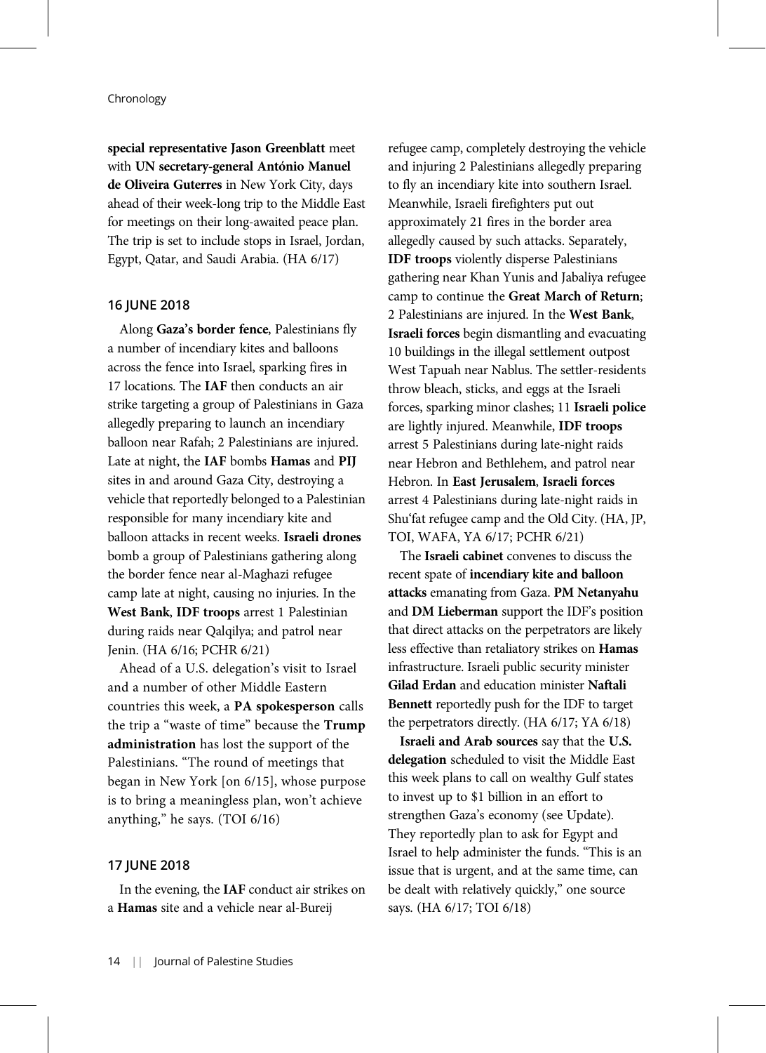**special representative Jason Greenblatt** meet with **UN secretary-general António Manuel de Oliveira Guterres** in New York City, days ahead of their week-long trip to the Middle East for meetings on their long-awaited peace plan. The trip is set to include stops in Israel, Jordan, Egypt, Qatar, and Saudi Arabia. (HA 6/17)

## 16 JUNE 2018

Along **Gaza's border fence**, Palestinians fly a number of incendiary kites and balloons across the fence into Israel, sparking fires in 17 locations. The **IAF** then conducts an air strike targeting a group of Palestinians in Gaza allegedly preparing to launch an incendiary balloon near Rafah; 2 Palestinians are injured. Late at night, the **IAF** bombs **Hamas** and **PIJ** sites in and around Gaza City, destroying a vehicle that reportedly belonged to a Palestinian responsible for many incendiary kite and balloon attacks in recent weeks. **Israeli drones** bomb a group of Palestinians gathering along the border fence near al-Maghazi refugee camp late at night, causing no injuries. In the **West Bank**, **IDF troops** arrest 1 Palestinian during raids near Qalqilya; and patrol near Jenin. (HA 6/16; PCHR 6/21)

Ahead of a U.S. delegation's visit to Israel and a number of other Middle Eastern countries this week, a **PA spokesperson** calls the trip a "waste of time" because the **Trump administration** has lost the support of the Palestinians. "The round of meetings that began in New York [on 6/15], whose purpose is to bring a meaningless plan, won't achieve anything," he says. (TOI 6/16)

## 17 JUNE 2018

In the evening, the **IAF** conduct air strikes on a **Hamas** site and a vehicle near al-Bureij refugee camp, completely destroying the vehicle and injuring 2 Palestinians allegedly preparing to fly an incendiary kite into southern Israel. Meanwhile, Israeli firefighters put out approximately 21 fires in the border area allegedly caused by such attacks. Separately, **IDF troops** violently disperse Palestinians gathering near Khan Yunis and Jabaliya refugee camp to continue the **Great March of Return**; 2 Palestinians are injured. In the **West Bank**, **Israeli forces** begin dismantling and evacuating 10 buildings in the illegal settlement outpost West Tapuah near Nablus. The settler-residents throw bleach, sticks, and eggs at the Israeli forces, sparking minor clashes; 11 **Israeli police** are lightly injured. Meanwhile, **IDF troops** arrest 5 Palestinians during late-night raids near Hebron and Bethlehem, and patrol near Hebron. In **East Jerusalem**, **Israeli forces** arrest 4 Palestinians during late-night raids in Shu'fat refugee camp and the Old City. (HA, JP, TOI, WAFA, YA 6/17; PCHR 6/21)

The **Israeli cabinet** convenes to discuss the recent spate of **incendiary kite and balloon attacks** emanating from Gaza. **PM Netanyahu** and **DM Lieberman** support the IDF's position that direct attacks on the perpetrators are likely less effective than retaliatory strikes on **Hamas** infrastructure. Israeli public security minister **Gilad Erdan** and education minister **Naftali Bennett** reportedly push for the IDF to target the perpetrators directly. (HA 6/17; YA 6/18)

**Israeli and Arab sources** say that the **U.S. delegation** scheduled to visit the Middle East this week plans to call on wealthy Gulf states to invest up to $1 billion in an effort to strengthen Gaza's economy (see Update). They reportedly plan to ask for Egypt and Israel to help administer the funds. "This is an issue that is urgent, and at the same time, can be dealt with relatively quickly," one source says. (HA 6/17; TOI 6/18)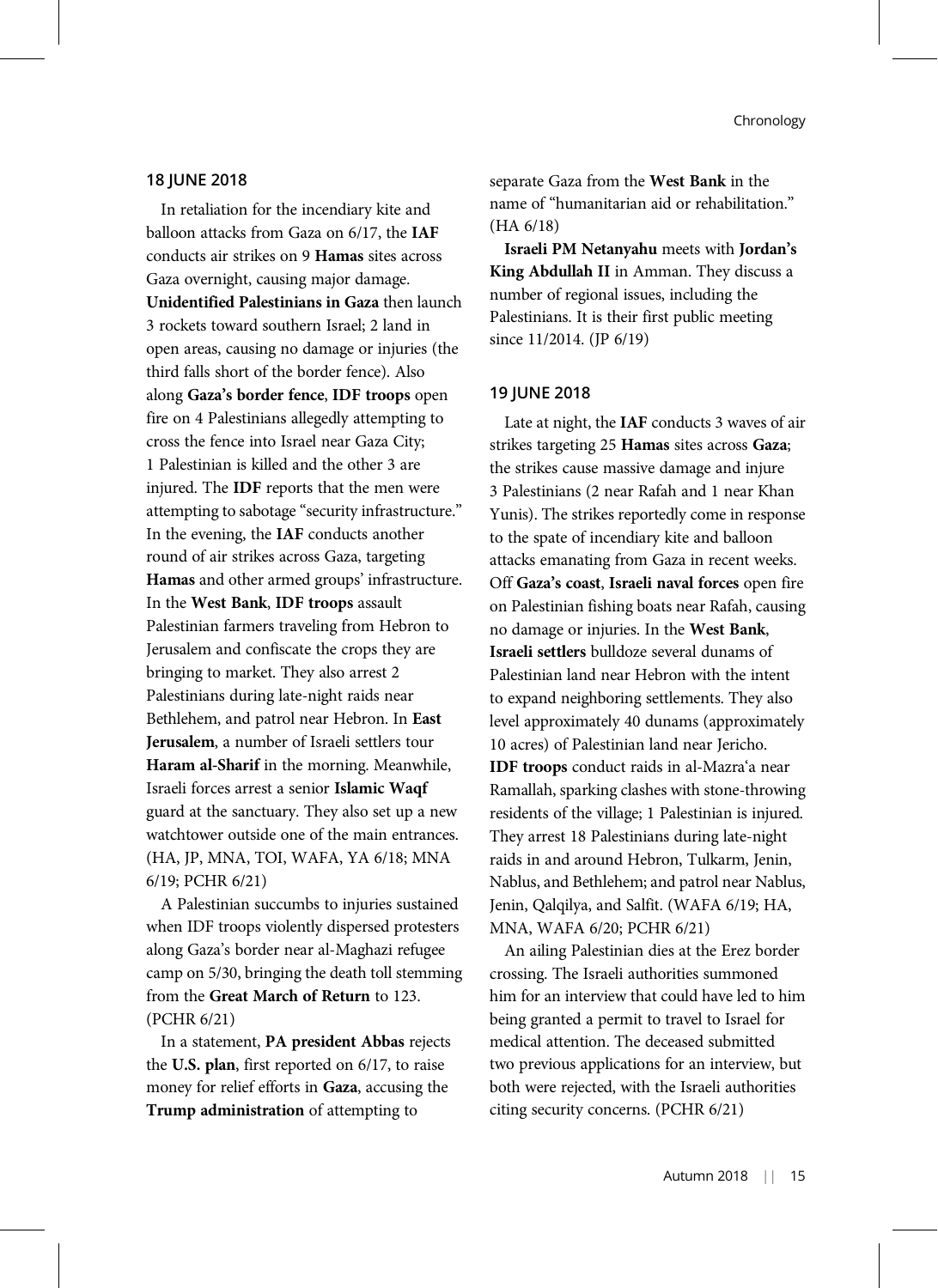### 18 JUNE 2018

In retaliation for the incendiary kite and balloon attacks from Gaza on 6/17, the **IAF** conducts air strikes on 9 **Hamas** sites across Gaza overnight, causing major damage. **Unidentified Palestinians in Gaza** then launch 3 rockets toward southern Israel; 2 land in open areas, causing no damage or injuries (the third falls short of the border fence). Also along **Gaza's border fence**, **IDF troops** open fire on 4 Palestinians allegedly attempting to cross the fence into Israel near Gaza City; 1 Palestinian is killed and the other 3 are injured. The **IDF** reports that the men were attempting to sabotage "security infrastructure." In the evening, the **IAF** conducts another round of air strikes across Gaza, targeting **Hamas** and other armed groups' infrastructure. In the **West Bank**, **IDF troops** assault Palestinian farmers traveling from Hebron to Jerusalem and confiscate the crops they are bringing to market. They also arrest 2 Palestinians during late-night raids near Bethlehem, and patrol near Hebron. In **East Jerusalem**, a number of Israeli settlers tour **Haram al-Sharif** in the morning. Meanwhile, Israeli forces arrest a senior **Islamic Waqf** guard at the sanctuary. They also set up a new watchtower outside one of the main entrances. (HA, JP, MNA, TOI, WAFA, YA 6/18; MNA 6/19; PCHR 6/21)

A Palestinian succumbs to injuries sustained when IDF troops violently dispersed protesters along Gaza's border near al-Maghazi refugee camp on 5/30, bringing the death toll stemming from the **Great March of Return** to 123. (PCHR 6/21)

In a statement, **PA president Abbas** rejects the **U.S. plan**, first reported on 6/17, to raise money for relief efforts in **Gaza**, accusing the **Trump administration** of attempting to separate Gaza from the **West Bank** in the name of "humanitarian aid or rehabilitation." (HA 6/18)

**Israeli PM Netanyahu** meets with **Jordan's King Abdullah II** in Amman. They discuss a number of regional issues, including the Palestinians. It is their first public meeting since 11/2014. (JP 6/19)

### 19 JUNE 2018

Late at night, the **IAF** conducts 3 waves of air strikes targeting 25 **Hamas** sites across **Gaza**; the strikes cause massive damage and injure 3 Palestinians (2 near Rafah and 1 near Khan Yunis). The strikes reportedly come in response to the spate of incendiary kite and balloon attacks emanating from Gaza in recent weeks. Off **Gaza's coast**, **Israeli naval forces** open fire on Palestinian fishing boats near Rafah, causing no damage or injuries. In the **West Bank**, **Israeli settlers** bulldoze several dunams of Palestinian land near Hebron with the intent to expand neighboring settlements. They also level approximately 40 dunams (approximately 10 acres) of Palestinian land near Jericho. **IDF troops** conduct raids in al-Mazra'a near Ramallah, sparking clashes with stone-throwing residents of the village; 1 Palestinian is injured. They arrest 18 Palestinians during late-night raids in and around Hebron, Tulkarm, Jenin, Nablus, and Bethlehem; and patrol near Nablus, Jenin, Qalqilya, and Salfit. (WAFA 6/19; HA, MNA, WAFA 6/20; PCHR 6/21)

An ailing Palestinian dies at the Erez border crossing. The Israeli authorities summoned him for an interview that could have led to him being granted a permit to travel to Israel for medical attention. The deceased submitted two previous applications for an interview, but both were rejected, with the Israeli authorities citing security concerns. (PCHR 6/21)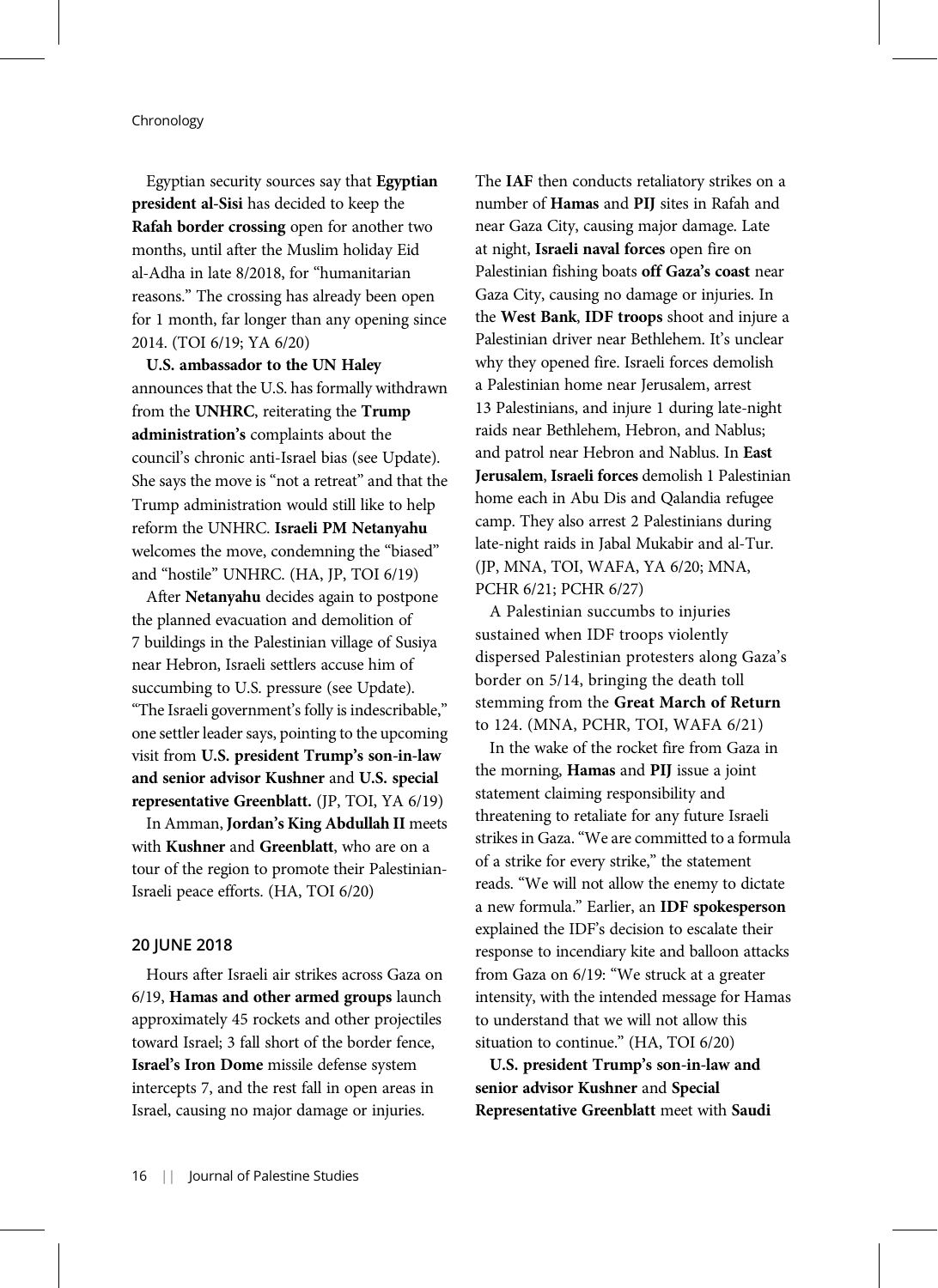Egyptian security sources say that **Egyptian president al-Sisi** has decided to keep the **Rafah border crossing** open for another two months, until after the Muslim holiday Eid al-Adha in late 8/2018, for "humanitarian reasons." The crossing has already been open for 1 month, far longer than any opening since 2014. (TOI 6/19; YA 6/20)

**U.S. ambassador to the UN Haley** announces that the U.S. has formally withdrawn from the **UNHRC**, reiterating the **Trump administration's** complaints about the council's chronic anti-Israel bias (see Update). She says the move is "not a retreat" and that the Trump administration would still like to help reform the UNHRC. **Israeli PM Netanyahu** welcomes the move, condemning the "biased" and "hostile" UNHRC. (HA, JP, TOI 6/19)

After **Netanyahu** decides again to postpone the planned evacuation and demolition of 7 buildings in the Palestinian village of Susiya near Hebron, Israeli settlers accuse him of succumbing to U.S. pressure (see Update). "The Israeli government's folly is indescribable," one settler leader says, pointing to the upcoming visit from **U.S. president Trump's son-in-law and senior advisor Kushner** and **U.S. special representative Greenblatt.** (JP, TOI, YA 6/19)

In Amman, **Jordan's King Abdullah II** meets with **Kushner** and **Greenblatt**, who are on a tour of the region to promote their Palestinian-Israeli peace efforts. (HA, TOI 6/20)

## 20 JUNE 2018

Hours after Israeli air strikes across Gaza on 6/19, **Hamas and other armed groups** launch approximately 45 rockets and other projectiles toward Israel; 3 fall short of the border fence, **Israel's Iron Dome** missile defense system intercepts 7, and the rest fall in open areas in Israel, causing no major damage or injuries. The **IAF** then conducts retaliatory strikes on a number of **Hamas** and **PIJ** sites in Rafah and near Gaza City, causing major damage. Late at night, **Israeli naval forces** open fire on Palestinian fishing boats **off Gaza's coast** near Gaza City, causing no damage or injuries. In the **West Bank**, **IDF troops** shoot and injure a Palestinian driver near Bethlehem. It's unclear why they opened fire. Israeli forces demolish a Palestinian home near Jerusalem, arrest 13 Palestinians, and injure 1 during late-night raids near Bethlehem, Hebron, and Nablus; and patrol near Hebron and Nablus. In **East Jerusalem**, **Israeli forces** demolish 1 Palestinian home each in Abu Dis and Qalandia refugee camp. They also arrest 2 Palestinians during late-night raids in Jabal Mukabir and al-Tur. (JP, MNA, TOI, WAFA, YA 6/20; MNA, PCHR 6/21; PCHR 6/27)

A Palestinian succumbs to injuries sustained when IDF troops violently dispersed Palestinian protesters along Gaza's border on 5/14, bringing the death toll stemming from the **Great March of Return** to 124. (MNA, PCHR, TOI, WAFA 6/21)

In the wake of the rocket fire from Gaza in the morning, **Hamas** and **PIJ** issue a joint statement claiming responsibility and threatening to retaliate for any future Israeli strikes in Gaza. "We are committed to a formula of a strike for every strike," the statement reads. "We will not allow the enemy to dictate a new formula." Earlier, an **IDF spokesperson** explained the IDF's decision to escalate their response to incendiary kite and balloon attacks from Gaza on 6/19: "We struck at a greater intensity, with the intended message for Hamas to understand that we will not allow this situation to continue." (HA, TOI 6/20)

**U.S. president Trump's son-in-law and senior advisor Kushner** and **Special Representative Greenblatt** meet with **Saudi**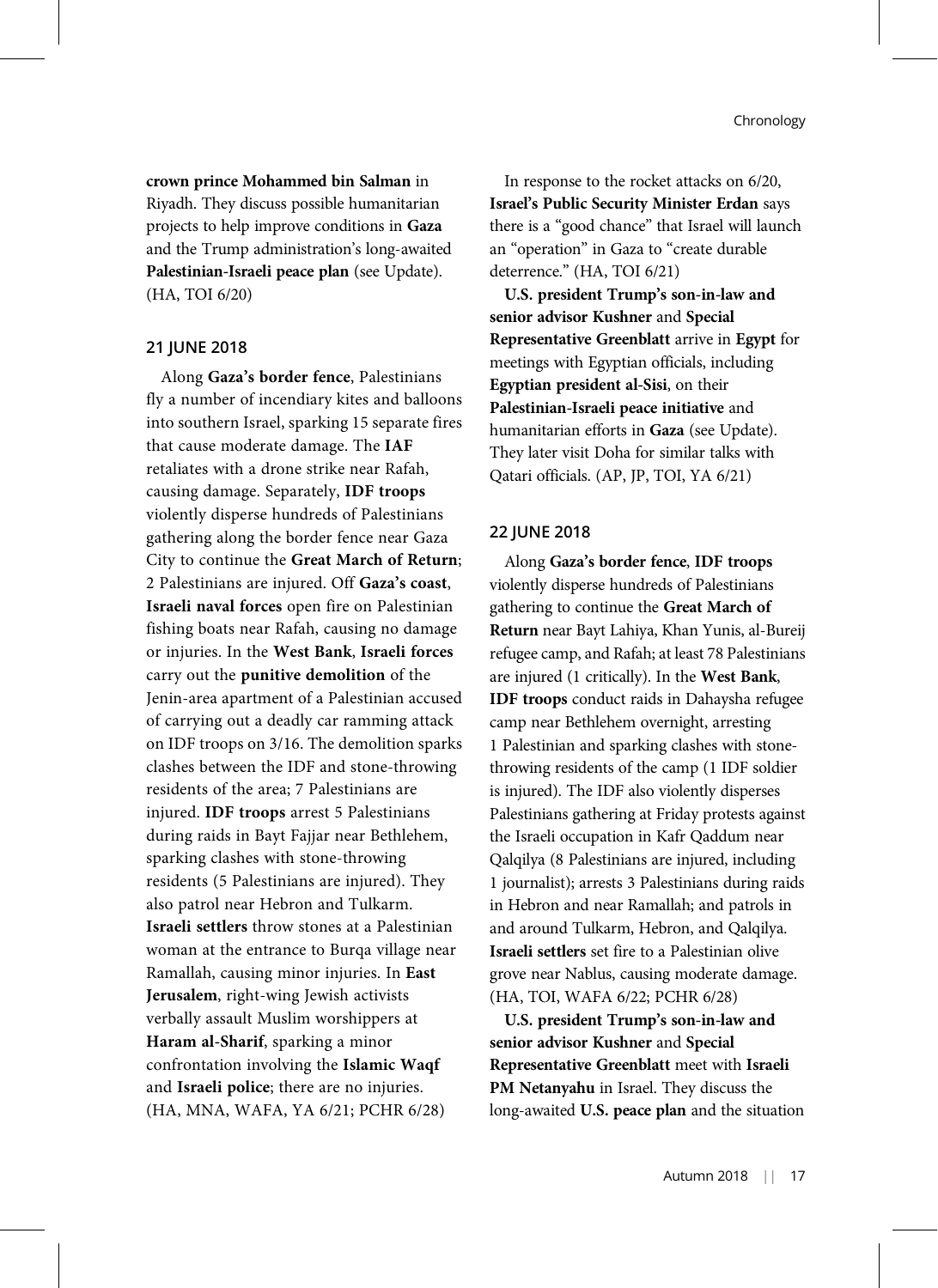**crown prince Mohammed bin Salman** in Riyadh. They discuss possible humanitarian projects to help improve conditions in **Gaza** and the Trump administration's long-awaited **Palestinian-Israeli peace plan** (see Update). (HA, TOI 6/20)

## 21 JUNE 2018

Along **Gaza's border fence**, Palestinians fly a number of incendiary kites and balloons into southern Israel, sparking 15 separate fires that cause moderate damage. The **IAF** retaliates with a drone strike near Rafah, causing damage. Separately, **IDF troops** violently disperse hundreds of Palestinians gathering along the border fence near Gaza City to continue the **Great March of Return**; 2 Palestinians are injured. Off **Gaza's coast**, **Israeli naval forces** open fire on Palestinian fishing boats near Rafah, causing no damage or injuries. In the **West Bank**, **Israeli forces** carry out the **punitive demolition** of the Jenin-area apartment of a Palestinian accused of carrying out a deadly car ramming attack on IDF troops on 3/16. The demolition sparks clashes between the IDF and stone-throwing residents of the area; 7 Palestinians are injured. **IDF troops** arrest 5 Palestinians during raids in Bayt Fajjar near Bethlehem, sparking clashes with stone-throwing residents (5 Palestinians are injured). They also patrol near Hebron and Tulkarm. **Israeli settlers** throw stones at a Palestinian woman at the entrance to Burqa village near Ramallah, causing minor injuries. In **East Jerusalem**, right-wing Jewish activists verbally assault Muslim worshippers at **Haram al-Sharif**, sparking a minor confrontation involving the **Islamic Waqf** and **Israeli police**; there are no injuries. (HA, MNA, WAFA, YA 6/21; PCHR 6/28)

In response to the rocket attacks on 6/20, **Israel's Public Security Minister Erdan** says there is a "good chance" that Israel will launch an "operation" in Gaza to "create durable deterrence." (HA, TOI 6/21)

**U.S. president Trump's son-in-law and senior advisor Kushner** and **Special Representative Greenblatt** arrive in **Egypt** for meetings with Egyptian officials, including **Egyptian president al-Sisi**, on their **Palestinian-Israeli peace initiative** and humanitarian efforts in **Gaza** (see Update). They later visit Doha for similar talks with Qatari officials. (AP, JP, TOI, YA 6/21)

## 22 JUNE 2018

Along **Gaza's border fence**, **IDF troops** violently disperse hundreds of Palestinians gathering to continue the **Great March of Return** near Bayt Lahiya, Khan Yunis, al-Bureij refugee camp, and Rafah; at least 78 Palestinians are injured (1 critically). In the **West Bank**, **IDF troops** conduct raids in Dahaysha refugee camp near Bethlehem overnight, arresting 1 Palestinian and sparking clashes with stone-throwing residents of the camp (1 IDF soldier is injured). The IDF also violently disperses Palestinians gathering at Friday protests against the Israeli occupation in Kafr Qaddum near Qalqilya (8 Palestinians are injured, including 1 journalist); arrests 3 Palestinians during raids in Hebron and near Ramallah; and patrols in and around Tulkarm, Hebron, and Qalqilya. **Israeli settlers** set fire to a Palestinian olive grove near Nablus, causing moderate damage. (HA, TOI, WAFA 6/22; PCHR 6/28)

**U.S. president Trump's son-in-law and senior advisor Kushner** and **Special Representative Greenblatt** meet with **Israeli PM Netanyahu** in Israel. They discuss the long-awaited **U.S. peace plan** and the situation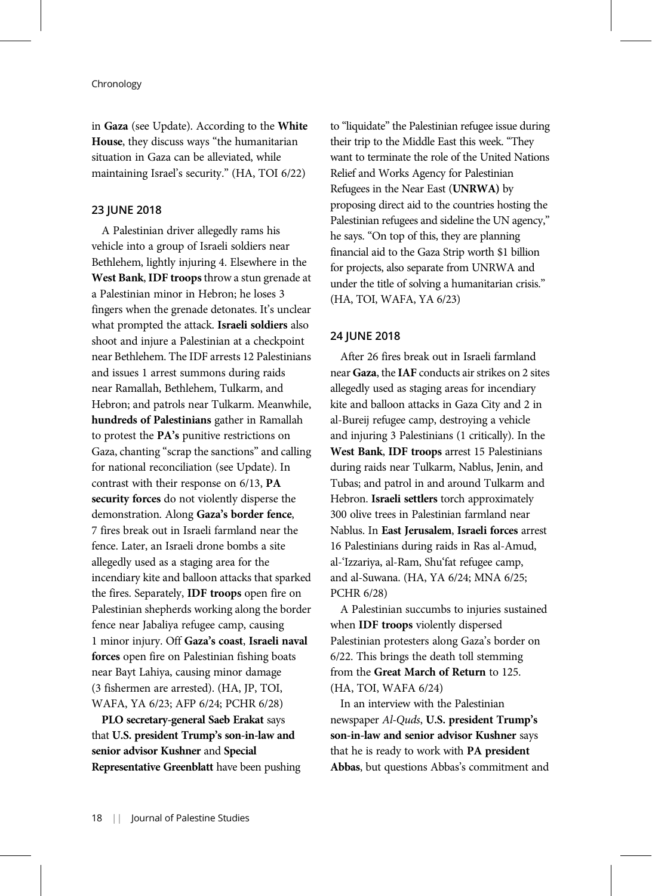in **Gaza** (see Update). According to the **White House**, they discuss ways "the humanitarian situation in Gaza can be alleviated, while maintaining Israel's security." (HA, TOI 6/22)

## 23 JUNE 2018

A Palestinian driver allegedly rams his vehicle into a group of Israeli soldiers near Bethlehem, lightly injuring 4. Elsewhere in the **West Bank**, **IDF troops** throw a stun grenade at a Palestinian minor in Hebron; he loses 3 fingers when the grenade detonates. It's unclear what prompted the attack. **Israeli soldiers** also shoot and injure a Palestinian at a checkpoint near Bethlehem. The IDF arrests 12 Palestinians and issues 1 arrest summons during raids near Ramallah, Bethlehem, Tulkarm, and Hebron; and patrols near Tulkarm. Meanwhile, **hundreds of Palestinians** gather in Ramallah to protest the **PA's** punitive restrictions on Gaza, chanting "scrap the sanctions" and calling for national reconciliation (see Update). In contrast with their response on 6/13, **PA security forces** do not violently disperse the demonstration. Along **Gaza's border fence**, 7 fires break out in Israeli farmland near the fence. Later, an Israeli drone bombs a site allegedly used as a staging area for the incendiary kite and balloon attacks that sparked the fires. Separately, **IDF troops** open fire on Palestinian shepherds working along the border fence near Jabaliya refugee camp, causing 1 minor injury. Off **Gaza's coast**, **Israeli naval forces** open fire on Palestinian fishing boats near Bayt Lahiya, causing minor damage (3 fishermen are arrested). (HA, JP, TOI, WAFA, YA 6/23; AFP 6/24; PCHR 6/28)

**PLO secretary-general Saeb Erakat** says that **U.S. president Trump's son-in-law and senior advisor Kushner** and **Special Representative Greenblatt** have been pushing to "liquidate" the Palestinian refugee issue during their trip to the Middle East this week. "They want to terminate the role of the United Nations Relief and Works Agency for Palestinian Refugees in the Near East (**UNRWA**) by proposing direct aid to the countries hosting the Palestinian refugees and sideline the UN agency," he says. "On top of this, they are planning financial aid to the Gaza Strip worth $1 billion for projects, also separate from UNRWA and under the title of solving a humanitarian crisis." (HA, TOI, WAFA, YA 6/23)

## 24 JUNE 2018

After 26 fires break out in Israeli farmland near **Gaza**, the **IAF** conducts air strikes on 2 sites allegedly used as staging areas for incendiary kite and balloon attacks in Gaza City and 2 in al-Bureij refugee camp, destroying a vehicle and injuring 3 Palestinians (1 critically). In the **West Bank**, **IDF troops** arrest 15 Palestinians during raids near Tulkarm, Nablus, Jenin, and Tubas; and patrol in and around Tulkarm and Hebron. **Israeli settlers** torch approximately 300 olive trees in Palestinian farmland near Nablus. In **East Jerusalem**, **Israeli forces** arrest 16 Palestinians during raids in Ras al-Amud, al-'Izzariya, al-Ram, Shu'fat refugee camp, and al-Suwana. (HA, YA 6/24; MNA 6/25; PCHR 6/28)

A Palestinian succumbs to injuries sustained when **IDF troops** violently dispersed Palestinian protesters along Gaza's border on 6/22. This brings the death toll stemming from the **Great March of Return** to 125. (HA, TOI, WAFA 6/24)

In an interview with the Palestinian newspaper *Al-Quds*, **U.S. president Trump's son-in-law and senior advisor Kushner** says that he is ready to work with **PA president Abbas**, but questions Abbas's commitment and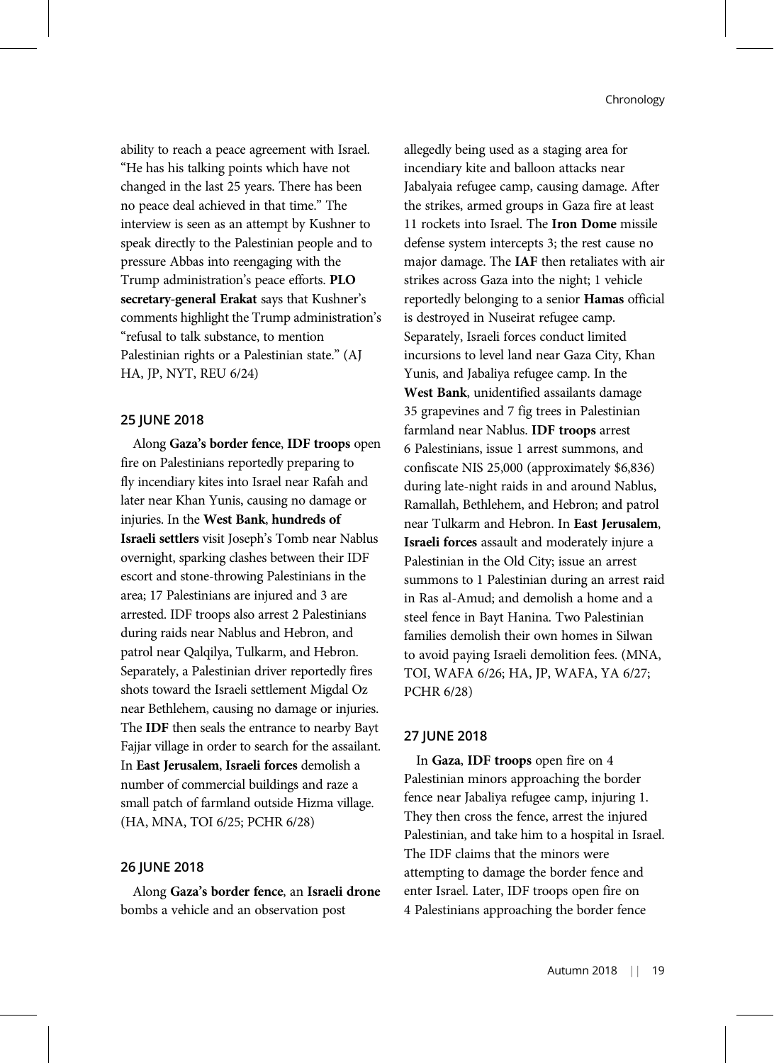ability to reach a peace agreement with Israel. "He has his talking points which have not changed in the last 25 years. There has been no peace deal achieved in that time." The interview is seen as an attempt by Kushner to speak directly to the Palestinian people and to pressure Abbas into reengaging with the Trump administration's peace efforts. **PLO secretary-general Erakat** says that Kushner's comments highlight the Trump administration's "refusal to talk substance, to mention Palestinian rights or a Palestinian state." (AJ HA, JP, NYT, REU 6/24)

#### 25 JUNE 2018

Along **Gaza's border fence**, **IDF troops** open fire on Palestinians reportedly preparing to fly incendiary kites into Israel near Rafah and later near Khan Yunis, causing no damage or injuries. In the **West Bank**, **hundreds of Israeli settlers** visit Joseph's Tomb near Nablus overnight, sparking clashes between their IDF escort and stone-throwing Palestinians in the area; 17 Palestinians are injured and 3 are arrested. IDF troops also arrest 2 Palestinians during raids near Nablus and Hebron, and patrol near Qalqilya, Tulkarm, and Hebron. Separately, a Palestinian driver reportedly fires shots toward the Israeli settlement Migdal Oz near Bethlehem, causing no damage or injuries. The **IDF** then seals the entrance to nearby Bayt Fajjar village in order to search for the assailant. In **East Jerusalem**, **Israeli forces** demolish a number of commercial buildings and raze a small patch of farmland outside Hizma village. (HA, MNA, TOI 6/25; PCHR 6/28)

#### 26 JUNE 2018

Along **Gaza's border fence**, an **Israeli drone** bombs a vehicle and an observation post allegedly being used as a staging area for incendiary kite and balloon attacks near Jabalyaia refugee camp, causing damage. After the strikes, armed groups in Gaza fire at least 11 rockets into Israel. The **Iron Dome** missile defense system intercepts 3; the rest cause no major damage. The **IAF** then retaliates with air strikes across Gaza into the night; 1 vehicle reportedly belonging to a senior **Hamas** official is destroyed in Nuseirat refugee camp. Separately, Israeli forces conduct limited incursions to level land near Gaza City, Khan Yunis, and Jabaliya refugee camp. In the **West Bank**, unidentified assailants damage 35 grapevines and 7 fig trees in Palestinian farmland near Nablus. **IDF troops** arrest 6 Palestinians, issue 1 arrest summons, and confiscate NIS 25,000 (approximately $6,836) during late-night raids in and around Nablus, Ramallah, Bethlehem, and Hebron; and patrol near Tulkarm and Hebron. In **East Jerusalem**, **Israeli forces** assault and moderately injure a Palestinian in the Old City; issue an arrest summons to 1 Palestinian during an arrest raid in Ras al-Amud; and demolish a home and a steel fence in Bayt Hanina. Two Palestinian families demolish their own homes in Silwan to avoid paying Israeli demolition fees. (MNA, TOI, WAFA 6/26; HA, JP, WAFA, YA 6/27; PCHR 6/28)

#### 27 JUNE 2018

In **Gaza**, **IDF troops** open fire on 4 Palestinian minors approaching the border fence near Jabaliya refugee camp, injuring 1. They then cross the fence, arrest the injured Palestinian, and take him to a hospital in Israel. The IDF claims that the minors were attempting to damage the border fence and enter Israel. Later, IDF troops open fire on 4 Palestinians approaching the border fence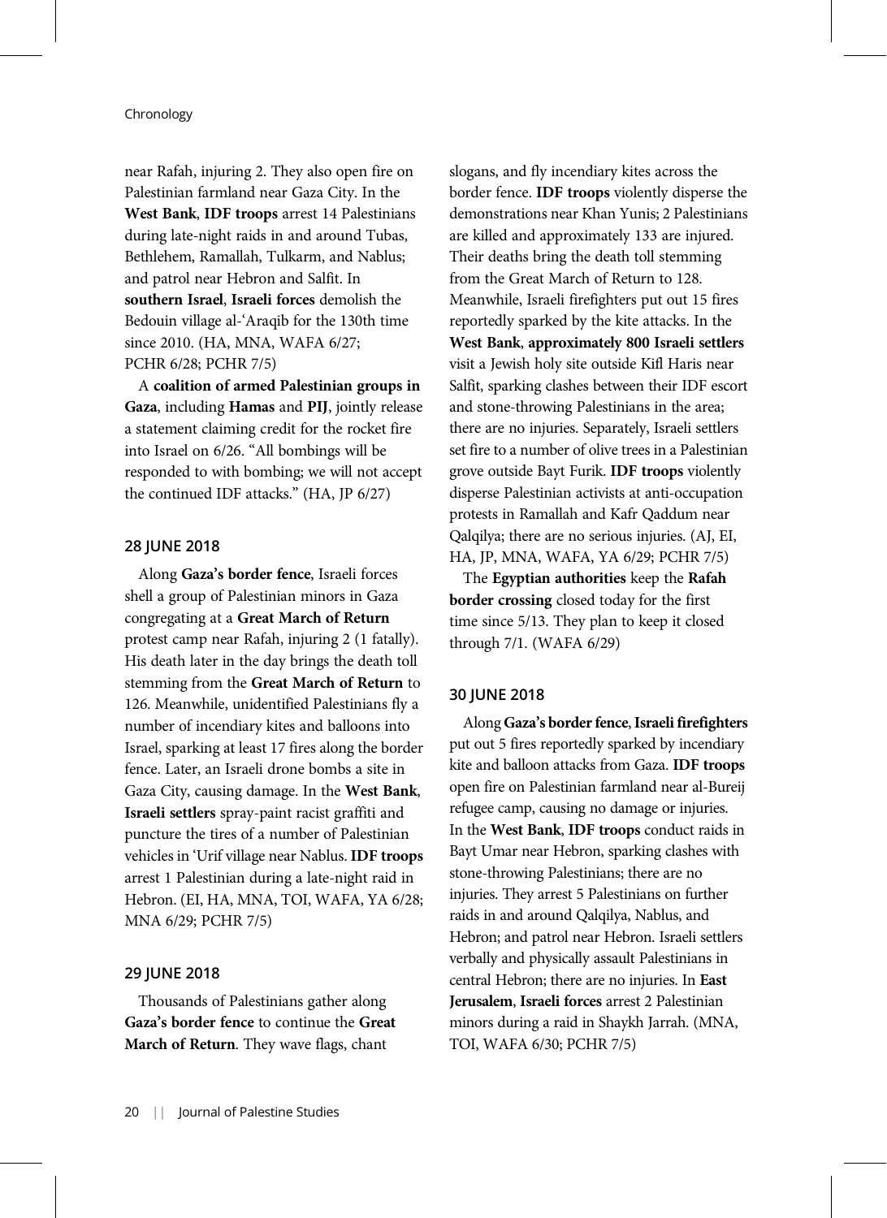near Rafah, injuring 2. They also open fire on Palestinian farmland near Gaza City. In the **West Bank**, **IDF troops** arrest 14 Palestinians during late-night raids in and around Tubas, Bethlehem, Ramallah, Tulkarm, and Nablus; and patrol near Hebron and Salfit. In **southern Israel**, **Israeli forces** demolish the Bedouin village al-ʿAraqib for the 130th time since 2010. (HA, MNA, WAFA 6/27; PCHR 6/28; PCHR 7/5)

A **coalition of armed Palestinian groups in Gaza**, including **Hamas** and **PIJ**, jointly release a statement claiming credit for the rocket fire into Israel on 6/26. "All bombings will be responded to with bombing; we will not accept the continued IDF attacks." (HA, JP 6/27)

#### 28 JUNE 2018

Along **Gaza's border fence**, Israeli forces shell a group of Palestinian minors in Gaza congregating at a **Great March of Return** protest camp near Rafah, injuring 2 (1 fatally). His death later in the day brings the death toll stemming from the **Great March of Return** to 126. Meanwhile, unidentified Palestinians fly a number of incendiary kites and balloons into Israel, sparking at least 17 fires along the border fence. Later, an Israeli drone bombs a site in Gaza City, causing damage. In the **West Bank**, **Israeli settlers** spray-paint racist graffiti and puncture the tires of a number of Palestinian vehicles in ʿUrif village near Nablus. **IDF troops** arrest 1 Palestinian during a late-night raid in Hebron. (EI, HA, MNA, TOI, WAFA, YA 6/28; MNA 6/29; PCHR 7/5)

#### 29 JUNE 2018

Thousands of Palestinians gather along **Gaza's border fence** to continue the **Great March of Return**. They wave flags, chant slogans, and fly incendiary kites across the border fence. **IDF troops** violently disperse the demonstrations near Khan Yunis; 2 Palestinians are killed and approximately 133 are injured. Their deaths bring the death toll stemming from the Great March of Return to 128. Meanwhile, Israeli firefighters put out 15 fires reportedly sparked by the kite attacks. In the **West Bank**, **approximately 800 Israeli settlers** visit a Jewish holy site outside Kifl Haris near Salfit, sparking clashes between their IDF escort and stone-throwing Palestinians in the area; there are no injuries. Separately, Israeli settlers set fire to a number of olive trees in a Palestinian grove outside Bayt Furik. **IDF troops** violently disperse Palestinian activists at anti-occupation protests in Ramallah and Kafr Qaddum near Qalqilya; there are no serious injuries. (AJ, EI, HA, JP, MNA, WAFA, YA 6/29; PCHR 7/5)

The **Egyptian authorities** keep the **Rafah border crossing** closed today for the first time since 5/13. They plan to keep it closed through 7/1. (WAFA 6/29)

#### 30 JUNE 2018

Along **Gaza's border fence**, **Israeli firefighters** put out 5 fires reportedly sparked by incendiary kite and balloon attacks from Gaza. **IDF troops** open fire on Palestinian farmland near al-Bureij refugee camp, causing no damage or injuries. In the **West Bank**, **IDF troops** conduct raids in Bayt Umar near Hebron, sparking clashes with stone-throwing Palestinians; there are no injuries. They arrest 5 Palestinians on further raids in and around Qalqilya, Nablus, and Hebron; and patrol near Hebron. Israeli settlers verbally and physically assault Palestinians in central Hebron; there are no injuries. In **East Jerusalem**, **Israeli forces** arrest 2 Palestinian minors during a raid in Shaykh Jarrah. (MNA, TOI, WAFA 6/30; PCHR 7/5)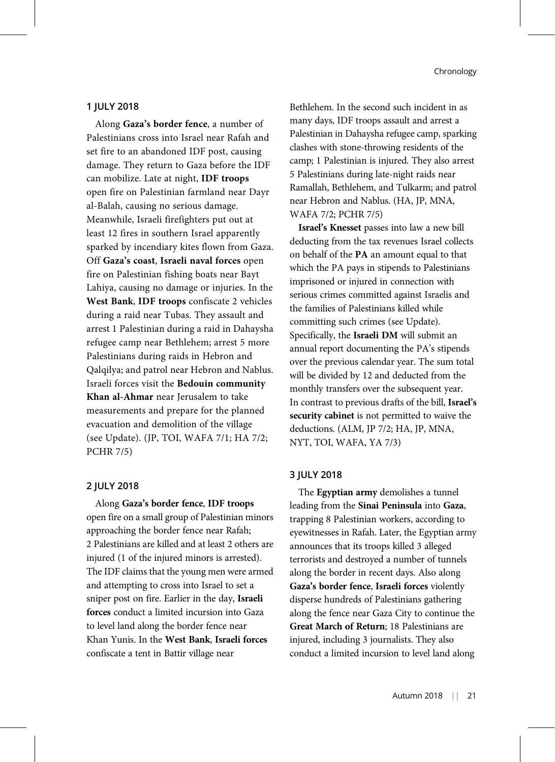### 1 JULY 2018

Along **Gaza's border fence**, a number of Palestinians cross into Israel near Rafah and set fire to an abandoned IDF post, causing damage. They return to Gaza before the IDF can mobilize. Late at night, **IDF troops** open fire on Palestinian farmland near Dayr al-Balah, causing no serious damage. Meanwhile, Israeli firefighters put out at least 12 fires in southern Israel apparently sparked by incendiary kites flown from Gaza. Off **Gaza's coast**, **Israeli naval forces** open fire on Palestinian fishing boats near Bayt Lahiya, causing no damage or injuries. In the **West Bank**, **IDF troops** confiscate 2 vehicles during a raid near Tubas. They assault and arrest 1 Palestinian during a raid in Dahaysha refugee camp near Bethlehem; arrest 5 more Palestinians during raids in Hebron and Qalqilya; and patrol near Hebron and Nablus. Israeli forces visit the **Bedouin community Khan al-Ahmar** near Jerusalem to take measurements and prepare for the planned evacuation and demolition of the village (see Update). (JP, TOI, WAFA 7/1; HA 7/2; PCHR 7/5)

### 2 JULY 2018

Along **Gaza's border fence**, **IDF troops** open fire on a small group of Palestinian minors approaching the border fence near Rafah; 2 Palestinians are killed and at least 2 others are injured (1 of the injured minors is arrested). The IDF claims that the young men were armed and attempting to cross into Israel to set a sniper post on fire. Earlier in the day, **Israeli forces** conduct a limited incursion into Gaza to level land along the border fence near Khan Yunis. In the **West Bank**, **Israeli forces** confiscate a tent in Battir village near Bethlehem. In the second such incident in as many days, IDF troops assault and arrest a Palestinian in Dahaysha refugee camp, sparking clashes with stone-throwing residents of the camp; 1 Palestinian is injured. They also arrest 5 Palestinians during late-night raids near Ramallah, Bethlehem, and Tulkarm; and patrol near Hebron and Nablus. (HA, JP, MNA, WAFA 7/2; PCHR 7/5)

**Israel's Knesset** passes into law a new bill deducting from the tax revenues Israel collects on behalf of the **PA** an amount equal to that which the PA pays in stipends to Palestinians imprisoned or injured in connection with serious crimes committed against Israelis and the families of Palestinians killed while committing such crimes (see Update). Specifically, the **Israeli DM** will submit an annual report documenting the PA's stipends over the previous calendar year. The sum total will be divided by 12 and deducted from the monthly transfers over the subsequent year. In contrast to previous drafts of the bill, **Israel's security cabinet** is not permitted to waive the deductions. (ALM, JP 7/2; HA, JP, MNA, NYT, TOI, WAFA, YA 7/3)

### 3 JULY 2018

The **Egyptian army** demolishes a tunnel leading from the **Sinai Peninsula** into **Gaza**, trapping 8 Palestinian workers, according to eyewitnesses in Rafah. Later, the Egyptian army announces that its troops killed 3 alleged terrorists and destroyed a number of tunnels along the border in recent days. Also along **Gaza's border fence**, **Israeli forces** violently disperse hundreds of Palestinians gathering along the fence near Gaza City to continue the **Great March of Return**; 18 Palestinians are injured, including 3 journalists. They also conduct a limited incursion to level land along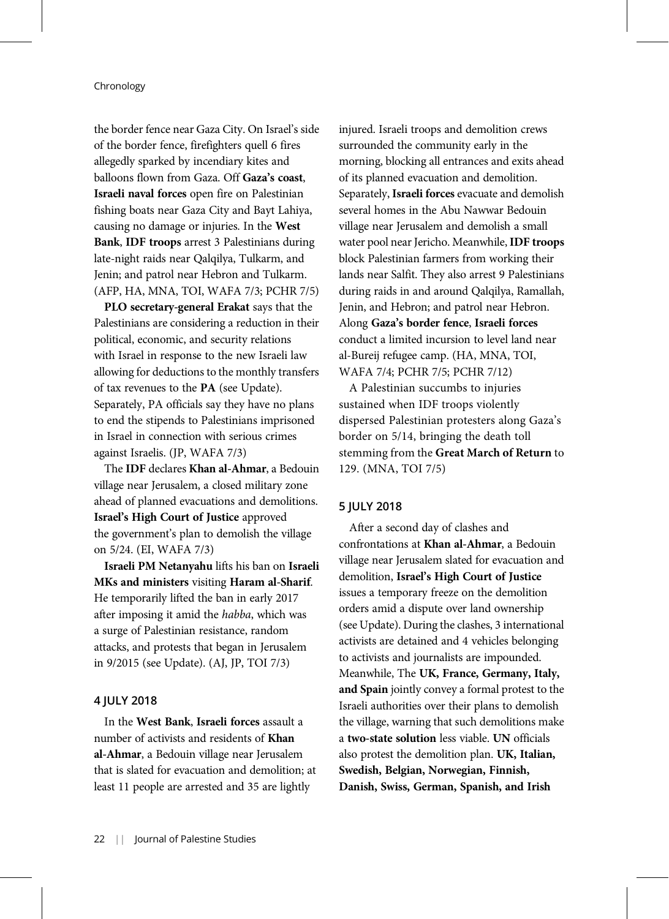the border fence near Gaza City. On Israel's side of the border fence, firefighters quell 6 fires allegedly sparked by incendiary kites and balloons flown from Gaza. Off **Gaza's coast**, **Israeli naval forces** open fire on Palestinian fishing boats near Gaza City and Bayt Lahiya, causing no damage or injuries. In the **West Bank**, **IDF troops** arrest 3 Palestinians during late-night raids near Qalqilya, Tulkarm, and Jenin; and patrol near Hebron and Tulkarm. (AFP, HA, MNA, TOI, WAFA 7/3; PCHR 7/5)

**PLO secretary-general Erakat** says that the Palestinians are considering a reduction in their political, economic, and security relations with Israel in response to the new Israeli law allowing for deductions to the monthly transfers of tax revenues to the **PA** (see Update). Separately, PA officials say they have no plans to end the stipends to Palestinians imprisoned in Israel in connection with serious crimes against Israelis. (JP, WAFA 7/3)

The **IDF** declares **Khan al-Ahmar**, a Bedouin village near Jerusalem, a closed military zone ahead of planned evacuations and demolitions. **Israel's High Court of Justice** approved the government's plan to demolish the village on 5/24. (EI, WAFA 7/3)

**Israeli PM Netanyahu** lifts his ban on **Israeli MKs and ministers** visiting **Haram al-Sharif**. He temporarily lifted the ban in early 2017 after imposing it amid the *habba*, which was a surge of Palestinian resistance, random attacks, and protests that began in Jerusalem in 9/2015 (see Update). (AJ, JP, TOI 7/3)

### 4 JULY 2018

In the **West Bank**, **Israeli forces** assault a number of activists and residents of **Khan al-Ahmar**, a Bedouin village near Jerusalem that is slated for evacuation and demolition; at least 11 people are arrested and 35 are lightly injured. Israeli troops and demolition crews surrounded the community early in the morning, blocking all entrances and exits ahead of its planned evacuation and demolition. Separately, **Israeli forces** evacuate and demolish several homes in the Abu Nawwar Bedouin village near Jerusalem and demolish a small water pool near Jericho. Meanwhile, **IDF troops** block Palestinian farmers from working their lands near Salfit. They also arrest 9 Palestinians during raids in and around Qalqilya, Ramallah, Jenin, and Hebron; and patrol near Hebron. Along **Gaza's border fence**, **Israeli forces** conduct a limited incursion to level land near al-Bureij refugee camp. (HA, MNA, TOI, WAFA 7/4; PCHR 7/5; PCHR 7/12)

A Palestinian succumbs to injuries sustained when IDF troops violently dispersed Palestinian protesters along Gaza's border on 5/14, bringing the death toll stemming from the **Great March of Return** to 129. (MNA, TOI 7/5)

### 5 JULY 2018

After a second day of clashes and confrontations at **Khan al-Ahmar**, a Bedouin village near Jerusalem slated for evacuation and demolition, **Israel's High Court of Justice** issues a temporary freeze on the demolition orders amid a dispute over land ownership (see Update). During the clashes, 3 international activists are detained and 4 vehicles belonging to activists and journalists are impounded. Meanwhile, The **UK, France, Germany, Italy, and Spain** jointly convey a formal protest to the Israeli authorities over their plans to demolish the village, warning that such demolitions make a **two-state solution** less viable. **UN** officials also protest the demolition plan. **UK, Italian, Swedish, Belgian, Norwegian, Finnish, Danish, Swiss, German, Spanish, and Irish**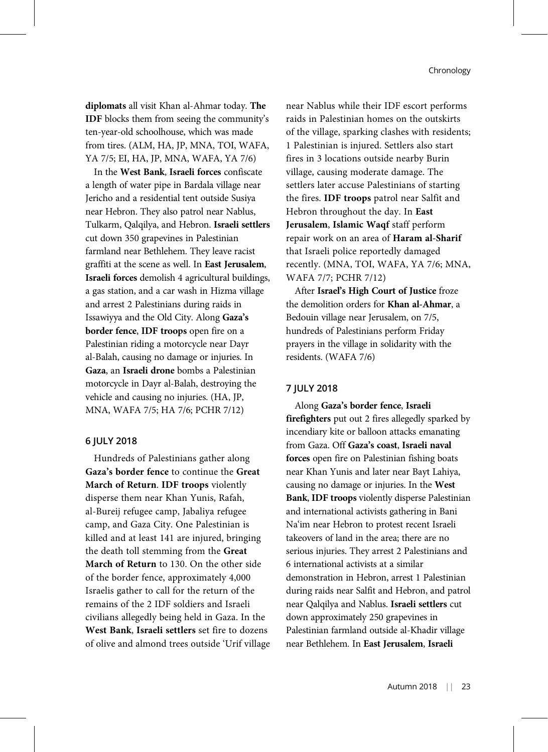**diplomats** all visit Khan al-Ahmar today. **The IDF** blocks them from seeing the community's ten-year-old schoolhouse, which was made from tires. (ALM, HA, JP, MNA, TOI, WAFA, YA 7/5; EI, HA, JP, MNA, WAFA, YA 7/6)

In the **West Bank**, **Israeli forces** confiscate a length of water pipe in Bardala village near Jericho and a residential tent outside Susiya near Hebron. They also patrol near Nablus, Tulkarm, Qalqilya, and Hebron. **Israeli settlers** cut down 350 grapevines in Palestinian farmland near Bethlehem. They leave racist graffiti at the scene as well. In **East Jerusalem**, **Israeli forces** demolish 4 agricultural buildings, a gas station, and a car wash in Hizma village and arrest 2 Palestinians during raids in Issawiyya and the Old City. Along **Gaza's border fence**, **IDF troops** open fire on a Palestinian riding a motorcycle near Dayr al-Balah, causing no damage or injuries. In **Gaza**, an **Israeli drone** bombs a Palestinian motorcycle in Dayr al-Balah, destroying the vehicle and causing no injuries. (HA, JP, MNA, WAFA 7/5; HA 7/6; PCHR 7/12)

### 6 JULY 2018

Hundreds of Palestinians gather along **Gaza's border fence** to continue the **Great March of Return**. **IDF troops** violently disperse them near Khan Yunis, Rafah, al-Bureij refugee camp, Jabaliya refugee camp, and Gaza City. One Palestinian is killed and at least 141 are injured, bringing the death toll stemming from the **Great March of Return** to 130. On the other side of the border fence, approximately 4,000 Israelis gather to call for the return of the remains of the 2 IDF soldiers and Israeli civilians allegedly being held in Gaza. In the **West Bank**, **Israeli settlers** set fire to dozens of olive and almond trees outside 'Urif village near Nablus while their IDF escort performs raids in Palestinian homes on the outskirts of the village, sparking clashes with residents; 1 Palestinian is injured. Settlers also start fires in 3 locations outside nearby Burin village, causing moderate damage. The settlers later accuse Palestinians of starting the fires. **IDF troops** patrol near Salfit and Hebron throughout the day. In **East Jerusalem**, **Islamic Waqf** staff perform repair work on an area of **Haram al-Sharif** that Israeli police reportedly damaged recently. (MNA, TOI, WAFA, YA 7/6; MNA, WAFA 7/7; PCHR 7/12)

After **Israel's High Court of Justice** froze the demolition orders for **Khan al-Ahmar**, a Bedouin village near Jerusalem, on 7/5, hundreds of Palestinians perform Friday prayers in the village in solidarity with the residents. (WAFA 7/6)

### 7 JULY 2018

Along **Gaza's border fence**, **Israeli firefighters** put out 2 fires allegedly sparked by incendiary kite or balloon attacks emanating from Gaza. Off **Gaza's coast**, **Israeli naval forces** open fire on Palestinian fishing boats near Khan Yunis and later near Bayt Lahiya, causing no damage or injuries. In the **West Bank**, **IDF troops** violently disperse Palestinian and international activists gathering in Bani Na'im near Hebron to protest recent Israeli takeovers of land in the area; there are no serious injuries. They arrest 2 Palestinians and 6 international activists at a similar demonstration in Hebron, arrest 1 Palestinian during raids near Salfit and Hebron, and patrol near Qalqilya and Nablus. **Israeli settlers** cut down approximately 250 grapevines in Palestinian farmland outside al-Khadir village near Bethlehem. In **East Jerusalem**, **Israeli**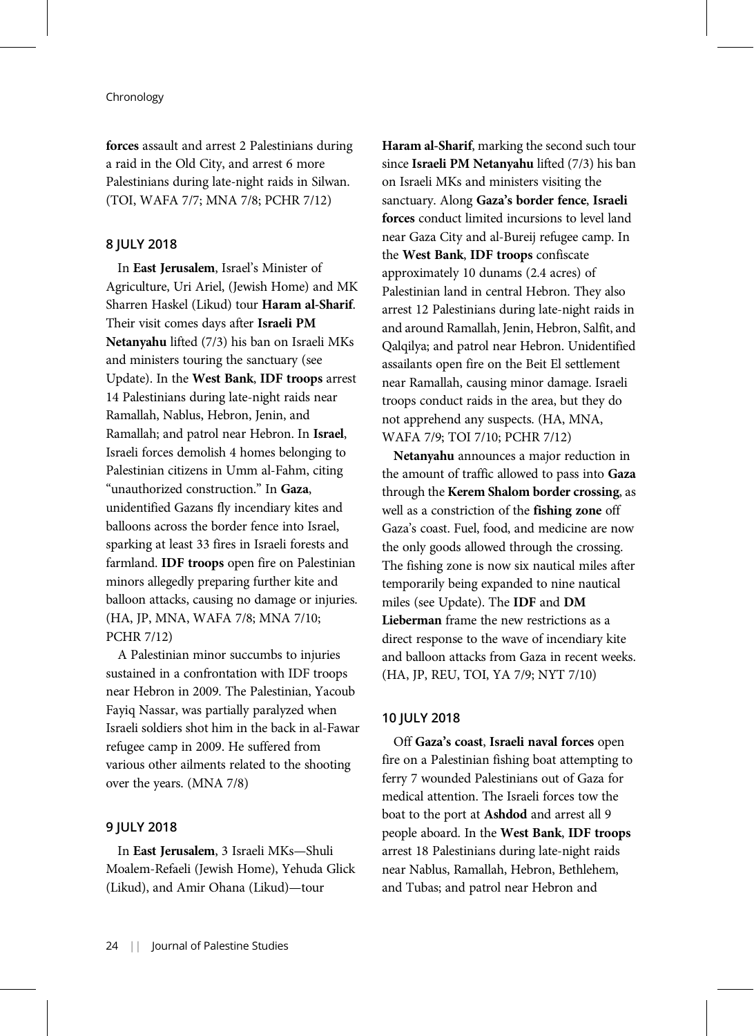**forces** assault and arrest 2 Palestinians during a raid in the Old City, and arrest 6 more Palestinians during late-night raids in Silwan. (TOI, WAFA 7/7; MNA 7/8; PCHR 7/12)

## 8 JULY 2018

In **East Jerusalem**, Israel's Minister of Agriculture, Uri Ariel, (Jewish Home) and MK Sharren Haskel (Likud) tour **Haram al-Sharif**. Their visit comes days after **Israeli PM Netanyahu** lifted (7/3) his ban on Israeli MKs and ministers touring the sanctuary (see Update). In the **West Bank**, **IDF troops** arrest 14 Palestinians during late-night raids near Ramallah, Nablus, Hebron, Jenin, and Ramallah; and patrol near Hebron. In **Israel**, Israeli forces demolish 4 homes belonging to Palestinian citizens in Umm al-Fahm, citing "unauthorized construction." In **Gaza**, unidentified Gazans fly incendiary kites and balloons across the border fence into Israel, sparking at least 33 fires in Israeli forests and farmland. **IDF troops** open fire on Palestinian minors allegedly preparing further kite and balloon attacks, causing no damage or injuries. (HA, JP, MNA, WAFA 7/8; MNA 7/10; PCHR 7/12)

A Palestinian minor succumbs to injuries sustained in a confrontation with IDF troops near Hebron in 2009. The Palestinian, Yacoub Fayiq Nassar, was partially paralyzed when Israeli soldiers shot him in the back in al-Fawar refugee camp in 2009. He suffered from various other ailments related to the shooting over the years. (MNA 7/8)

## 9 JULY 2018

In **East Jerusalem**, 3 Israeli MKs—Shuli Moalem-Refaeli (Jewish Home), Yehuda Glick (Likud), and Amir Ohana (Likud)—tour **Haram al-Sharif**, marking the second such tour since **Israeli PM Netanyahu** lifted (7/3) his ban on Israeli MKs and ministers visiting the sanctuary. Along **Gaza's border fence**, **Israeli forces** conduct limited incursions to level land near Gaza City and al-Bureij refugee camp. In the **West Bank**, **IDF troops** confiscate approximately 10 dunams (2.4 acres) of Palestinian land in central Hebron. They also arrest 12 Palestinians during late-night raids in and around Ramallah, Jenin, Hebron, Salfit, and Qalqilya; and patrol near Hebron. Unidentified assailants open fire on the Beit El settlement near Ramallah, causing minor damage. Israeli troops conduct raids in the area, but they do not apprehend any suspects. (HA, MNA, WAFA 7/9; TOI 7/10; PCHR 7/12)

**Netanyahu** announces a major reduction in the amount of traffic allowed to pass into **Gaza** through the **Kerem Shalom border crossing**, as well as a constriction of the **fishing zone** off Gaza's coast. Fuel, food, and medicine are now the only goods allowed through the crossing. The fishing zone is now six nautical miles after temporarily being expanded to nine nautical miles (see Update). The **IDF** and **DM Lieberman** frame the new restrictions as a direct response to the wave of incendiary kite and balloon attacks from Gaza in recent weeks. (HA, JP, REU, TOI, YA 7/9; NYT 7/10)

## 10 JULY 2018

Off **Gaza's coast**, **Israeli naval forces** open fire on a Palestinian fishing boat attempting to ferry 7 wounded Palestinians out of Gaza for medical attention. The Israeli forces tow the boat to the port at **Ashdod** and arrest all 9 people aboard. In the **West Bank**, **IDF troops** arrest 18 Palestinians during late-night raids near Nablus, Ramallah, Hebron, Bethlehem, and Tubas; and patrol near Hebron and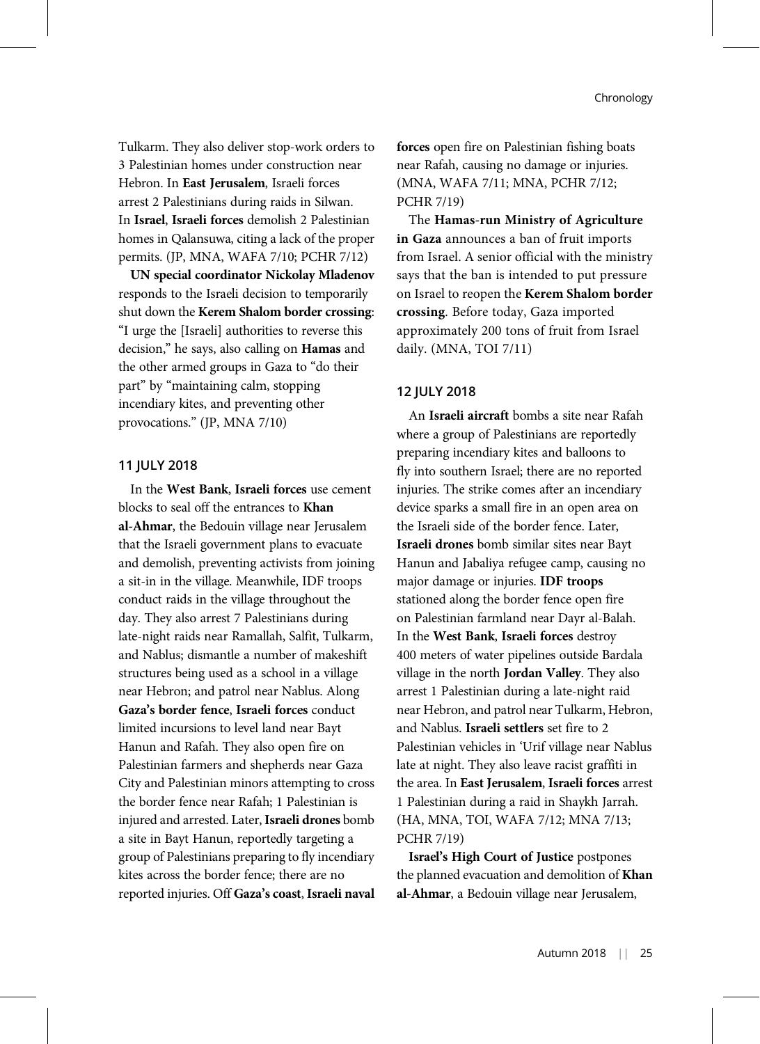Tulkarm. They also deliver stop-work orders to 3 Palestinian homes under construction near Hebron. In **East Jerusalem**, Israeli forces arrest 2 Palestinians during raids in Silwan. In **Israel**, **Israeli forces** demolish 2 Palestinian homes in Qalansuwa, citing a lack of the proper permits. (JP, MNA, WAFA 7/10; PCHR 7/12)

**UN special coordinator Nickolay Mladenov** responds to the Israeli decision to temporarily shut down the **Kerem Shalom border crossing**: "I urge the [Israeli] authorities to reverse this decision," he says, also calling on **Hamas** and the other armed groups in Gaza to "do their part" by "maintaining calm, stopping incendiary kites, and preventing other provocations." (JP, MNA 7/10)

#### 11 JULY 2018

In the **West Bank**, **Israeli forces** use cement blocks to seal off the entrances to **Khan al-Ahmar**, the Bedouin village near Jerusalem that the Israeli government plans to evacuate and demolish, preventing activists from joining a sit-in in the village. Meanwhile, IDF troops conduct raids in the village throughout the day. They also arrest 7 Palestinians during late-night raids near Ramallah, Salfit, Tulkarm, and Nablus; dismantle a number of makeshift structures being used as a school in a village near Hebron; and patrol near Nablus. Along **Gaza's border fence**, **Israeli forces** conduct limited incursions to level land near Bayt Hanun and Rafah. They also open fire on Palestinian farmers and shepherds near Gaza City and Palestinian minors attempting to cross the border fence near Rafah; 1 Palestinian is injured and arrested. Later, **Israeli drones** bomb a site in Bayt Hanun, reportedly targeting a group of Palestinians preparing to fly incendiary kites across the border fence; there are no reported injuries. Off **Gaza's coast**, **Israeli naval forces** open fire on Palestinian fishing boats near Rafah, causing no damage or injuries. (MNA, WAFA 7/11; MNA, PCHR 7/12; PCHR 7/19)

The **Hamas-run Ministry of Agriculture in Gaza** announces a ban of fruit imports from Israel. A senior official with the ministry says that the ban is intended to put pressure on Israel to reopen the **Kerem Shalom border crossing**. Before today, Gaza imported approximately 200 tons of fruit from Israel daily. (MNA, TOI 7/11)

#### 12 JULY 2018

An **Israeli aircraft** bombs a site near Rafah where a group of Palestinians are reportedly preparing incendiary kites and balloons to fly into southern Israel; there are no reported injuries. The strike comes after an incendiary device sparks a small fire in an open area on the Israeli side of the border fence. Later, **Israeli drones** bomb similar sites near Bayt Hanun and Jabaliya refugee camp, causing no major damage or injuries. **IDF troops** stationed along the border fence open fire on Palestinian farmland near Dayr al-Balah. In the **West Bank**, **Israeli forces** destroy 400 meters of water pipelines outside Bardala village in the north **Jordan Valley**. They also arrest 1 Palestinian during a late-night raid near Hebron, and patrol near Tulkarm, Hebron, and Nablus. **Israeli settlers** set fire to 2 Palestinian vehicles in 'Urif village near Nablus late at night. They also leave racist graffiti in the area. In **East Jerusalem**, **Israeli forces** arrest 1 Palestinian during a raid in Shaykh Jarrah. (HA, MNA, TOI, WAFA 7/12; MNA 7/13; PCHR 7/19)

**Israel's High Court of Justice** postpones the planned evacuation and demolition of **Khan al-Ahmar**, a Bedouin village near Jerusalem,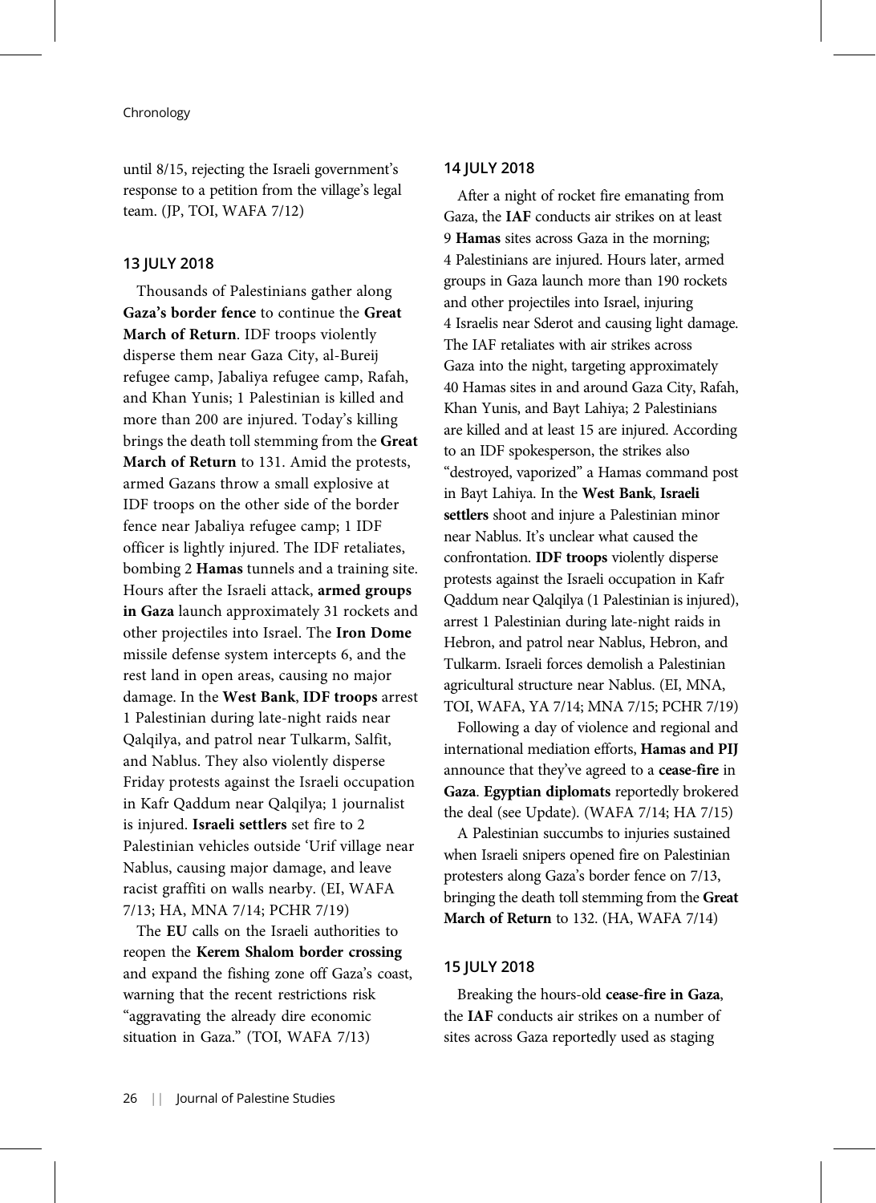until 8/15, rejecting the Israeli government's response to a petition from the village's legal team. (JP, TOI, WAFA 7/12)

## 13 JULY 2018

Thousands of Palestinians gather along **Gaza's border fence** to continue the **Great March of Return**. IDF troops violently disperse them near Gaza City, al-Bureij refugee camp, Jabaliya refugee camp, Rafah, and Khan Yunis; 1 Palestinian is killed and more than 200 are injured. Today's killing brings the death toll stemming from the **Great March of Return** to 131. Amid the protests, armed Gazans throw a small explosive at IDF troops on the other side of the border fence near Jabaliya refugee camp; 1 IDF officer is lightly injured. The IDF retaliates, bombing 2 **Hamas** tunnels and a training site. Hours after the Israeli attack, **armed groups in Gaza** launch approximately 31 rockets and other projectiles into Israel. The **Iron Dome** missile defense system intercepts 6, and the rest land in open areas, causing no major damage. In the **West Bank**, **IDF troops** arrest 1 Palestinian during late-night raids near Qalqilya, and patrol near Tulkarm, Salfit, and Nablus. They also violently disperse Friday protests against the Israeli occupation in Kafr Qaddum near Qalqilya; 1 journalist is injured. **Israeli settlers** set fire to 2 Palestinian vehicles outside 'Urif village near Nablus, causing major damage, and leave racist graffiti on walls nearby. (EI, WAFA 7/13; HA, MNA 7/14; PCHR 7/19)

The **EU** calls on the Israeli authorities to reopen the **Kerem Shalom border crossing** and expand the fishing zone off Gaza's coast, warning that the recent restrictions risk "aggravating the already dire economic situation in Gaza." (TOI, WAFA 7/13)

## 14 JULY 2018

After a night of rocket fire emanating from Gaza, the **IAF** conducts air strikes on at least 9 **Hamas** sites across Gaza in the morning; 4 Palestinians are injured. Hours later, armed groups in Gaza launch more than 190 rockets and other projectiles into Israel, injuring 4 Israelis near Sderot and causing light damage. The IAF retaliates with air strikes across Gaza into the night, targeting approximately 40 Hamas sites in and around Gaza City, Rafah, Khan Yunis, and Bayt Lahiya; 2 Palestinians are killed and at least 15 are injured. According to an IDF spokesperson, the strikes also "destroyed, vaporized" a Hamas command post in Bayt Lahiya. In the **West Bank**, **Israeli settlers** shoot and injure a Palestinian minor near Nablus. It's unclear what caused the confrontation. **IDF troops** violently disperse protests against the Israeli occupation in Kafr Qaddum near Qalqilya (1 Palestinian is injured), arrest 1 Palestinian during late-night raids in Hebron, and patrol near Nablus, Hebron, and Tulkarm. Israeli forces demolish a Palestinian agricultural structure near Nablus. (EI, MNA, TOI, WAFA, YA 7/14; MNA 7/15; PCHR 7/19)

Following a day of violence and regional and international mediation efforts, **Hamas and PIJ** announce that they've agreed to a **cease-fire** in **Gaza**. **Egyptian diplomats** reportedly brokered the deal (see Update). (WAFA 7/14; HA 7/15)

A Palestinian succumbs to injuries sustained when Israeli snipers opened fire on Palestinian protesters along Gaza's border fence on 7/13, bringing the death toll stemming from the **Great March of Return** to 132. (HA, WAFA 7/14)

## 15 JULY 2018

Breaking the hours-old **cease-fire in Gaza**, the **IAF** conducts air strikes on a number of sites across Gaza reportedly used as staging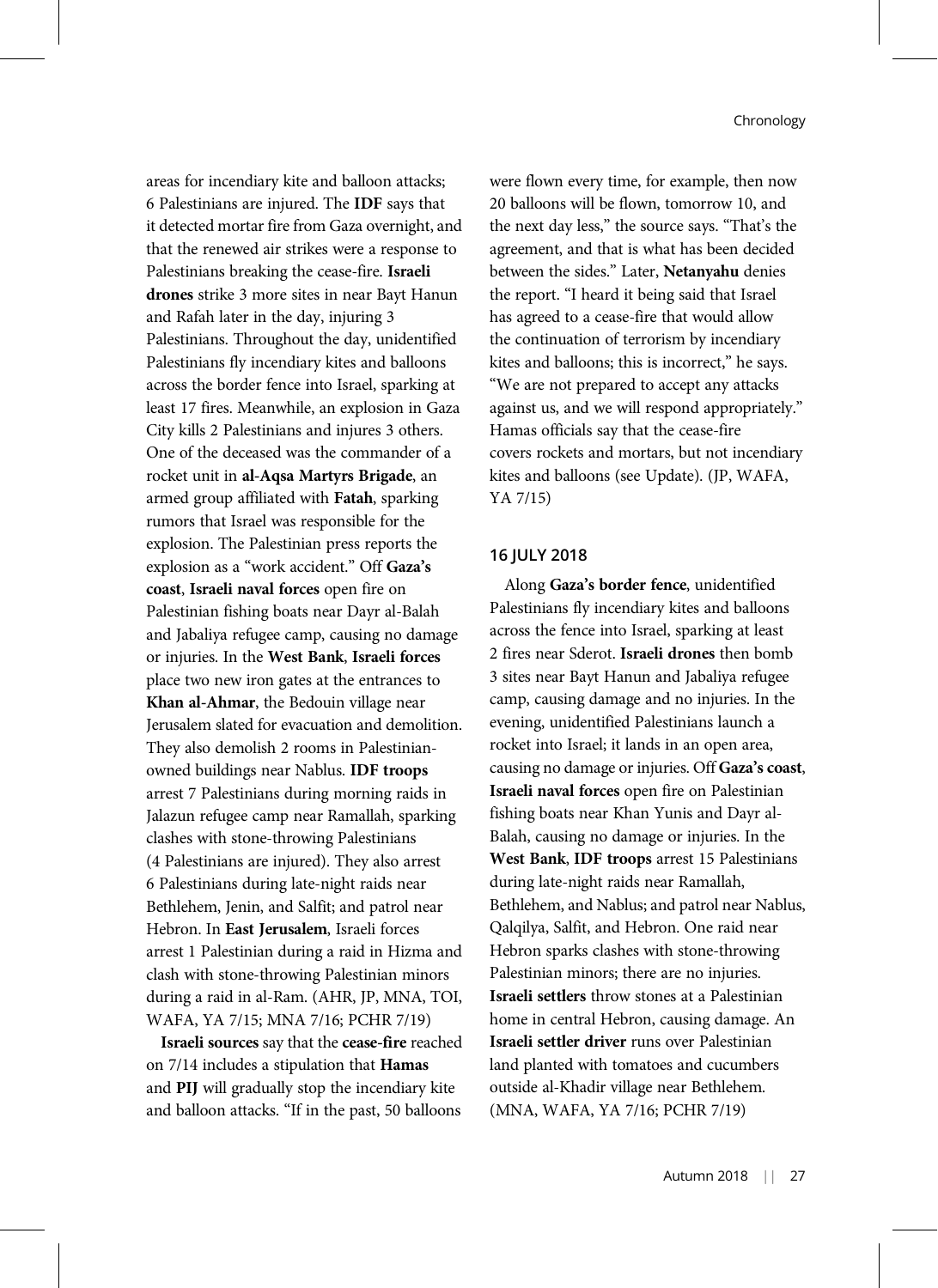areas for incendiary kite and balloon attacks; 6 Palestinians are injured. The **IDF** says that it detected mortar fire from Gaza overnight, and that the renewed air strikes were a response to Palestinians breaking the cease-fire. **Israeli drones** strike 3 more sites in near Bayt Hanun and Rafah later in the day, injuring 3 Palestinians. Throughout the day, unidentified Palestinians fly incendiary kites and balloons across the border fence into Israel, sparking at least 17 fires. Meanwhile, an explosion in Gaza City kills 2 Palestinians and injures 3 others. One of the deceased was the commander of a rocket unit in **al-Aqsa Martyrs Brigade**, an armed group affiliated with **Fatah**, sparking rumors that Israel was responsible for the explosion. The Palestinian press reports the explosion as a "work accident." Off **Gaza's coast**, **Israeli naval forces** open fire on Palestinian fishing boats near Dayr al-Balah and Jabaliya refugee camp, causing no damage or injuries. In the **West Bank**, **Israeli forces** place two new iron gates at the entrances to **Khan al-Ahmar**, the Bedouin village near Jerusalem slated for evacuation and demolition. They also demolish 2 rooms in Palestinian-owned buildings near Nablus. **IDF troops** arrest 7 Palestinians during morning raids in Jalazun refugee camp near Ramallah, sparking clashes with stone-throwing Palestinians (4 Palestinians are injured). They also arrest 6 Palestinians during late-night raids near Bethlehem, Jenin, and Salfit; and patrol near Hebron. In **East Jerusalem**, Israeli forces arrest 1 Palestinian during a raid in Hizma and clash with stone-throwing Palestinian minors during a raid in al-Ram. (AHR, JP, MNA, TOI, WAFA, YA 7/15; MNA 7/16; PCHR 7/19)

**Israeli sources** say that the **cease-fire** reached on 7/14 includes a stipulation that **Hamas** and **PIJ** will gradually stop the incendiary kite and balloon attacks. "If in the past, 50 balloons were flown every time, for example, then now 20 balloons will be flown, tomorrow 10, and the next day less," the source says. "That's the agreement, and that is what has been decided between the sides." Later, **Netanyahu** denies the report. "I heard it being said that Israel has agreed to a cease-fire that would allow the continuation of terrorism by incendiary kites and balloons; this is incorrect," he says. "We are not prepared to accept any attacks against us, and we will respond appropriately." Hamas officials say that the cease-fire covers rockets and mortars, but not incendiary kites and balloons (see Update). (JP, WAFA, YA 7/15)

### 16 JULY 2018

Along **Gaza's border fence**, unidentified Palestinians fly incendiary kites and balloons across the fence into Israel, sparking at least 2 fires near Sderot. **Israeli drones** then bomb 3 sites near Bayt Hanun and Jabaliya refugee camp, causing damage and no injuries. In the evening, unidentified Palestinians launch a rocket into Israel; it lands in an open area, causing no damage or injuries. Off **Gaza's coast**, **Israeli naval forces** open fire on Palestinian fishing boats near Khan Yunis and Dayr al-Balah, causing no damage or injuries. In the **West Bank**, **IDF troops** arrest 15 Palestinians during late-night raids near Ramallah, Bethlehem, and Nablus; and patrol near Nablus, Qalqilya, Salfit, and Hebron. One raid near Hebron sparks clashes with stone-throwing Palestinian minors; there are no injuries. **Israeli settlers** throw stones at a Palestinian home in central Hebron, causing damage. An **Israeli settler driver** runs over Palestinian land planted with tomatoes and cucumbers outside al-Khadir village near Bethlehem. (MNA, WAFA, YA 7/16; PCHR 7/19)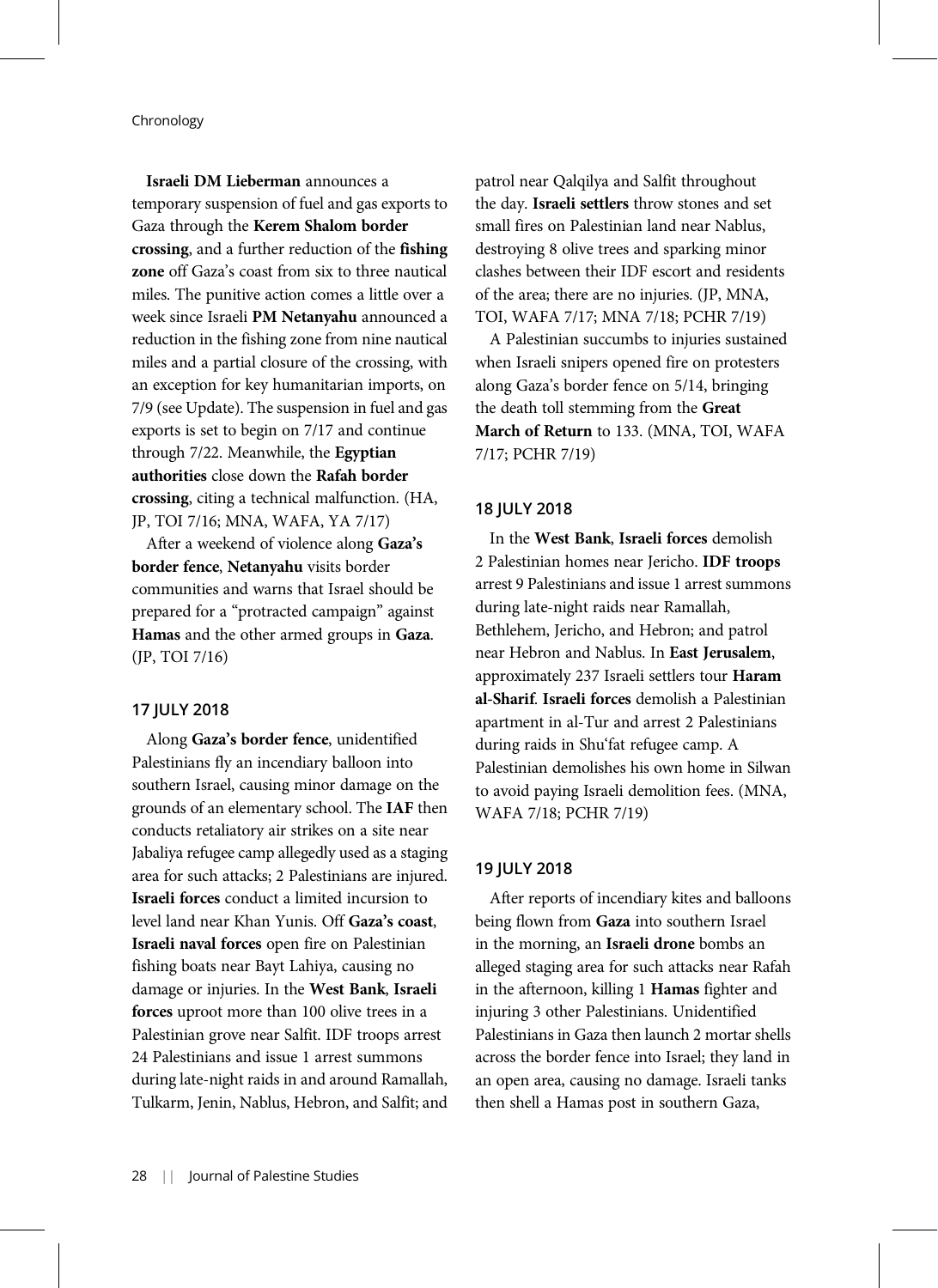**Israeli DM Lieberman** announces a temporary suspension of fuel and gas exports to Gaza through the **Kerem Shalom border crossing**, and a further reduction of the **fishing zone** off Gaza's coast from six to three nautical miles. The punitive action comes a little over a week since Israeli **PM Netanyahu** announced a reduction in the fishing zone from nine nautical miles and a partial closure of the crossing, with an exception for key humanitarian imports, on 7/9 (see Update). The suspension in fuel and gas exports is set to begin on 7/17 and continue through 7/22. Meanwhile, the **Egyptian authorities** close down the **Rafah border crossing**, citing a technical malfunction. (HA, JP, TOI 7/16; MNA, WAFA, YA 7/17)

After a weekend of violence along **Gaza's border fence**, **Netanyahu** visits border communities and warns that Israel should be prepared for a "protracted campaign" against **Hamas** and the other armed groups in **Gaza**. (JP, TOI 7/16)

## 17 JULY 2018

Along **Gaza's border fence**, unidentified Palestinians fly an incendiary balloon into southern Israel, causing minor damage on the grounds of an elementary school. The **IAF** then conducts retaliatory air strikes on a site near Jabaliya refugee camp allegedly used as a staging area for such attacks; 2 Palestinians are injured. **Israeli forces** conduct a limited incursion to level land near Khan Yunis. Off **Gaza's coast**, **Israeli naval forces** open fire on Palestinian fishing boats near Bayt Lahiya, causing no damage or injuries. In the **West Bank**, **Israeli forces** uproot more than 100 olive trees in a Palestinian grove near Salfit. IDF troops arrest 24 Palestinians and issue 1 arrest summons during late-night raids in and around Ramallah, Tulkarm, Jenin, Nablus, Hebron, and Salfit; and patrol near Qalqilya and Salfit throughout the day. **Israeli settlers** throw stones and set small fires on Palestinian land near Nablus, destroying 8 olive trees and sparking minor clashes between their IDF escort and residents of the area; there are no injuries. (JP, MNA, TOI, WAFA 7/17; MNA 7/18; PCHR 7/19)

A Palestinian succumbs to injuries sustained when Israeli snipers opened fire on protesters along Gaza's border fence on 5/14, bringing the death toll stemming from the **Great March of Return** to 133. (MNA, TOI, WAFA 7/17; PCHR 7/19)

## 18 JULY 2018

In the **West Bank**, **Israeli forces** demolish 2 Palestinian homes near Jericho. **IDF troops** arrest 9 Palestinians and issue 1 arrest summons during late-night raids near Ramallah, Bethlehem, Jericho, and Hebron; and patrol near Hebron and Nablus. In **East Jerusalem**, approximately 237 Israeli settlers tour **Haram al-Sharif**. **Israeli forces** demolish a Palestinian apartment in al-Tur and arrest 2 Palestinians during raids in Shu'fat refugee camp. A Palestinian demolishes his own home in Silwan to avoid paying Israeli demolition fees. (MNA, WAFA 7/18; PCHR 7/19)

## 19 JULY 2018

After reports of incendiary kites and balloons being flown from **Gaza** into southern Israel in the morning, an **Israeli drone** bombs an alleged staging area for such attacks near Rafah in the afternoon, killing 1 **Hamas** fighter and injuring 3 other Palestinians. Unidentified Palestinians in Gaza then launch 2 mortar shells across the border fence into Israel; they land in an open area, causing no damage. Israeli tanks then shell a Hamas post in southern Gaza,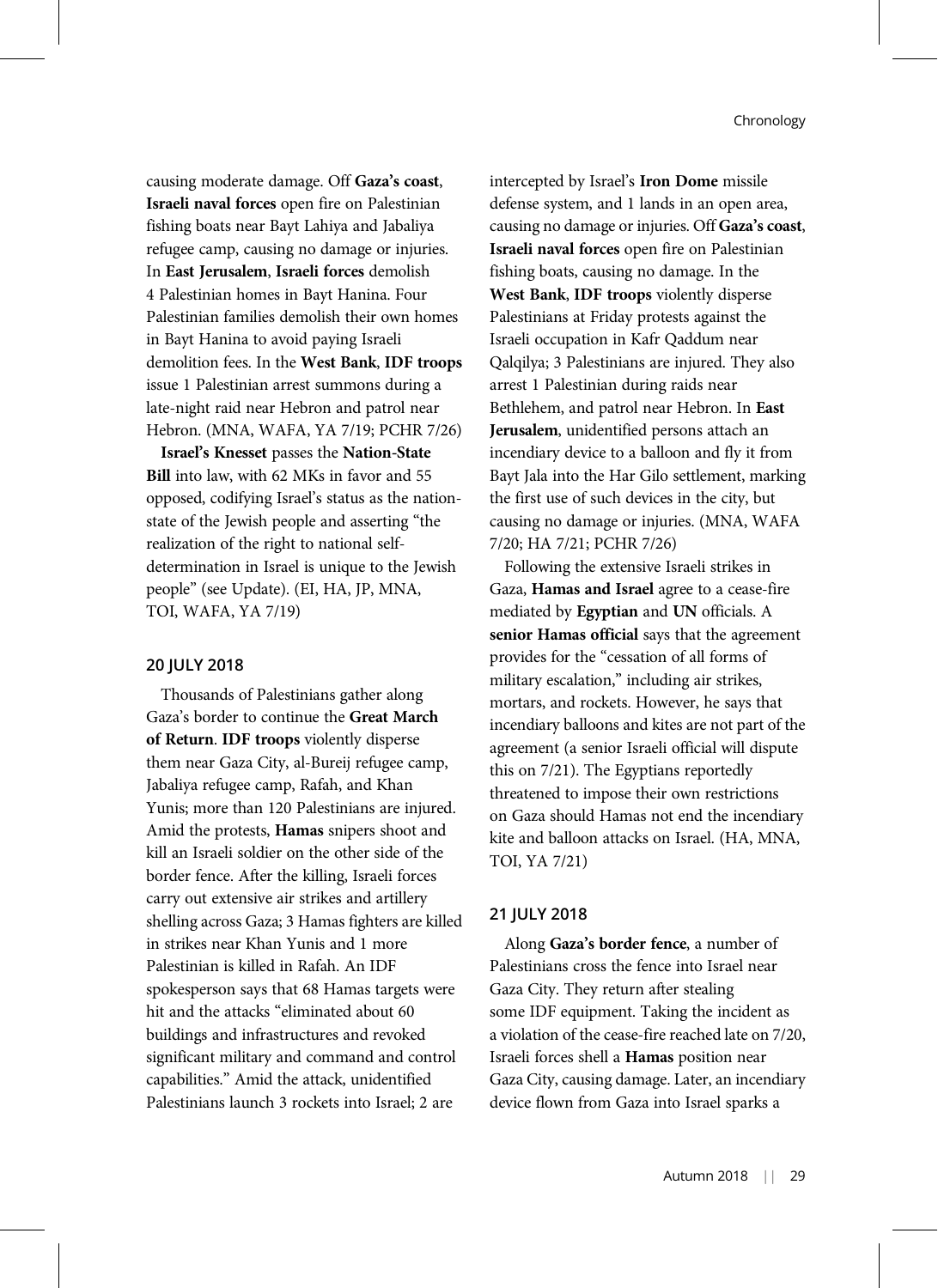causing moderate damage. Off **Gaza's coast**, **Israeli naval forces** open fire on Palestinian fishing boats near Bayt Lahiya and Jabaliya refugee camp, causing no damage or injuries. In **East Jerusalem**, **Israeli forces** demolish 4 Palestinian homes in Bayt Hanina. Four Palestinian families demolish their own homes in Bayt Hanina to avoid paying Israeli demolition fees. In the **West Bank**, **IDF troops** issue 1 Palestinian arrest summons during a late-night raid near Hebron and patrol near Hebron. (MNA, WAFA, YA 7/19; PCHR 7/26)

**Israel's Knesset** passes the **Nation-State Bill** into law, with 62 MKs in favor and 55 opposed, codifying Israel's status as the nation-state of the Jewish people and asserting "the realization of the right to national self-determination in Israel is unique to the Jewish people" (see Update). (EI, HA, JP, MNA, TOI, WAFA, YA 7/19)

#### 20 JULY 2018

Thousands of Palestinians gather along Gaza's border to continue the **Great March of Return**. **IDF troops** violently disperse them near Gaza City, al-Bureij refugee camp, Jabaliya refugee camp, Rafah, and Khan Yunis; more than 120 Palestinians are injured. Amid the protests, **Hamas** snipers shoot and kill an Israeli soldier on the other side of the border fence. After the killing, Israeli forces carry out extensive air strikes and artillery shelling across Gaza; 3 Hamas fighters are killed in strikes near Khan Yunis and 1 more Palestinian is killed in Rafah. An IDF spokesperson says that 68 Hamas targets were hit and the attacks "eliminated about 60 buildings and infrastructures and revoked significant military and command and control capabilities." Amid the attack, unidentified Palestinians launch 3 rockets into Israel; 2 are intercepted by Israel's **Iron Dome** missile defense system, and 1 lands in an open area, causing no damage or injuries. Off **Gaza's coast**, **Israeli naval forces** open fire on Palestinian fishing boats, causing no damage. In the **West Bank**, **IDF troops** violently disperse Palestinians at Friday protests against the Israeli occupation in Kafr Qaddum near Qalqilya; 3 Palestinians are injured. They also arrest 1 Palestinian during raids near Bethlehem, and patrol near Hebron. In **East Jerusalem**, unidentified persons attach an incendiary device to a balloon and fly it from Bayt Jala into the Har Gilo settlement, marking the first use of such devices in the city, but causing no damage or injuries. (MNA, WAFA 7/20; HA 7/21; PCHR 7/26)

Following the extensive Israeli strikes in Gaza, **Hamas and Israel** agree to a cease-fire mediated by **Egyptian** and **UN** officials. A **senior Hamas official** says that the agreement provides for the "cessation of all forms of military escalation," including air strikes, mortars, and rockets. However, he says that incendiary balloons and kites are not part of the agreement (a senior Israeli official will dispute this on 7/21). The Egyptians reportedly threatened to impose their own restrictions on Gaza should Hamas not end the incendiary kite and balloon attacks on Israel. (HA, MNA, TOI, YA 7/21)

#### 21 JULY 2018

Along **Gaza's border fence**, a number of Palestinians cross the fence into Israel near Gaza City. They return after stealing some IDF equipment. Taking the incident as a violation of the cease-fire reached late on 7/20, Israeli forces shell a **Hamas** position near Gaza City, causing damage. Later, an incendiary device flown from Gaza into Israel sparks a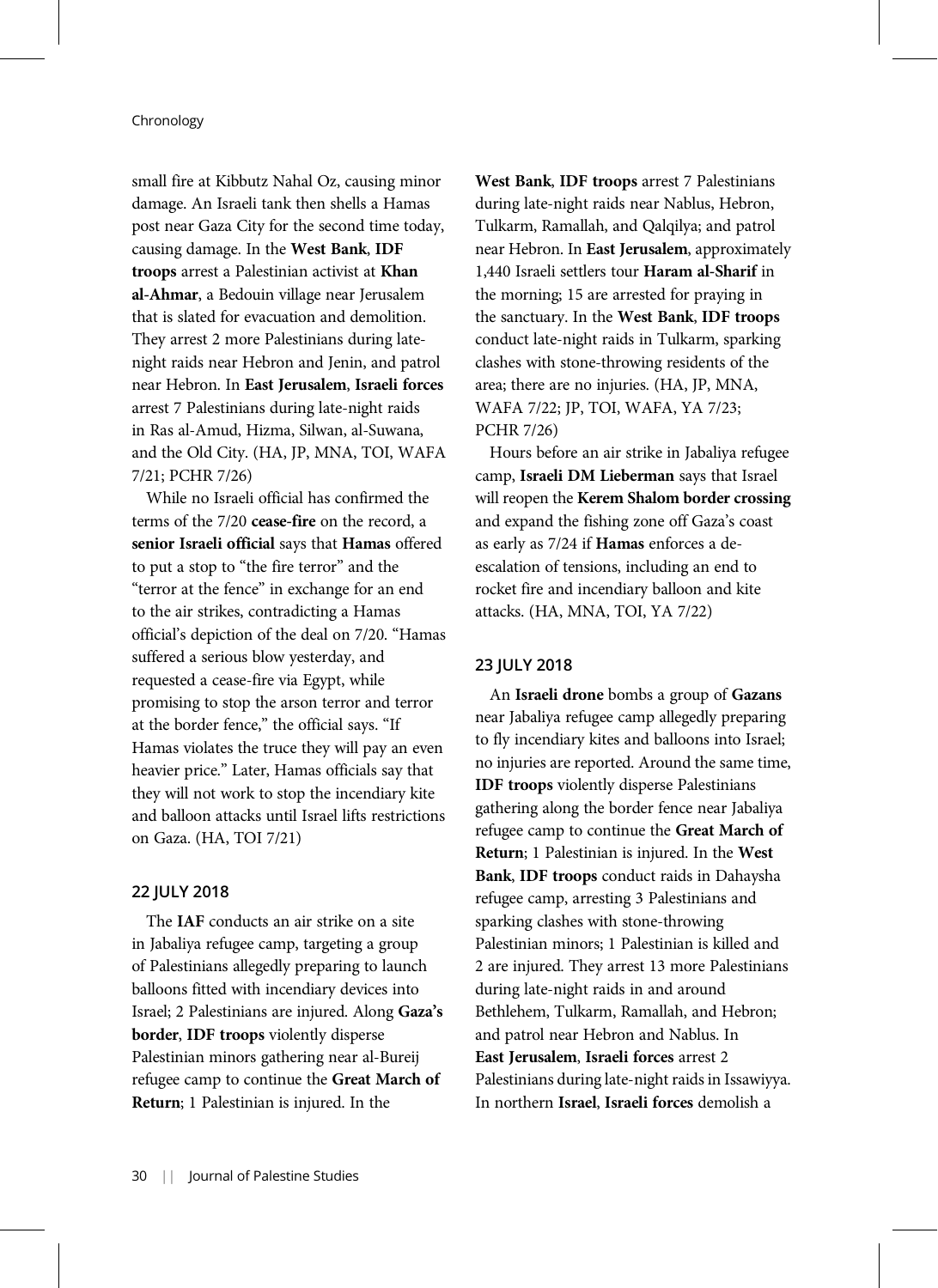small fire at Kibbutz Nahal Oz, causing minor damage. An Israeli tank then shells a Hamas post near Gaza City for the second time today, causing damage. In the **West Bank**, **IDF troops** arrest a Palestinian activist at **Khan al-Ahmar**, a Bedouin village near Jerusalem that is slated for evacuation and demolition. They arrest 2 more Palestinians during late-night raids near Hebron and Jenin, and patrol near Hebron. In **East Jerusalem**, **Israeli forces** arrest 7 Palestinians during late-night raids in Ras al-Amud, Hizma, Silwan, al-Suwana, and the Old City. (HA, JP, MNA, TOI, WAFA 7/21; PCHR 7/26)

While no Israeli official has confirmed the terms of the 7/20 **cease-fire** on the record, a **senior Israeli official** says that **Hamas** offered to put a stop to "the fire terror" and the "terror at the fence" in exchange for an end to the air strikes, contradicting a Hamas official's depiction of the deal on 7/20. "Hamas suffered a serious blow yesterday, and requested a cease-fire via Egypt, while promising to stop the arson terror and terror at the border fence," the official says. "If Hamas violates the truce they will pay an even heavier price." Later, Hamas officials say that they will not work to stop the incendiary kite and balloon attacks until Israel lifts restrictions on Gaza. (HA, TOI 7/21)

## 22 JULY 2018

The **IAF** conducts an air strike on a site in Jabaliya refugee camp, targeting a group of Palestinians allegedly preparing to launch balloons fitted with incendiary devices into Israel; 2 Palestinians are injured. Along **Gaza's border**, **IDF troops** violently disperse Palestinian minors gathering near al-Bureij refugee camp to continue the **Great March of Return**; 1 Palestinian is injured. In the **West Bank**, **IDF troops** arrest 7 Palestinians during late-night raids near Nablus, Hebron, Tulkarm, Ramallah, and Qalqilya; and patrol near Hebron. In **East Jerusalem**, approximately 1,440 Israeli settlers tour **Haram al-Sharif** in the morning; 15 are arrested for praying in the sanctuary. In the **West Bank**, **IDF troops** conduct late-night raids in Tulkarm, sparking clashes with stone-throwing residents of the area; there are no injuries. (HA, JP, MNA, WAFA 7/22; JP, TOI, WAFA, YA 7/23; PCHR 7/26)

Hours before an air strike in Jabaliya refugee camp, **Israeli DM Lieberman** says that Israel will reopen the **Kerem Shalom border crossing** and expand the fishing zone off Gaza's coast as early as 7/24 if **Hamas** enforces a de-escalation of tensions, including an end to rocket fire and incendiary balloon and kite attacks. (HA, MNA, TOI, YA 7/22)

## 23 JULY 2018

An **Israeli drone** bombs a group of **Gazans** near Jabaliya refugee camp allegedly preparing to fly incendiary kites and balloons into Israel; no injuries are reported. Around the same time, **IDF troops** violently disperse Palestinians gathering along the border fence near Jabaliya refugee camp to continue the **Great March of Return**; 1 Palestinian is injured. In the **West Bank**, **IDF troops** conduct raids in Dahaysha refugee camp, arresting 3 Palestinians and sparking clashes with stone-throwing Palestinian minors; 1 Palestinian is killed and 2 are injured. They arrest 13 more Palestinians during late-night raids in and around Bethlehem, Tulkarm, Ramallah, and Hebron; and patrol near Hebron and Nablus. In **East Jerusalem**, **Israeli forces** arrest 2 Palestinians during late-night raids in Issawiyya. In northern **Israel**, **Israeli forces** demolish a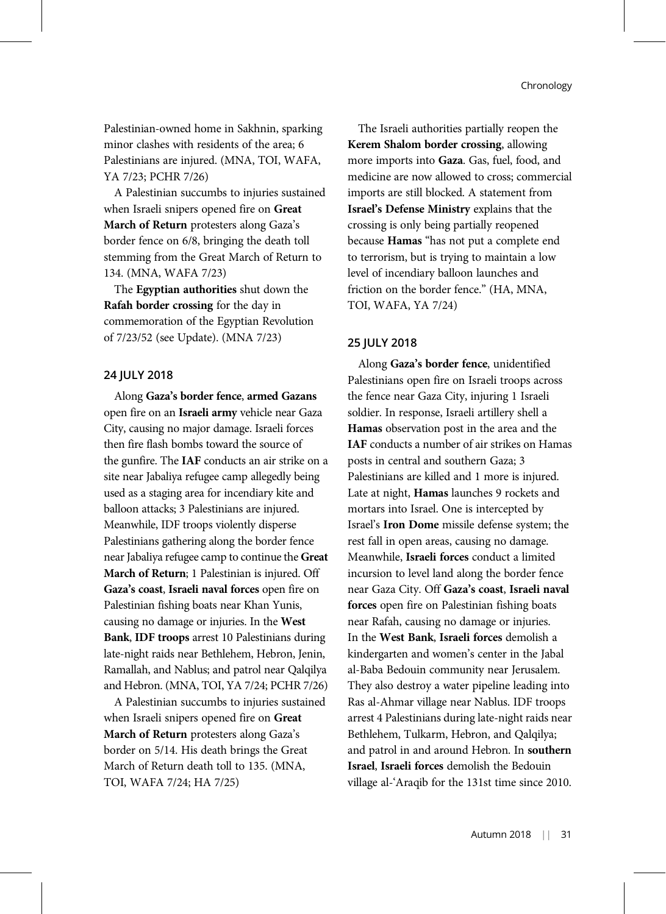Palestinian-owned home in Sakhnin, sparking minor clashes with residents of the area; 6 Palestinians are injured. (MNA, TOI, WAFA, YA 7/23; PCHR 7/26)

A Palestinian succumbs to injuries sustained when Israeli snipers opened fire on **Great March of Return** protesters along Gaza's border fence on 6/8, bringing the death toll stemming from the Great March of Return to 134. (MNA, WAFA 7/23)

The **Egyptian authorities** shut down the **Rafah border crossing** for the day in commemoration of the Egyptian Revolution of 7/23/52 (see Update). (MNA 7/23)

### 24 JULY 2018

Along **Gaza's border fence**, **armed Gazans** open fire on an **Israeli army** vehicle near Gaza City, causing no major damage. Israeli forces then fire flash bombs toward the source of the gunfire. The **IAF** conducts an air strike on a site near Jabaliya refugee camp allegedly being used as a staging area for incendiary kite and balloon attacks; 3 Palestinians are injured. Meanwhile, IDF troops violently disperse Palestinians gathering along the border fence near Jabaliya refugee camp to continue the **Great March of Return**; 1 Palestinian is injured. Off **Gaza's coast**, **Israeli naval forces** open fire on Palestinian fishing boats near Khan Yunis, causing no damage or injuries. In the **West Bank**, **IDF troops** arrest 10 Palestinians during late-night raids near Bethlehem, Hebron, Jenin, Ramallah, and Nablus; and patrol near Qalqilya and Hebron. (MNA, TOI, YA 7/24; PCHR 7/26)

A Palestinian succumbs to injuries sustained when Israeli snipers opened fire on **Great March of Return** protesters along Gaza's border on 5/14. His death brings the Great March of Return death toll to 135. (MNA, TOI, WAFA 7/24; HA 7/25)

The Israeli authorities partially reopen the **Kerem Shalom border crossing**, allowing more imports into **Gaza**. Gas, fuel, food, and medicine are now allowed to cross; commercial imports are still blocked. A statement from **Israel's Defense Ministry** explains that the crossing is only being partially reopened because **Hamas** "has not put a complete end to terrorism, but is trying to maintain a low level of incendiary balloon launches and friction on the border fence." (HA, MNA, TOI, WAFA, YA 7/24)

### 25 JULY 2018

Along **Gaza's border fence**, unidentified Palestinians open fire on Israeli troops across the fence near Gaza City, injuring 1 Israeli soldier. In response, Israeli artillery shell a **Hamas** observation post in the area and the **IAF** conducts a number of air strikes on Hamas posts in central and southern Gaza; 3 Palestinians are killed and 1 more is injured. Late at night, **Hamas** launches 9 rockets and mortars into Israel. One is intercepted by Israel's **Iron Dome** missile defense system; the rest fall in open areas, causing no damage. Meanwhile, **Israeli forces** conduct a limited incursion to level land along the border fence near Gaza City. Off **Gaza's coast**, **Israeli naval forces** open fire on Palestinian fishing boats near Rafah, causing no damage or injuries. In the **West Bank**, **Israeli forces** demolish a kindergarten and women's center in the Jabal al-Baba Bedouin community near Jerusalem. They also destroy a water pipeline leading into Ras al-Ahmar village near Nablus. IDF troops arrest 4 Palestinians during late-night raids near Bethlehem, Tulkarm, Hebron, and Qalqilya; and patrol in and around Hebron. In **southern Israel**, **Israeli forces** demolish the Bedouin village al-ʿAraqib for the 131st time since 2010.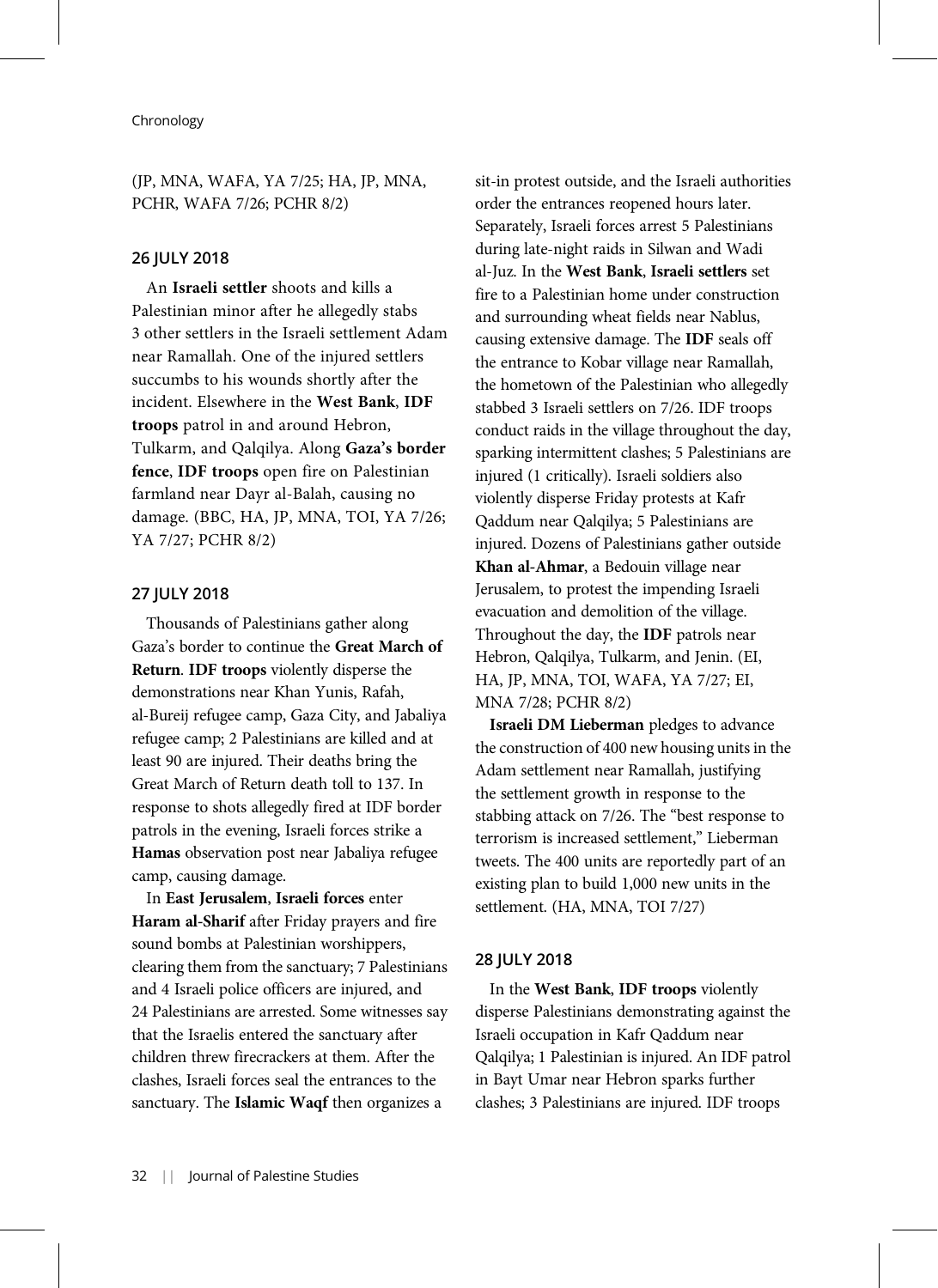(JP, MNA, WAFA, YA 7/25; HA, JP, MNA, PCHR, WAFA 7/26; PCHR 8/2)

### 26 JULY 2018

An **Israeli settler** shoots and kills a Palestinian minor after he allegedly stabs 3 other settlers in the Israeli settlement Adam near Ramallah. One of the injured settlers succumbs to his wounds shortly after the incident. Elsewhere in the **West Bank**, **IDF troops** patrol in and around Hebron, Tulkarm, and Qalqilya. Along **Gaza's border fence**, **IDF troops** open fire on Palestinian farmland near Dayr al-Balah, causing no damage. (BBC, HA, JP, MNA, TOI, YA 7/26; YA 7/27; PCHR 8/2)

### 27 JULY 2018

Thousands of Palestinians gather along Gaza's border to continue the **Great March of Return**. **IDF troops** violently disperse the demonstrations near Khan Yunis, Rafah, al-Bureij refugee camp, Gaza City, and Jabaliya refugee camp; 2 Palestinians are killed and at least 90 are injured. Their deaths bring the Great March of Return death toll to 137. In response to shots allegedly fired at IDF border patrols in the evening, Israeli forces strike a **Hamas** observation post near Jabaliya refugee camp, causing damage.

In **East Jerusalem**, **Israeli forces** enter **Haram al-Sharif** after Friday prayers and fire sound bombs at Palestinian worshippers, clearing them from the sanctuary; 7 Palestinians and 4 Israeli police officers are injured, and 24 Palestinians are arrested. Some witnesses say that the Israelis entered the sanctuary after children threw firecrackers at them. After the clashes, Israeli forces seal the entrances to the sanctuary. The **Islamic Waqf** then organizes a sit-in protest outside, and the Israeli authorities order the entrances reopened hours later. Separately, Israeli forces arrest 5 Palestinians during late-night raids in Silwan and Wadi al-Juz. In the **West Bank**, **Israeli settlers** set fire to a Palestinian home under construction and surrounding wheat fields near Nablus, causing extensive damage. The **IDF** seals off the entrance to Kobar village near Ramallah, the hometown of the Palestinian who allegedly stabbed 3 Israeli settlers on 7/26. IDF troops conduct raids in the village throughout the day, sparking intermittent clashes; 5 Palestinians are injured (1 critically). Israeli soldiers also violently disperse Friday protests at Kafr Qaddum near Qalqilya; 5 Palestinians are injured. Dozens of Palestinians gather outside **Khan al-Ahmar**, a Bedouin village near Jerusalem, to protest the impending Israeli evacuation and demolition of the village. Throughout the day, the **IDF** patrols near Hebron, Qalqilya, Tulkarm, and Jenin. (EI, HA, JP, MNA, TOI, WAFA, YA 7/27; EI, MNA 7/28; PCHR 8/2)

**Israeli DM Lieberman** pledges to advance the construction of 400 new housing units in the Adam settlement near Ramallah, justifying the settlement growth in response to the stabbing attack on 7/26. The "best response to terrorism is increased settlement," Lieberman tweets. The 400 units are reportedly part of an existing plan to build 1,000 new units in the settlement. (HA, MNA, TOI 7/27)

### 28 JULY 2018

In the **West Bank**, **IDF troops** violently disperse Palestinians demonstrating against the Israeli occupation in Kafr Qaddum near Qalqilya; 1 Palestinian is injured. An IDF patrol in Bayt Umar near Hebron sparks further clashes; 3 Palestinians are injured. IDF troops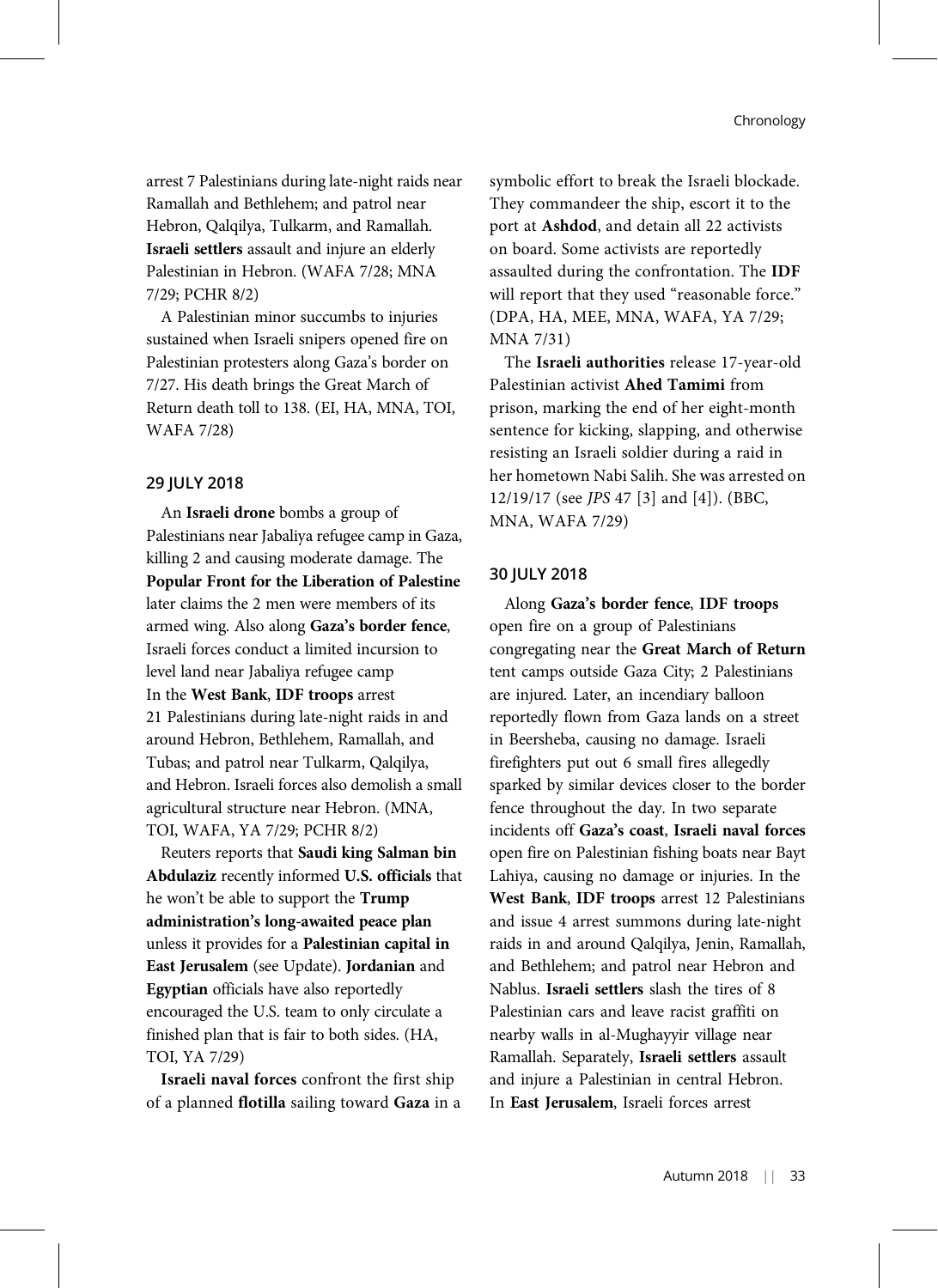arrest 7 Palestinians during late-night raids near Ramallah and Bethlehem; and patrol near Hebron, Qalqilya, Tulkarm, and Ramallah. **Israeli settlers** assault and injure an elderly Palestinian in Hebron. (WAFA 7/28; MNA 7/29; PCHR 8/2)

A Palestinian minor succumbs to injuries sustained when Israeli snipers opened fire on Palestinian protesters along Gaza's border on 7/27. His death brings the Great March of Return death toll to 138. (EI, HA, MNA, TOI, WAFA 7/28)

### 29 JULY 2018

An **Israeli drone** bombs a group of Palestinians near Jabaliya refugee camp in Gaza, killing 2 and causing moderate damage. The **Popular Front for the Liberation of Palestine** later claims the 2 men were members of its armed wing. Also along **Gaza's border fence**, Israeli forces conduct a limited incursion to level land near Jabaliya refugee camp In the **West Bank**, **IDF troops** arrest 21 Palestinians during late-night raids in and around Hebron, Bethlehem, Ramallah, and Tubas; and patrol near Tulkarm, Qalqilya, and Hebron. Israeli forces also demolish a small agricultural structure near Hebron. (MNA, TOI, WAFA, YA 7/29; PCHR 8/2)

Reuters reports that **Saudi king Salman bin Abdulaziz** recently informed **U.S. officials** that he won't be able to support the **Trump administration's long-awaited peace plan** unless it provides for a **Palestinian capital in East Jerusalem** (see Update). **Jordanian** and **Egyptian** officials have also reportedly encouraged the U.S. team to only circulate a finished plan that is fair to both sides. (HA, TOI, YA 7/29)

**Israeli naval forces** confront the first ship of a planned **flotilla** sailing toward **Gaza** in a symbolic effort to break the Israeli blockade. They commandeer the ship, escort it to the port at **Ashdod**, and detain all 22 activists on board. Some activists are reportedly assaulted during the confrontation. The **IDF** will report that they used "reasonable force." (DPA, HA, MEE, MNA, WAFA, YA 7/29; MNA 7/31)

The **Israeli authorities** release 17-year-old Palestinian activist **Ahed Tamimi** from prison, marking the end of her eight-month sentence for kicking, slapping, and otherwise resisting an Israeli soldier during a raid in her hometown Nabi Salih. She was arrested on 12/19/17 (see *JPS* 47 [3] and [4]). (BBC, MNA, WAFA 7/29)

### 30 JULY 2018

Along **Gaza's border fence**, **IDF troops** open fire on a group of Palestinians congregating near the **Great March of Return** tent camps outside Gaza City; 2 Palestinians are injured. Later, an incendiary balloon reportedly flown from Gaza lands on a street in Beersheba, causing no damage. Israeli firefighters put out 6 small fires allegedly sparked by similar devices closer to the border fence throughout the day. In two separate incidents off **Gaza's coast**, **Israeli naval forces** open fire on Palestinian fishing boats near Bayt Lahiya, causing no damage or injuries. In the **West Bank**, **IDF troops** arrest 12 Palestinians and issue 4 arrest summons during late-night raids in and around Qalqilya, Jenin, Ramallah, and Bethlehem; and patrol near Hebron and Nablus. **Israeli settlers** slash the tires of 8 Palestinian cars and leave racist graffiti on nearby walls in al-Mughayyir village near Ramallah. Separately, **Israeli settlers** assault and injure a Palestinian in central Hebron. In **East Jerusalem**, Israeli forces arrest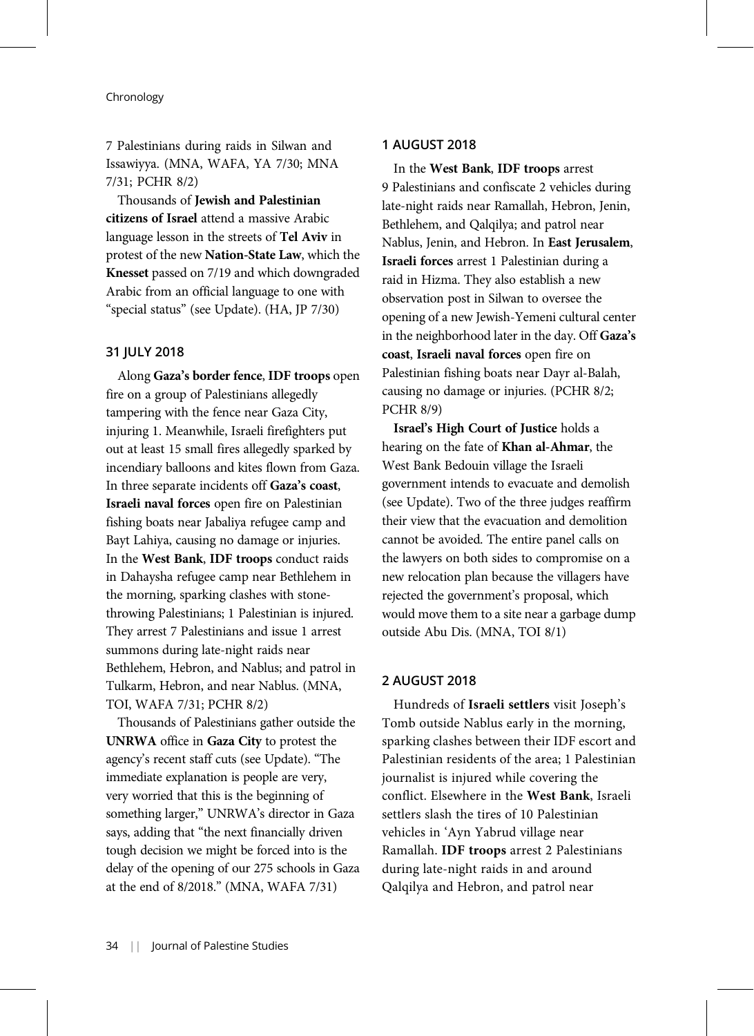7 Palestinians during raids in Silwan and Issawiyya. (MNA, WAFA, YA 7/30; MNA 7/31; PCHR 8/2)

Thousands of **Jewish and Palestinian citizens of Israel** attend a massive Arabic language lesson in the streets of **Tel Aviv** in protest of the new **Nation-State Law**, which the **Knesset** passed on 7/19 and which downgraded Arabic from an official language to one with "special status" (see Update). (HA, JP 7/30)

### 31 JULY 2018

Along **Gaza's border fence**, **IDF troops** open fire on a group of Palestinians allegedly tampering with the fence near Gaza City, injuring 1. Meanwhile, Israeli firefighters put out at least 15 small fires allegedly sparked by incendiary balloons and kites flown from Gaza. In three separate incidents off **Gaza's coast**, **Israeli naval forces** open fire on Palestinian fishing boats near Jabaliya refugee camp and Bayt Lahiya, causing no damage or injuries. In the **West Bank**, **IDF troops** conduct raids in Dahaysha refugee camp near Bethlehem in the morning, sparking clashes with stone-throwing Palestinians; 1 Palestinian is injured. They arrest 7 Palestinians and issue 1 arrest summons during late-night raids near Bethlehem, Hebron, and Nablus; and patrol in Tulkarm, Hebron, and near Nablus. (MNA, TOI, WAFA 7/31; PCHR 8/2)

Thousands of Palestinians gather outside the **UNRWA** office in **Gaza City** to protest the agency's recent staff cuts (see Update). "The immediate explanation is people are very, very worried that this is the beginning of something larger," UNRWA's director in Gaza says, adding that "the next financially driven tough decision we might be forced into is the delay of the opening of our 275 schools in Gaza at the end of 8/2018." (MNA, WAFA 7/31)

### 1 AUGUST 2018

In the **West Bank**, **IDF troops** arrest 9 Palestinians and confiscate 2 vehicles during late-night raids near Ramallah, Hebron, Jenin, Bethlehem, and Qalqilya; and patrol near Nablus, Jenin, and Hebron. In **East Jerusalem**, **Israeli forces** arrest 1 Palestinian during a raid in Hizma. They also establish a new observation post in Silwan to oversee the opening of a new Jewish-Yemeni cultural center in the neighborhood later in the day. Off **Gaza's coast**, **Israeli naval forces** open fire on Palestinian fishing boats near Dayr al-Balah, causing no damage or injuries. (PCHR 8/2; PCHR 8/9)

**Israel's High Court of Justice** holds a hearing on the fate of **Khan al-Ahmar**, the West Bank Bedouin village the Israeli government intends to evacuate and demolish (see Update). Two of the three judges reaffirm their view that the evacuation and demolition cannot be avoided. The entire panel calls on the lawyers on both sides to compromise on a new relocation plan because the villagers have rejected the government's proposal, which would move them to a site near a garbage dump outside Abu Dis. (MNA, TOI 8/1)

### 2 AUGUST 2018

Hundreds of **Israeli settlers** visit Joseph's Tomb outside Nablus early in the morning, sparking clashes between their IDF escort and Palestinian residents of the area; 1 Palestinian journalist is injured while covering the conflict. Elsewhere in the **West Bank**, Israeli settlers slash the tires of 10 Palestinian vehicles in ʿAyn Yabrud village near Ramallah. **IDF troops** arrest 2 Palestinians during late-night raids in and around Qalqilya and Hebron, and patrol near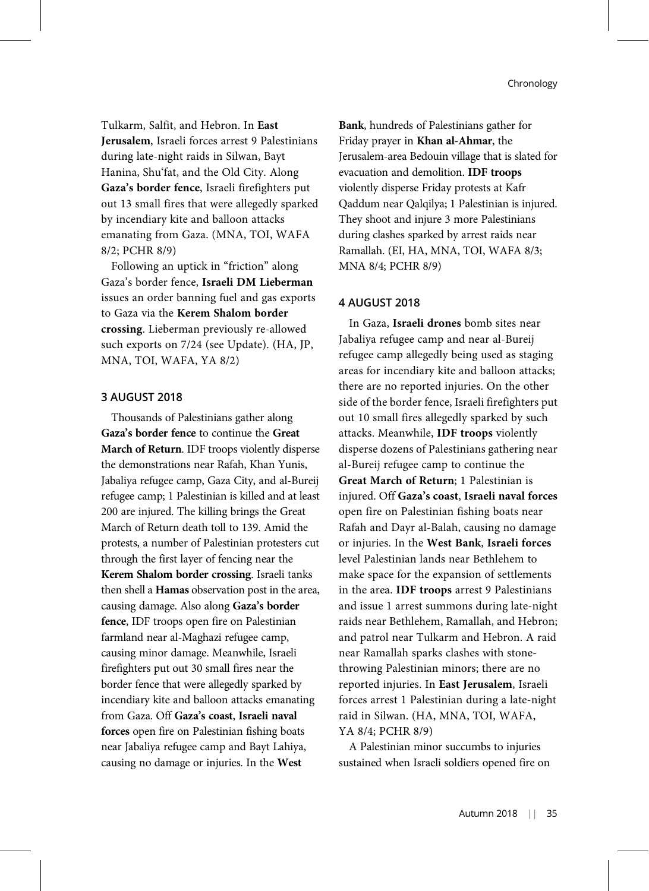Tulkarm, Salfit, and Hebron. In **East Jerusalem**, Israeli forces arrest 9 Palestinians during late-night raids in Silwan, Bayt Hanina, Shu'fat, and the Old City. Along **Gaza's border fence**, Israeli firefighters put out 13 small fires that were allegedly sparked by incendiary kite and balloon attacks emanating from Gaza. (MNA, TOI, WAFA 8/2; PCHR 8/9)

Following an uptick in "friction" along Gaza's border fence, **Israeli DM Lieberman** issues an order banning fuel and gas exports to Gaza via the **Kerem Shalom border crossing**. Lieberman previously re-allowed such exports on 7/24 (see Update). (HA, JP, MNA, TOI, WAFA, YA 8/2)

### 3 AUGUST 2018

Thousands of Palestinians gather along **Gaza's border fence** to continue the **Great March of Return**. IDF troops violently disperse the demonstrations near Rafah, Khan Yunis, Jabaliya refugee camp, Gaza City, and al-Bureij refugee camp; 1 Palestinian is killed and at least 200 are injured. The killing brings the Great March of Return death toll to 139. Amid the protests, a number of Palestinian protesters cut through the first layer of fencing near the **Kerem Shalom border crossing**. Israeli tanks then shell a **Hamas** observation post in the area, causing damage. Also along **Gaza's border fence**, IDF troops open fire on Palestinian farmland near al-Maghazi refugee camp, causing minor damage. Meanwhile, Israeli firefighters put out 30 small fires near the border fence that were allegedly sparked by incendiary kite and balloon attacks emanating from Gaza. Off **Gaza's coast**, **Israeli naval forces** open fire on Palestinian fishing boats near Jabaliya refugee camp and Bayt Lahiya, causing no damage or injuries. In the **West Bank**, hundreds of Palestinians gather for Friday prayer in **Khan al-Ahmar**, the Jerusalem-area Bedouin village that is slated for evacuation and demolition. **IDF troops** violently disperse Friday protests at Kafr Qaddum near Qalqilya; 1 Palestinian is injured. They shoot and injure 3 more Palestinians during clashes sparked by arrest raids near Ramallah. (EI, HA, MNA, TOI, WAFA 8/3; MNA 8/4; PCHR 8/9)

### 4 AUGUST 2018

In Gaza, **Israeli drones** bomb sites near Jabaliya refugee camp and near al-Bureij refugee camp allegedly being used as staging areas for incendiary kite and balloon attacks; there are no reported injuries. On the other side of the border fence, Israeli firefighters put out 10 small fires allegedly sparked by such attacks. Meanwhile, **IDF troops** violently disperse dozens of Palestinians gathering near al-Bureij refugee camp to continue the **Great March of Return**; 1 Palestinian is injured. Off **Gaza's coast**, **Israeli naval forces** open fire on Palestinian fishing boats near Rafah and Dayr al-Balah, causing no damage or injuries. In the **West Bank**, **Israeli forces** level Palestinian lands near Bethlehem to make space for the expansion of settlements in the area. **IDF troops** arrest 9 Palestinians and issue 1 arrest summons during late-night raids near Bethlehem, Ramallah, and Hebron; and patrol near Tulkarm and Hebron. A raid near Ramallah sparks clashes with stone-throwing Palestinian minors; there are no reported injuries. In **East Jerusalem**, Israeli forces arrest 1 Palestinian during a late-night raid in Silwan. (HA, MNA, TOI, WAFA, YA 8/4; PCHR 8/9)

A Palestinian minor succumbs to injuries sustained when Israeli soldiers opened fire on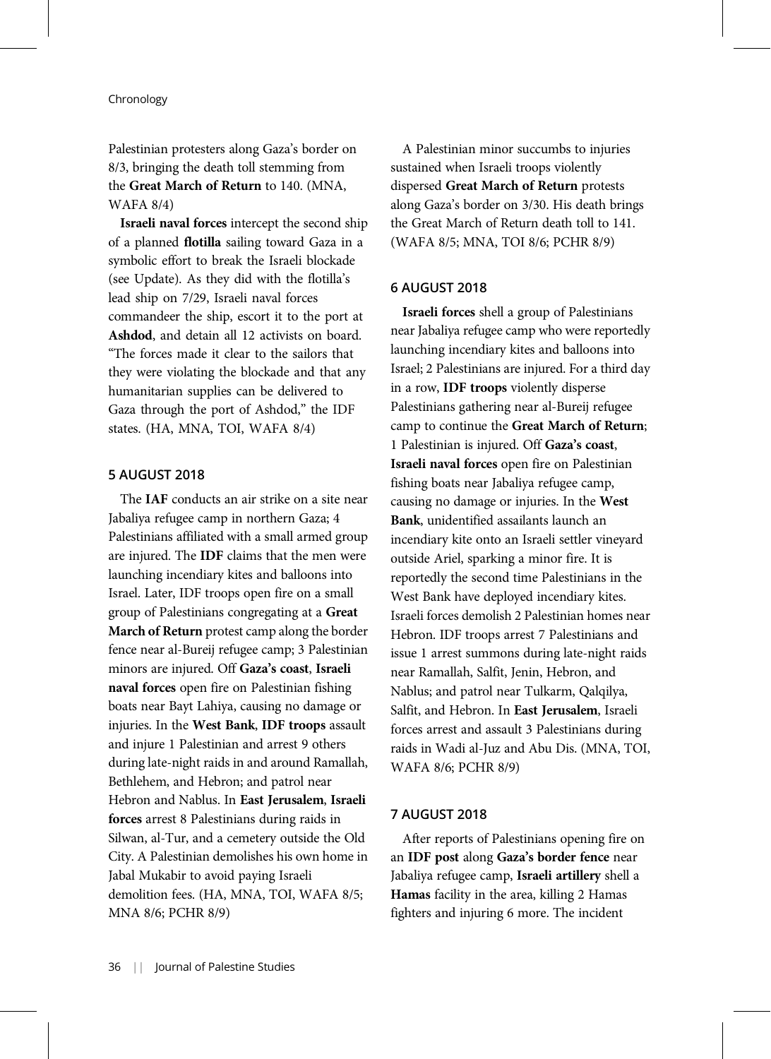Palestinian protesters along Gaza's border on 8/3, bringing the death toll stemming from the **Great March of Return** to 140. (MNA, WAFA 8/4)

**Israeli naval forces** intercept the second ship of a planned **flotilla** sailing toward Gaza in a symbolic effort to break the Israeli blockade (see Update). As they did with the flotilla's lead ship on 7/29, Israeli naval forces commandeer the ship, escort it to the port at **Ashdod**, and detain all 12 activists on board. "The forces made it clear to the sailors that they were violating the blockade and that any humanitarian supplies can be delivered to Gaza through the port of Ashdod," the IDF states. (HA, MNA, TOI, WAFA 8/4)

## 5 AUGUST 2018

The **IAF** conducts an air strike on a site near Jabaliya refugee camp in northern Gaza; 4 Palestinians affiliated with a small armed group are injured. The **IDF** claims that the men were launching incendiary kites and balloons into Israel. Later, IDF troops open fire on a small group of Palestinians congregating at a **Great March of Return** protest camp along the border fence near al-Bureij refugee camp; 3 Palestinian minors are injured. Off **Gaza's coast**, **Israeli naval forces** open fire on Palestinian fishing boats near Bayt Lahiya, causing no damage or injuries. In the **West Bank**, **IDF troops** assault and injure 1 Palestinian and arrest 9 others during late-night raids in and around Ramallah, Bethlehem, and Hebron; and patrol near Hebron and Nablus. In **East Jerusalem**, **Israeli forces** arrest 8 Palestinians during raids in Silwan, al-Tur, and a cemetery outside the Old City. A Palestinian demolishes his own home in Jabal Mukabir to avoid paying Israeli demolition fees. (HA, MNA, TOI, WAFA 8/5; MNA 8/6; PCHR 8/9)

A Palestinian minor succumbs to injuries sustained when Israeli troops violently dispersed **Great March of Return** protests along Gaza's border on 3/30. His death brings the Great March of Return death toll to 141. (WAFA 8/5; MNA, TOI 8/6; PCHR 8/9)

## 6 AUGUST 2018

**Israeli forces** shell a group of Palestinians near Jabaliya refugee camp who were reportedly launching incendiary kites and balloons into Israel; 2 Palestinians are injured. For a third day in a row, **IDF troops** violently disperse Palestinians gathering near al-Bureij refugee camp to continue the **Great March of Return**; 1 Palestinian is injured. Off **Gaza's coast**, **Israeli naval forces** open fire on Palestinian fishing boats near Jabaliya refugee camp, causing no damage or injuries. In the **West Bank**, unidentified assailants launch an incendiary kite onto an Israeli settler vineyard outside Ariel, sparking a minor fire. It is reportedly the second time Palestinians in the West Bank have deployed incendiary kites. Israeli forces demolish 2 Palestinian homes near Hebron. IDF troops arrest 7 Palestinians and issue 1 arrest summons during late-night raids near Ramallah, Salfit, Jenin, Hebron, and Nablus; and patrol near Tulkarm, Qalqilya, Salfit, and Hebron. In **East Jerusalem**, Israeli forces arrest and assault 3 Palestinians during raids in Wadi al-Juz and Abu Dis. (MNA, TOI, WAFA 8/6; PCHR 8/9)

## 7 AUGUST 2018

After reports of Palestinians opening fire on an **IDF post** along **Gaza's border fence** near Jabaliya refugee camp, **Israeli artillery** shell a **Hamas** facility in the area, killing 2 Hamas fighters and injuring 6 more. The incident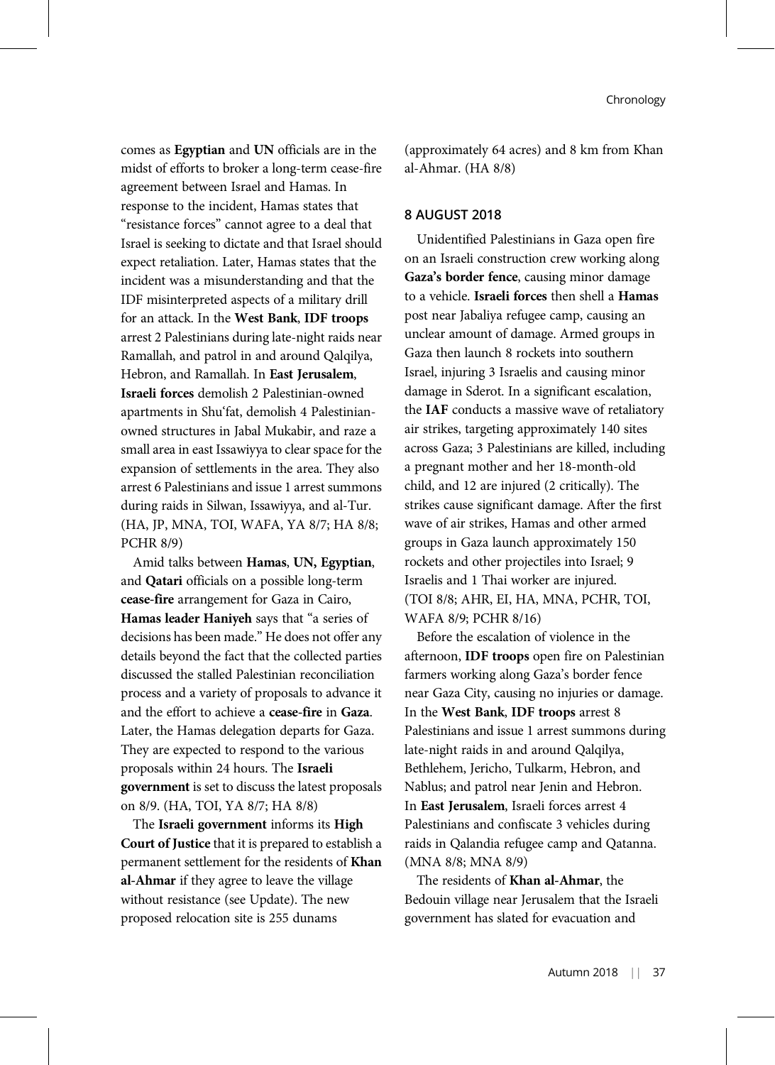comes as **Egyptian** and **UN** officials are in the midst of efforts to broker a long-term cease-fire agreement between Israel and Hamas. In response to the incident, Hamas states that "resistance forces" cannot agree to a deal that Israel is seeking to dictate and that Israel should expect retaliation. Later, Hamas states that the incident was a misunderstanding and that the IDF misinterpreted aspects of a military drill for an attack. In the **West Bank**, **IDF troops** arrest 2 Palestinians during late-night raids near Ramallah, and patrol in and around Qalqilya, Hebron, and Ramallah. In **East Jerusalem**, **Israeli forces** demolish 2 Palestinian-owned apartments in Shu'fat, demolish 4 Palestinian-owned structures in Jabal Mukabir, and raze a small area in east Issawiyya to clear space for the expansion of settlements in the area. They also arrest 6 Palestinians and issue 1 arrest summons during raids in Silwan, Issawiyya, and al-Tur. (HA, JP, MNA, TOI, WAFA, YA 8/7; HA 8/8; PCHR 8/9)

Amid talks between **Hamas**, **UN, Egyptian**, and **Qatari** officials on a possible long-term **cease-fire** arrangement for Gaza in Cairo, **Hamas leader Haniyeh** says that "a series of decisions has been made." He does not offer any details beyond the fact that the collected parties discussed the stalled Palestinian reconciliation process and a variety of proposals to advance it and the effort to achieve a **cease-fire** in **Gaza**. Later, the Hamas delegation departs for Gaza. They are expected to respond to the various proposals within 24 hours. The **Israeli government** is set to discuss the latest proposals on 8/9. (HA, TOI, YA 8/7; HA 8/8)

The **Israeli government** informs its **High Court of Justice** that it is prepared to establish a permanent settlement for the residents of **Khan al-Ahmar** if they agree to leave the village without resistance (see Update). The new proposed relocation site is 255 dunams (approximately 64 acres) and 8 km from Khan al-Ahmar. (HA 8/8)

## 8 AUGUST 2018

Unidentified Palestinians in Gaza open fire on an Israeli construction crew working along **Gaza's border fence**, causing minor damage to a vehicle. **Israeli forces** then shell a **Hamas** post near Jabaliya refugee camp, causing an unclear amount of damage. Armed groups in Gaza then launch 8 rockets into southern Israel, injuring 3 Israelis and causing minor damage in Sderot. In a significant escalation, the **IAF** conducts a massive wave of retaliatory air strikes, targeting approximately 140 sites across Gaza; 3 Palestinians are killed, including a pregnant mother and her 18-month-old child, and 12 are injured (2 critically). The strikes cause significant damage. After the first wave of air strikes, Hamas and other armed groups in Gaza launch approximately 150 rockets and other projectiles into Israel; 9 Israelis and 1 Thai worker are injured. (TOI 8/8; AHR, EI, HA, MNA, PCHR, TOI, WAFA 8/9; PCHR 8/16)

Before the escalation of violence in the afternoon, **IDF troops** open fire on Palestinian farmers working along Gaza's border fence near Gaza City, causing no injuries or damage. In the **West Bank**, **IDF troops** arrest 8 Palestinians and issue 1 arrest summons during late-night raids in and around Qalqilya, Bethlehem, Jericho, Tulkarm, Hebron, and Nablus; and patrol near Jenin and Hebron. In **East Jerusalem**, Israeli forces arrest 4 Palestinians and confiscate 3 vehicles during raids in Qalandia refugee camp and Qatanna. (MNA 8/8; MNA 8/9)

The residents of **Khan al-Ahmar**, the Bedouin village near Jerusalem that the Israeli government has slated for evacuation and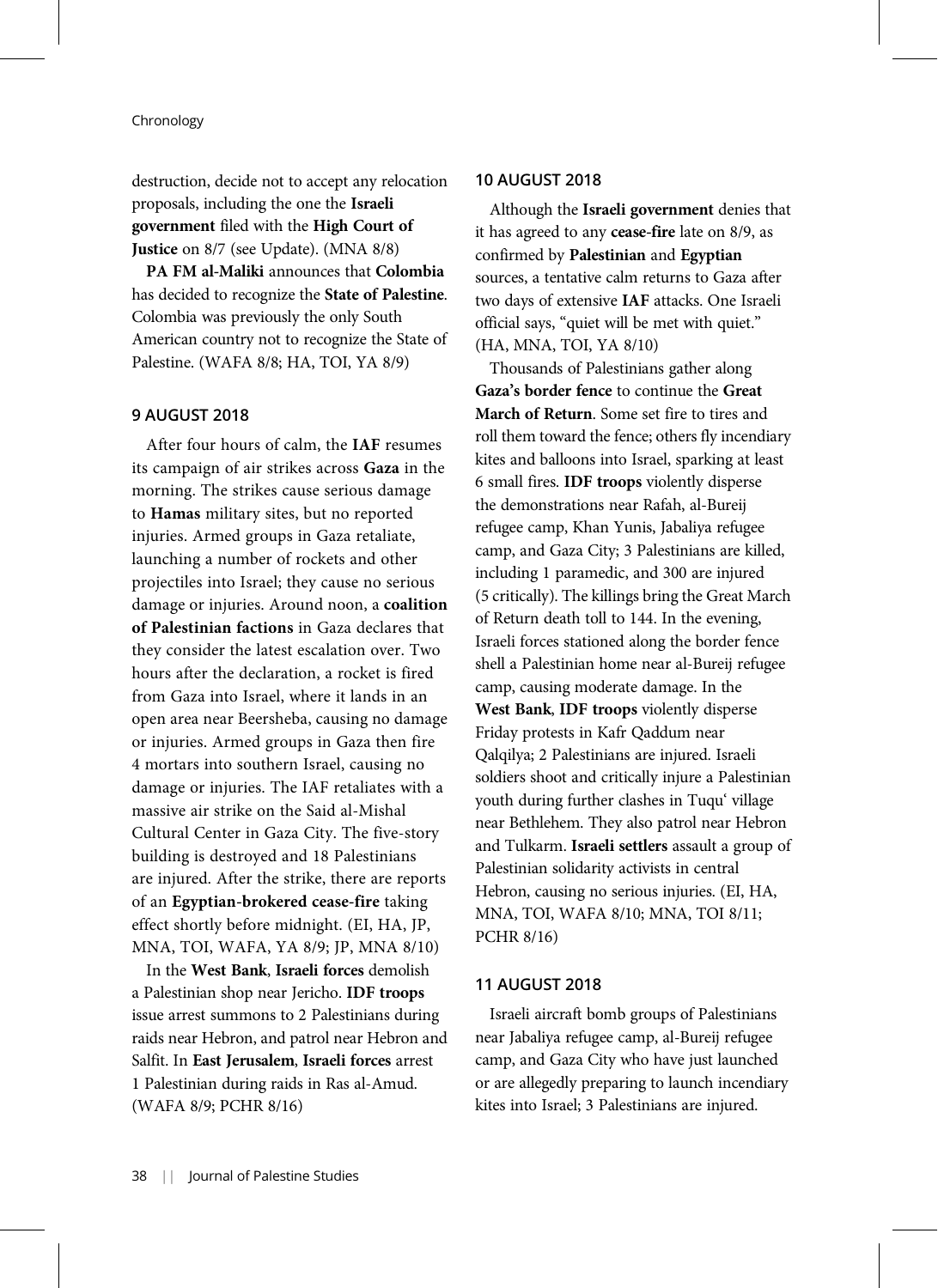destruction, decide not to accept any relocation proposals, including the one the **Israeli government** filed with the **High Court of Justice** on 8/7 (see Update). (MNA 8/8)

**PA FM al-Maliki** announces that **Colombia** has decided to recognize the **State of Palestine**. Colombia was previously the only South American country not to recognize the State of Palestine. (WAFA 8/8; HA, TOI, YA 8/9)

### 9 AUGUST 2018

After four hours of calm, the **IAF** resumes its campaign of air strikes across **Gaza** in the morning. The strikes cause serious damage to **Hamas** military sites, but no reported injuries. Armed groups in Gaza retaliate, launching a number of rockets and other projectiles into Israel; they cause no serious damage or injuries. Around noon, a **coalition of Palestinian factions** in Gaza declares that they consider the latest escalation over. Two hours after the declaration, a rocket is fired from Gaza into Israel, where it lands in an open area near Beersheba, causing no damage or injuries. Armed groups in Gaza then fire 4 mortars into southern Israel, causing no damage or injuries. The IAF retaliates with a massive air strike on the Said al-Mishal Cultural Center in Gaza City. The five-story building is destroyed and 18 Palestinians are injured. After the strike, there are reports of an **Egyptian-brokered cease-fire** taking effect shortly before midnight. (EI, HA, JP, MNA, TOI, WAFA, YA 8/9; JP, MNA 8/10)

In the **West Bank**, **Israeli forces** demolish a Palestinian shop near Jericho. **IDF troops** issue arrest summons to 2 Palestinians during raids near Hebron, and patrol near Hebron and Salfit. In **East Jerusalem**, **Israeli forces** arrest 1 Palestinian during raids in Ras al-Amud. (WAFA 8/9; PCHR 8/16)

### 10 AUGUST 2018

Although the **Israeli government** denies that it has agreed to any **cease-fire** late on 8/9, as confirmed by **Palestinian** and **Egyptian** sources, a tentative calm returns to Gaza after two days of extensive **IAF** attacks. One Israeli official says, "quiet will be met with quiet." (HA, MNA, TOI, YA 8/10)

Thousands of Palestinians gather along **Gaza's border fence** to continue the **Great March of Return**. Some set fire to tires and roll them toward the fence; others fly incendiary kites and balloons into Israel, sparking at least 6 small fires. **IDF troops** violently disperse the demonstrations near Rafah, al-Bureij refugee camp, Khan Yunis, Jabaliya refugee camp, and Gaza City; 3 Palestinians are killed, including 1 paramedic, and 300 are injured (5 critically). The killings bring the Great March of Return death toll to 144. In the evening, Israeli forces stationed along the border fence shell a Palestinian home near al-Bureij refugee camp, causing moderate damage. In the **West Bank**, **IDF troops** violently disperse Friday protests in Kafr Qaddum near Qalqilya; 2 Palestinians are injured. Israeli soldiers shoot and critically injure a Palestinian youth during further clashes in Tuqu' village near Bethlehem. They also patrol near Hebron and Tulkarm. **Israeli settlers** assault a group of Palestinian solidarity activists in central Hebron, causing no serious injuries. (EI, HA, MNA, TOI, WAFA 8/10; MNA, TOI 8/11; PCHR 8/16)

### 11 AUGUST 2018

Israeli aircraft bomb groups of Palestinians near Jabaliya refugee camp, al-Bureij refugee camp, and Gaza City who have just launched or are allegedly preparing to launch incendiary kites into Israel; 3 Palestinians are injured.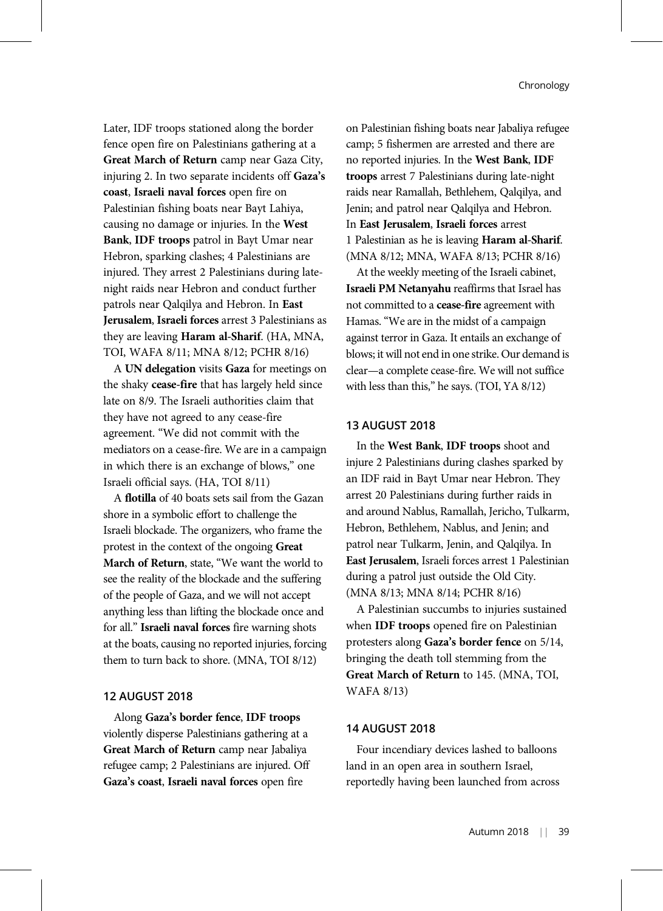Later, IDF troops stationed along the border fence open fire on Palestinians gathering at a **Great March of Return** camp near Gaza City, injuring 2. In two separate incidents off **Gaza's coast**, **Israeli naval forces** open fire on Palestinian fishing boats near Bayt Lahiya, causing no damage or injuries. In the **West Bank**, **IDF troops** patrol in Bayt Umar near Hebron, sparking clashes; 4 Palestinians are injured. They arrest 2 Palestinians during late-night raids near Hebron and conduct further patrols near Qalqilya and Hebron. In **East Jerusalem**, **Israeli forces** arrest 3 Palestinians as they are leaving **Haram al-Sharif**. (HA, MNA, TOI, WAFA 8/11; MNA 8/12; PCHR 8/16)

A **UN delegation** visits **Gaza** for meetings on the shaky **cease-fire** that has largely held since late on 8/9. The Israeli authorities claim that they have not agreed to any cease-fire agreement. "We did not commit with the mediators on a cease-fire. We are in a campaign in which there is an exchange of blows," one Israeli official says. (HA, TOI 8/11)

A **flotilla** of 40 boats sets sail from the Gazan shore in a symbolic effort to challenge the Israeli blockade. The organizers, who frame the protest in the context of the ongoing **Great March of Return**, state, "We want the world to see the reality of the blockade and the suffering of the people of Gaza, and we will not accept anything less than lifting the blockade once and for all." **Israeli naval forces** fire warning shots at the boats, causing no reported injuries, forcing them to turn back to shore. (MNA, TOI 8/12)

#### 12 AUGUST 2018

Along **Gaza's border fence**, **IDF troops** violently disperse Palestinians gathering at a **Great March of Return** camp near Jabaliya refugee camp; 2 Palestinians are injured. Off **Gaza's coast**, **Israeli naval forces** open fire on Palestinian fishing boats near Jabaliya refugee camp; 5 fishermen are arrested and there are no reported injuries. In the **West Bank**, **IDF troops** arrest 7 Palestinians during late-night raids near Ramallah, Bethlehem, Qalqilya, and Jenin; and patrol near Qalqilya and Hebron. In **East Jerusalem**, **Israeli forces** arrest 1 Palestinian as he is leaving **Haram al-Sharif**. (MNA 8/12; MNA, WAFA 8/13; PCHR 8/16)

At the weekly meeting of the Israeli cabinet, **Israeli PM Netanyahu** reaffirms that Israel has not committed to a **cease-fire** agreement with Hamas. "We are in the midst of a campaign against terror in Gaza. It entails an exchange of blows; it will not end in one strike. Our demand is clear—a complete cease-fire. We will not suffice with less than this," he says. (TOI, YA 8/12)

#### 13 AUGUST 2018

In the **West Bank**, **IDF troops** shoot and injure 2 Palestinians during clashes sparked by an IDF raid in Bayt Umar near Hebron. They arrest 20 Palestinians during further raids in and around Nablus, Ramallah, Jericho, Tulkarm, Hebron, Bethlehem, Nablus, and Jenin; and patrol near Tulkarm, Jenin, and Qalqilya. In **East Jerusalem**, Israeli forces arrest 1 Palestinian during a patrol just outside the Old City. (MNA 8/13; MNA 8/14; PCHR 8/16)

A Palestinian succumbs to injuries sustained when **IDF troops** opened fire on Palestinian protesters along **Gaza's border fence** on 5/14, bringing the death toll stemming from the **Great March of Return** to 145. (MNA, TOI, WAFA 8/13)

#### 14 AUGUST 2018

Four incendiary devices lashed to balloons land in an open area in southern Israel, reportedly having been launched from across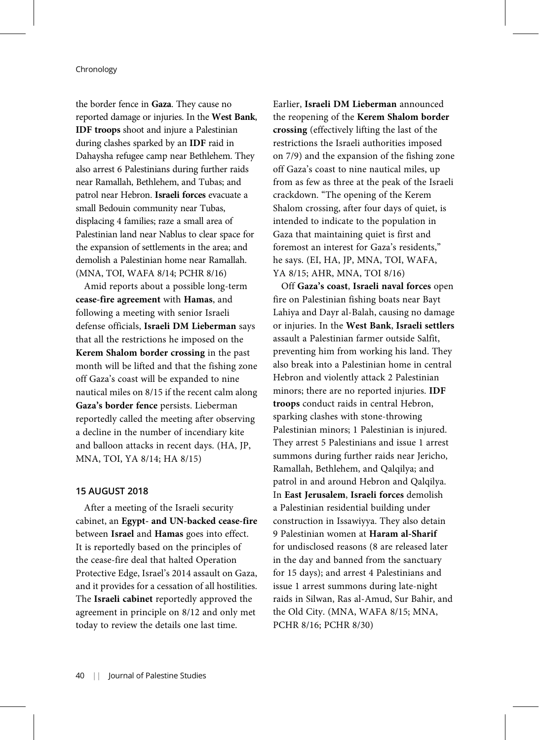the border fence in **Gaza**. They cause no reported damage or injuries. In the **West Bank**, **IDF troops** shoot and injure a Palestinian during clashes sparked by an **IDF** raid in Dahaysha refugee camp near Bethlehem. They also arrest 6 Palestinians during further raids near Ramallah, Bethlehem, and Tubas; and patrol near Hebron. **Israeli forces** evacuate a small Bedouin community near Tubas, displacing 4 families; raze a small area of Palestinian land near Nablus to clear space for the expansion of settlements in the area; and demolish a Palestinian home near Ramallah. (MNA, TOI, WAFA 8/14; PCHR 8/16)

Amid reports about a possible long-term **cease-fire agreement** with **Hamas**, and following a meeting with senior Israeli defense officials, **Israeli DM Lieberman** says that all the restrictions he imposed on the **Kerem Shalom border crossing** in the past month will be lifted and that the fishing zone off Gaza's coast will be expanded to nine nautical miles on 8/15 if the recent calm along **Gaza's border fence** persists. Lieberman reportedly called the meeting after observing a decline in the number of incendiary kite and balloon attacks in recent days. (HA, JP, MNA, TOI, YA 8/14; HA 8/15)

### 15 AUGUST 2018

After a meeting of the Israeli security cabinet, an **Egypt- and UN-backed cease-fire** between **Israel** and **Hamas** goes into effect. It is reportedly based on the principles of the cease-fire deal that halted Operation Protective Edge, Israel's 2014 assault on Gaza, and it provides for a cessation of all hostilities. The **Israeli cabinet** reportedly approved the agreement in principle on 8/12 and only met today to review the details one last time. Earlier, **Israeli DM Lieberman** announced the reopening of the **Kerem Shalom border crossing** (effectively lifting the last of the restrictions the Israeli authorities imposed on 7/9) and the expansion of the fishing zone off Gaza's coast to nine nautical miles, up from as few as three at the peak of the Israeli crackdown. "The opening of the Kerem Shalom crossing, after four days of quiet, is intended to indicate to the population in Gaza that maintaining quiet is first and foremost an interest for Gaza's residents," he says. (EI, HA, JP, MNA, TOI, WAFA, YA 8/15; AHR, MNA, TOI 8/16)

Off **Gaza's coast**, **Israeli naval forces** open fire on Palestinian fishing boats near Bayt Lahiya and Dayr al-Balah, causing no damage or injuries. In the **West Bank**, **Israeli settlers** assault a Palestinian farmer outside Salfit, preventing him from working his land. They also break into a Palestinian home in central Hebron and violently attack 2 Palestinian minors; there are no reported injuries. **IDF troops** conduct raids in central Hebron, sparking clashes with stone-throwing Palestinian minors; 1 Palestinian is injured. They arrest 5 Palestinians and issue 1 arrest summons during further raids near Jericho, Ramallah, Bethlehem, and Qalqilya; and patrol in and around Hebron and Qalqilya. In **East Jerusalem**, **Israeli forces** demolish a Palestinian residential building under construction in Issawiyya. They also detain 9 Palestinian women at **Haram al-Sharif** for undisclosed reasons (8 are released later in the day and banned from the sanctuary for 15 days); and arrest 4 Palestinians and issue 1 arrest summons during late-night raids in Silwan, Ras al-Amud, Sur Bahir, and the Old City. (MNA, WAFA 8/15; MNA, PCHR 8/16; PCHR 8/30)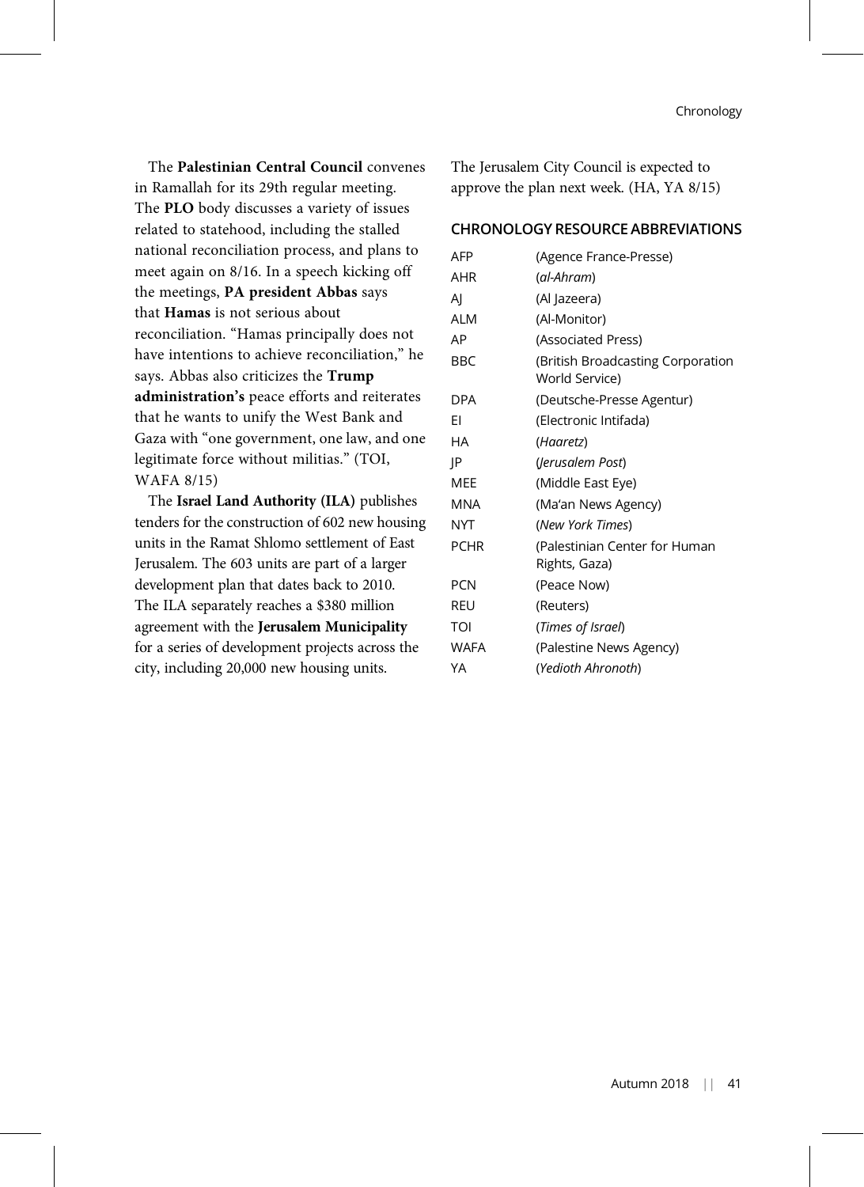The **Palestinian Central Council** convenes in Ramallah for its 29th regular meeting. The **PLO** body discusses a variety of issues related to statehood, including the stalled national reconciliation process, and plans to meet again on 8/16. In a speech kicking off the meetings, **PA president Abbas** says that **Hamas** is not serious about reconciliation. "Hamas principally does not have intentions to achieve reconciliation," he says. Abbas also criticizes the **Trump administration's** peace efforts and reiterates that he wants to unify the West Bank and Gaza with "one government, one law, and one legitimate force without militias." (TOI, WAFA 8/15)

The **Israel Land Authority (ILA)** publishes tenders for the construction of 602 new housing units in the Ramat Shlomo settlement of East Jerusalem. The 603 units are part of a larger development plan that dates back to 2010. The ILA separately reaches a $380 million agreement with the **Jerusalem Municipality** for a series of development projects across the city, including 20,000 new housing units. The Jerusalem City Council is expected to approve the plan next week. (HA, YA 8/15)

## CHRONOLOGY RESOURCE ABBREVIATIONS

| | |
|---|---|
| AFP | (Agence France-Presse) |
| AHR | (*al-Ahram*) |
| AJ | (Al Jazeera) |
| ALM | (Al-Monitor) |
| AP | (Associated Press) |
| BBC | (British Broadcasting Corporation World Service) |
| DPA | (Deutsche-Presse Agentur) |
| EI | (Electronic Intifada) |
| HA | (*Haaretz*) |
| JP | (*Jerusalem Post*) |
| MEE | (Middle East Eye) |
| MNA | (Ma'an News Agency) |
| NYT | (*New York Times*) |
| PCHR | (Palestinian Center for Human Rights, Gaza) |
| PCN | (Peace Now) |
| REU | (Reuters) |
| TOI | (*Times of Israel*) |
| WAFA | (Palestine News Agency) |
| YA | (*Yedioth Ahronoth*) |